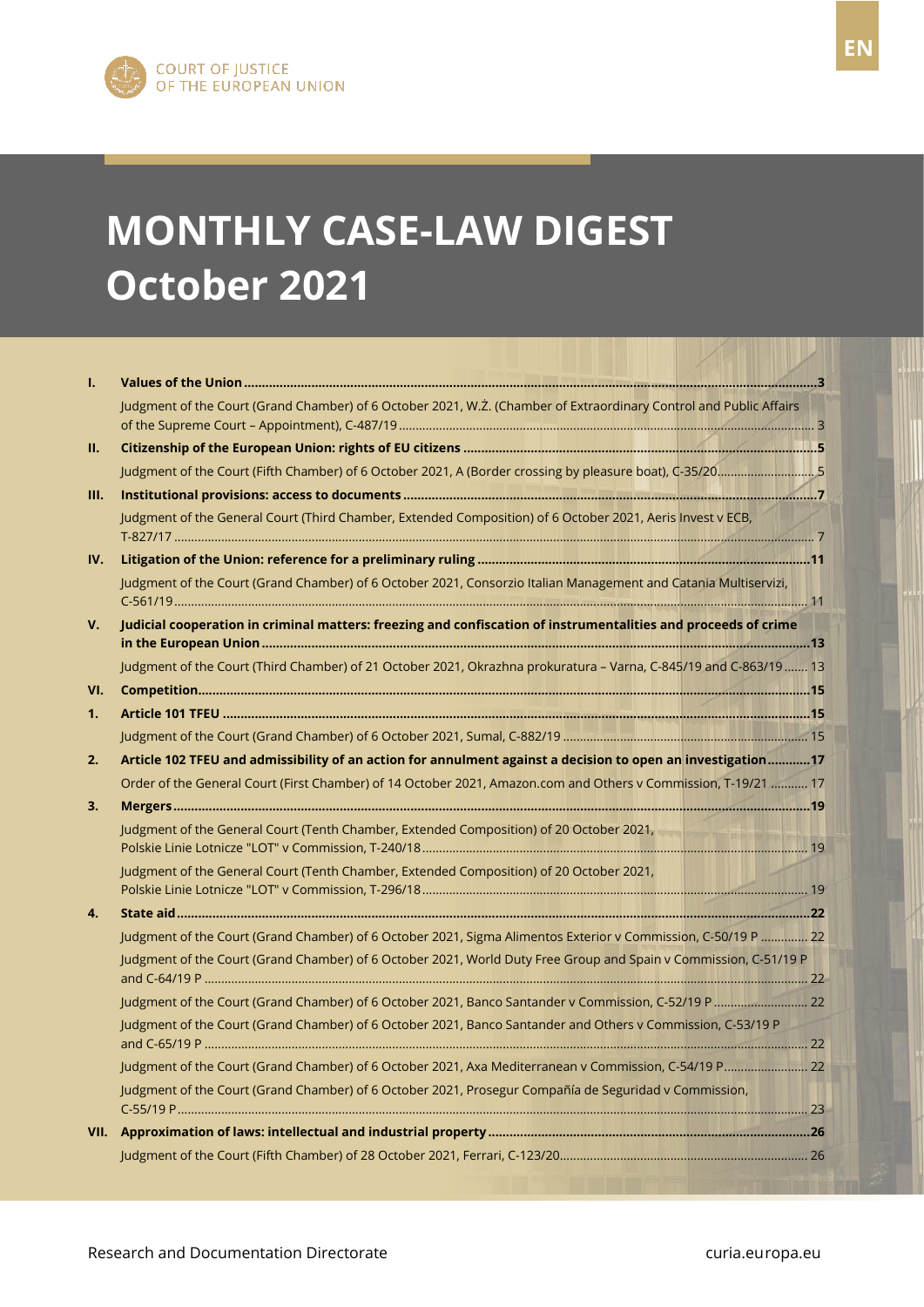COURT OF JUSTICE OF THE EUROPEAN UNION

EN

# MONTHLY CASE-LAW DIGEST October 2021

- **I. Values of the Union** ... 3
  - Judgment of the Court (Grand Chamber) of 6 October 2021, W.Ż. (Chamber of Extraordinary Control and Public Affairs of the Supreme Court – Appointment), C-487/19 ... 3
- **II. Citizenship of the European Union: rights of EU citizens** ... 5
  - Judgment of the Court (Fifth Chamber) of 6 October 2021, A (Border crossing by pleasure boat), C-35/20 ... 5
- **III. Institutional provisions: access to documents** ... 7
  - Judgment of the General Court (Third Chamber, Extended Composition) of 6 October 2021, Aeris Invest v ECB, T-827/17 ... 7
- **IV. Litigation of the Union: reference for a preliminary ruling** ... 11
  - Judgment of the Court (Grand Chamber) of 6 October 2021, Consorzio Italian Management and Catania Multiservizi, C-561/19 ... 11
- **V. Judicial cooperation in criminal matters: freezing and confiscation of instrumentalities and proceeds of crime in the European Union** ... 13
  - Judgment of the Court (Third Chamber) of 21 October 2021, Okrazhna prokuratura – Varna, C-845/19 and C-863/19 ... 13
- **VI. Competition** ... 15
  - **1. Article 101 TFEU** ... 15
    - Judgment of the Court (Grand Chamber) of 6 October 2021, Sumal, C-882/19 ... 15
  - **2. Article 102 TFEU and admissibility of an action for annulment against a decision to open an investigation** ... 17
    - Order of the General Court (First Chamber) of 14 October 2021, Amazon.com and Others v Commission, T-19/21 ... 17
  - **3. Mergers** ... 19
    - Judgment of the General Court (Tenth Chamber, Extended Composition) of 20 October 2021, Polskie Linie Lotnicze "LOT" v Commission, T-240/18 ... 19
    - Judgment of the General Court (Tenth Chamber, Extended Composition) of 20 October 2021, Polskie Linie Lotnicze "LOT" v Commission, T-296/18 ... 19
  - **4. State aid** ... 22
    - Judgment of the Court (Grand Chamber) of 6 October 2021, Sigma Alimentos Exterior v Commission, C-50/19 P ... 22
    - Judgment of the Court (Grand Chamber) of 6 October 2021, World Duty Free Group and Spain v Commission, C-51/19 P and C-64/19 P ... 22
    - Judgment of the Court (Grand Chamber) of 6 October 2021, Banco Santander v Commission, C-52/19 P ... 22
    - Judgment of the Court (Grand Chamber) of 6 October 2021, Banco Santander and Others v Commission, C-53/19 P and C-65/19 P ... 22
    - Judgment of the Court (Grand Chamber) of 6 October 2021, Axa Mediterranean v Commission, C-54/19 P ... 22
    - Judgment of the Court (Grand Chamber) of 6 October 2021, Prosegur Compañía de Seguridad v Commission, C-55/19 P ... 23
- **VII. Approximation of laws: intellectual and industrial property** ... 26
  - Judgment of the Court (Fifth Chamber) of 28 October 2021, Ferrari, C-123/20 ... 26

Research and Documentation Directorate

curia.europa.eu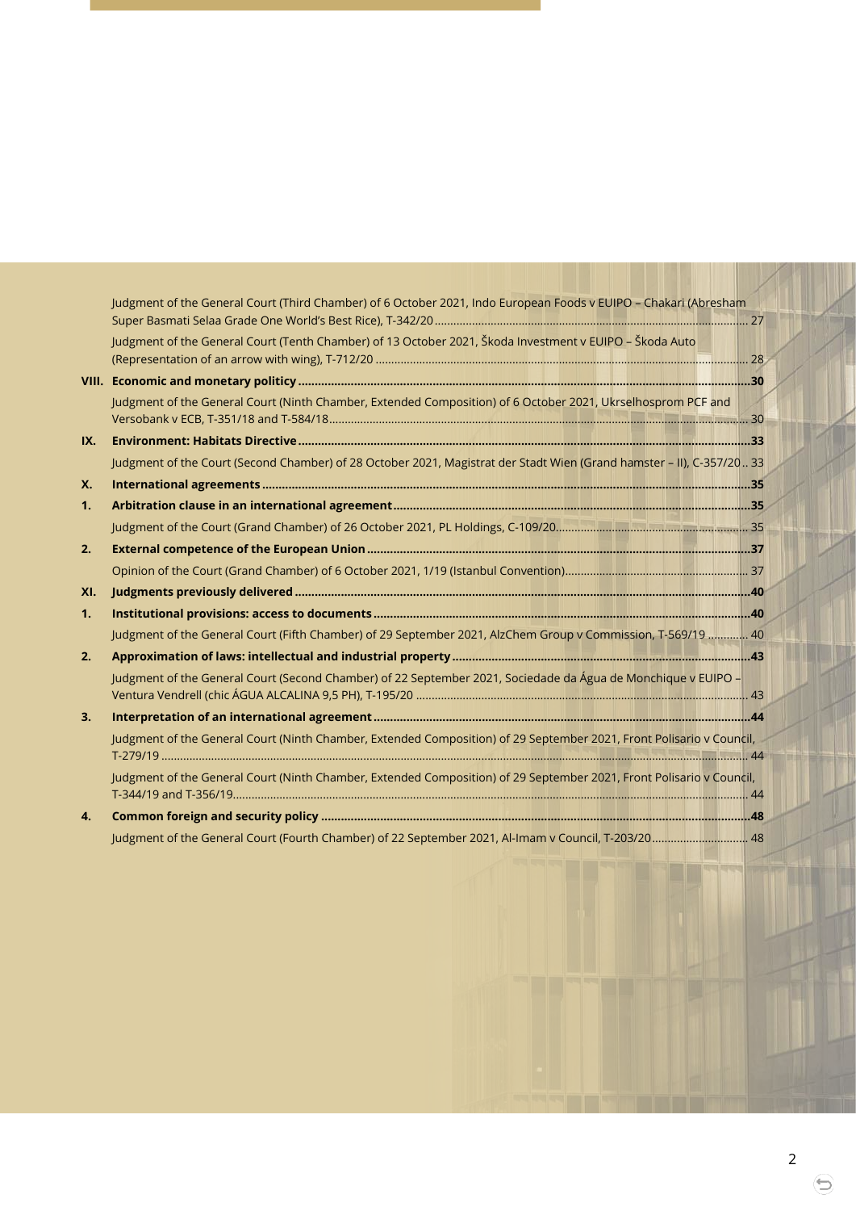Judgment of the General Court (Third Chamber) of 6 October 2021, Indo European Foods v EUIPO – Chakari (Abresham Super Basmati Selaa Grade One World's Best Rice), T-342/20 ........ 27

Judgment of the General Court (Tenth Chamber) of 13 October 2021, Škoda Investment v EUIPO – Škoda Auto (Representation of an arrow with wing), T-712/20 ........ 28

**VIII. Economic and monetary politicy ........ 30**

Judgment of the General Court (Ninth Chamber, Extended Composition) of 6 October 2021, Ukrselhosprom PCF and Versobank v ECB, T-351/18 and T-584/18 ........ 30

**IX. Environment: Habitats Directive ........ 33**

Judgment of the Court (Second Chamber) of 28 October 2021, Magistrat der Stadt Wien (Grand hamster – II), C-357/20 .. 33

**X. International agreements ........ 35**

**1. Arbitration clause in an international agreement ........ 35**

Judgment of the Court (Grand Chamber) of 26 October 2021, PL Holdings, C-109/20 ........ 35

**2. External competence of the European Union ........ 37**

Opinion of the Court (Grand Chamber) of 6 October 2021, 1/19 (Istanbul Convention) ........ 37

**XI. Judgments previously delivered ........ 40**

**1. Institutional provisions: access to documents ........ 40**

Judgment of the General Court (Fifth Chamber) of 29 September 2021, AlzChem Group v Commission, T-569/19 ........ 40

**2. Approximation of laws: intellectual and industrial property ........ 43**

Judgment of the General Court (Second Chamber) of 22 September 2021, Sociedade da Água de Monchique v EUIPO – Ventura Vendrell (chic ÁGUA ALCALINA 9,5 PH), T-195/20 ........ 43

**3. Interpretation of an international agreement ........ 44**

Judgment of the General Court (Ninth Chamber, Extended Composition) of 29 September 2021, Front Polisario v Council, T-279/19 ........ 44

Judgment of the General Court (Ninth Chamber, Extended Composition) of 29 September 2021, Front Polisario v Council, T-344/19 and T-356/19 ........ 44

**4. Common foreign and security policy ........ 48**

Judgment of the General Court (Fourth Chamber) of 22 September 2021, Al-Imam v Council, T-203/20 ........ 48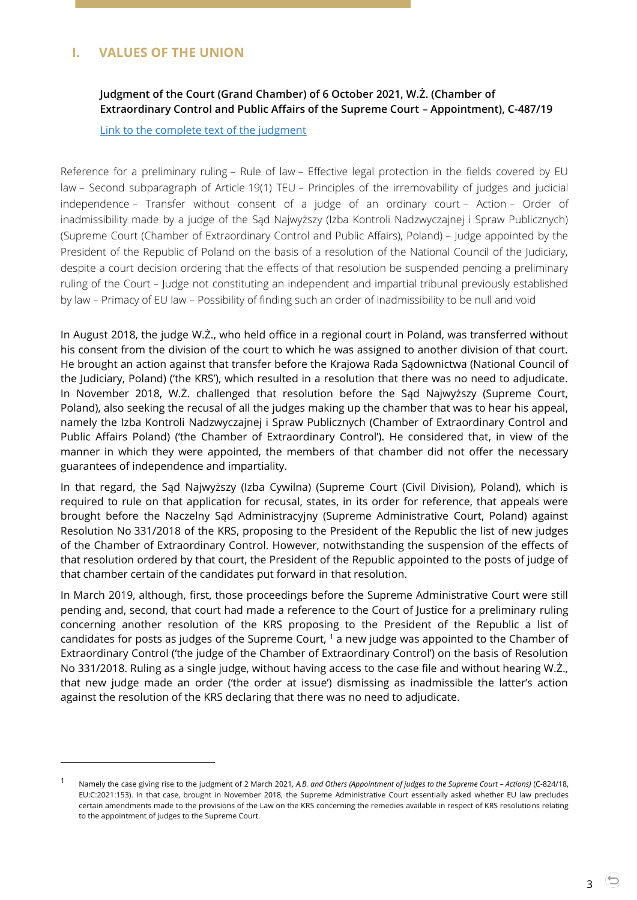## I. VALUES OF THE UNION

### Judgment of the Court (Grand Chamber) of 6 October 2021, W.Ż. (Chamber of Extraordinary Control and Public Affairs of the Supreme Court – Appointment), C-487/19

Link to the complete text of the judgment

Reference for a preliminary ruling – Rule of law – Effective legal protection in the fields covered by EU law – Second subparagraph of Article 19(1) TEU – Principles of the irremovability of judges and judicial independence – Transfer without consent of a judge of an ordinary court – Action – Order of inadmissibility made by a judge of the Sąd Najwyższy (Izba Kontroli Nadzwyczajnej i Spraw Publicznych) (Supreme Court (Chamber of Extraordinary Control and Public Affairs), Poland) – Judge appointed by the President of the Republic of Poland on the basis of a resolution of the National Council of the Judiciary, despite a court decision ordering that the effects of that resolution be suspended pending a preliminary ruling of the Court – Judge not constituting an independent and impartial tribunal previously established by law – Primacy of EU law – Possibility of finding such an order of inadmissibility to be null and void

In August 2018, the judge W.Ż., who held office in a regional court in Poland, was transferred without his consent from the division of the court to which he was assigned to another division of that court. He brought an action against that transfer before the Krajowa Rada Sądownictwa (National Council of the Judiciary, Poland) ('the KRS'), which resulted in a resolution that there was no need to adjudicate. In November 2018, W.Ż. challenged that resolution before the Sąd Najwyższy (Supreme Court, Poland), also seeking the recusal of all the judges making up the chamber that was to hear his appeal, namely the Izba Kontroli Nadzwyczajnej i Spraw Publicznych (Chamber of Extraordinary Control and Public Affairs Poland) ('the Chamber of Extraordinary Control'). He considered that, in view of the manner in which they were appointed, the members of that chamber did not offer the necessary guarantees of independence and impartiality.

In that regard, the Sąd Najwyższy (Izba Cywilna) (Supreme Court (Civil Division), Poland), which is required to rule on that application for recusal, states, in its order for reference, that appeals were brought before the Naczelny Sąd Administracyjny (Supreme Administrative Court, Poland) against Resolution No 331/2018 of the KRS, proposing to the President of the Republic the list of new judges of the Chamber of Extraordinary Control. However, notwithstanding the suspension of the effects of that resolution ordered by that court, the President of the Republic appointed to the posts of judge of that chamber certain of the candidates put forward in that resolution.

In March 2019, although, first, those proceedings before the Supreme Administrative Court were still pending and, second, that court had made a reference to the Court of Justice for a preliminary ruling concerning another resolution of the KRS proposing to the President of the Republic a list of candidates for posts as judges of the Supreme Court, [1] a new judge was appointed to the Chamber of Extraordinary Control ('the judge of the Chamber of Extraordinary Control') on the basis of Resolution No 331/2018. Ruling as a single judge, without having access to the case file and without hearing W.Ż., that new judge made an order ('the order at issue') dismissing as inadmissible the latter's action against the resolution of the KRS declaring that there was no need to adjudicate.

---

[1] Namely the case giving rise to the judgment of 2 March 2021, *A.B. and Others (Appointment of judges to the Supreme Court – Actions)* (C-824/18, EU:C:2021:153). In that case, brought in November 2018, the Supreme Administrative Court essentially asked whether EU law precludes certain amendments made to the provisions of the Law on the KRS concerning the remedies available in respect of KRS resolutions relating to the appointment of judges to the Supreme Court.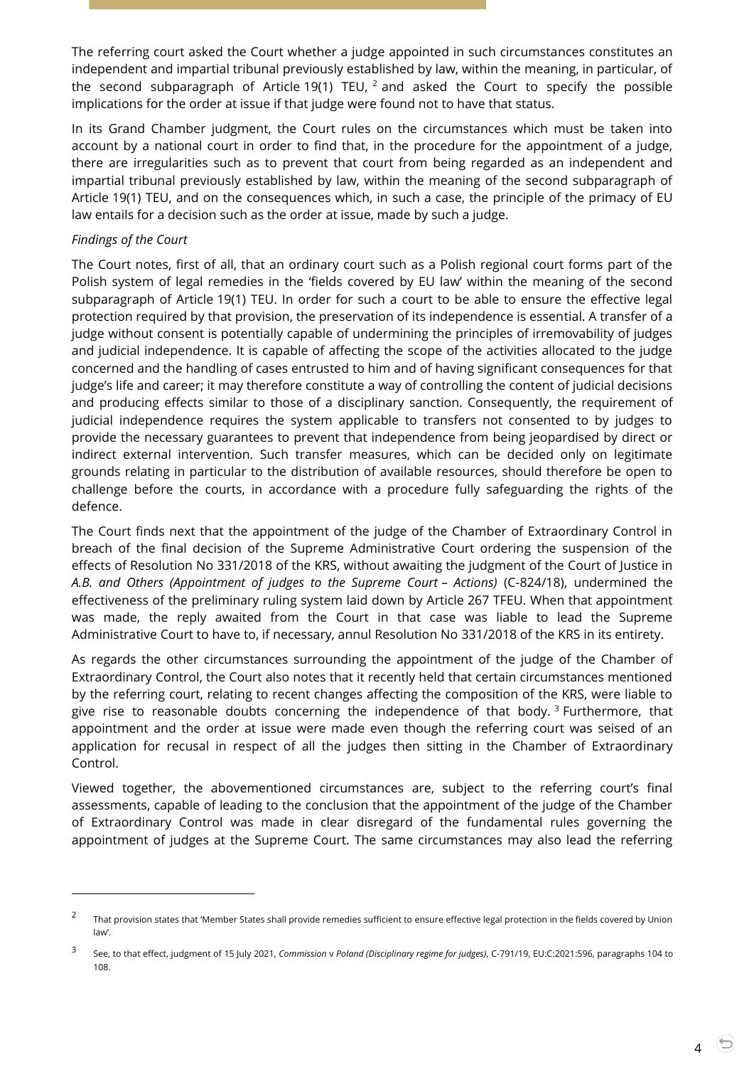The referring court asked the Court whether a judge appointed in such circumstances constitutes an independent and impartial tribunal previously established by law, within the meaning, in particular, of the second subparagraph of Article 19(1) TEU, [2] and asked the Court to specify the possible implications for the order at issue if that judge were found not to have that status.

In its Grand Chamber judgment, the Court rules on the circumstances which must be taken into account by a national court in order to find that, in the procedure for the appointment of a judge, there are irregularities such as to prevent that court from being regarded as an independent and impartial tribunal previously established by law, within the meaning of the second subparagraph of Article 19(1) TEU, and on the consequences which, in such a case, the principle of the primacy of EU law entails for a decision such as the order at issue, made by such a judge.

*Findings of the Court*

The Court notes, first of all, that an ordinary court such as a Polish regional court forms part of the Polish system of legal remedies in the 'fields covered by EU law' within the meaning of the second subparagraph of Article 19(1) TEU. In order for such a court to be able to ensure the effective legal protection required by that provision, the preservation of its independence is essential. A transfer of a judge without consent is potentially capable of undermining the principles of irremovability of judges and judicial independence. It is capable of affecting the scope of the activities allocated to the judge concerned and the handling of cases entrusted to him and of having significant consequences for that judge's life and career; it may therefore constitute a way of controlling the content of judicial decisions and producing effects similar to those of a disciplinary sanction. Consequently, the requirement of judicial independence requires the system applicable to transfers not consented to by judges to provide the necessary guarantees to prevent that independence from being jeopardised by direct or indirect external intervention. Such transfer measures, which can be decided only on legitimate grounds relating in particular to the distribution of available resources, should therefore be open to challenge before the courts, in accordance with a procedure fully safeguarding the rights of the defence.

The Court finds next that the appointment of the judge of the Chamber of Extraordinary Control in breach of the final decision of the Supreme Administrative Court ordering the suspension of the effects of Resolution No 331/2018 of the KRS, without awaiting the judgment of the Court of Justice in *A.B. and Others (Appointment of judges to the Supreme Court – Actions)* (C-824/18), undermined the effectiveness of the preliminary ruling system laid down by Article 267 TFEU. When that appointment was made, the reply awaited from the Court in that case was liable to lead the Supreme Administrative Court to have to, if necessary, annul Resolution No 331/2018 of the KRS in its entirety.

As regards the other circumstances surrounding the appointment of the judge of the Chamber of Extraordinary Control, the Court also notes that it recently held that certain circumstances mentioned by the referring court, relating to recent changes affecting the composition of the KRS, were liable to give rise to reasonable doubts concerning the independence of that body. [3] Furthermore, that appointment and the order at issue were made even though the referring court was seised of an application for recusal in respect of all the judges then sitting in the Chamber of Extraordinary Control.

Viewed together, the abovementioned circumstances are, subject to the referring court's final assessments, capable of leading to the conclusion that the appointment of the judge of the Chamber of Extraordinary Control was made in clear disregard of the fundamental rules governing the appointment of judges at the Supreme Court. The same circumstances may also lead the referring

---

[2] That provision states that 'Member States shall provide remedies sufficient to ensure effective legal protection in the fields covered by Union law'.

[3] See, to that effect, judgment of 15 July 2021, *Commission* v *Poland (Disciplinary regime for judges)*, C-791/19, EU:C:2021:596, paragraphs 104 to 108.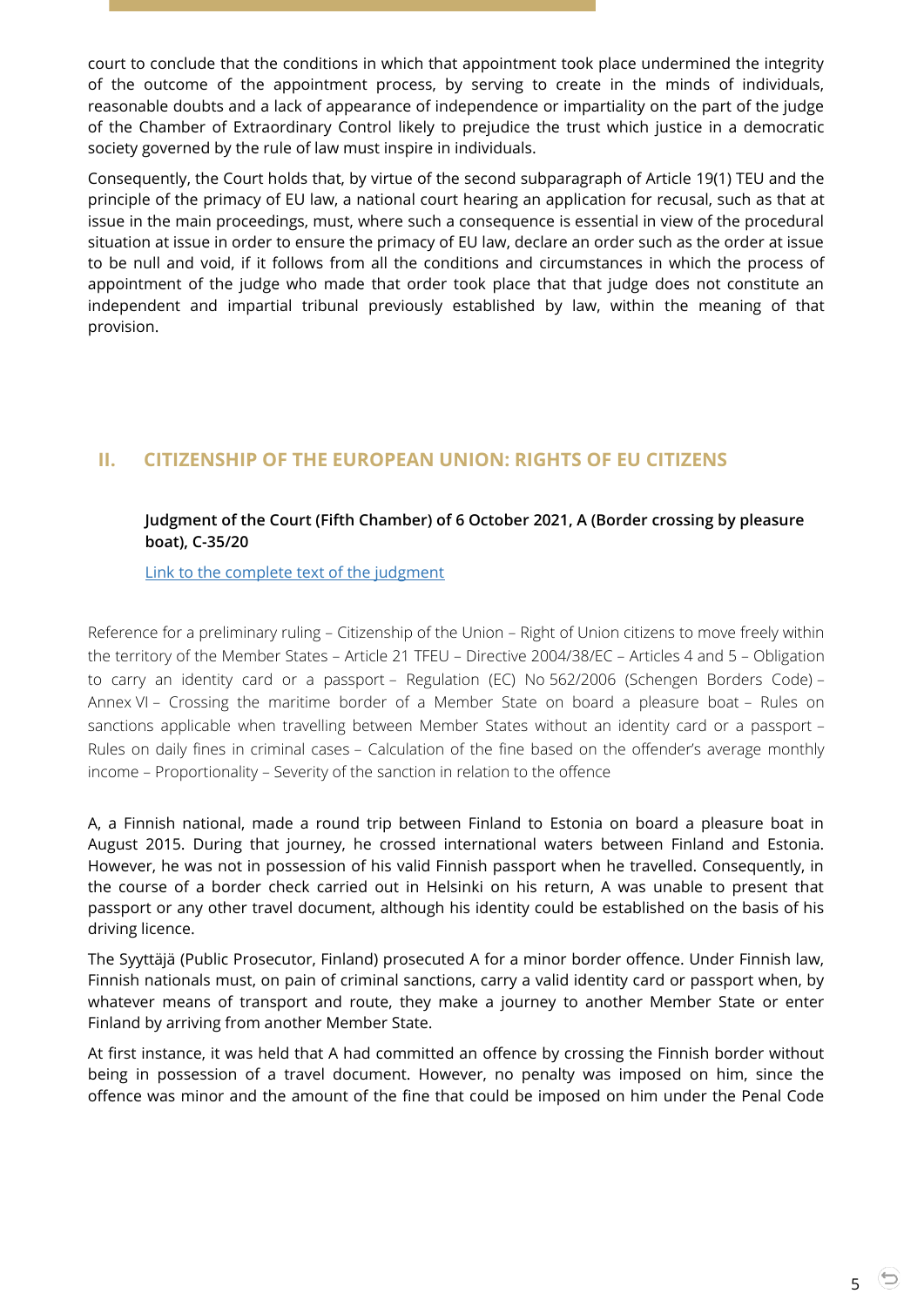court to conclude that the conditions in which that appointment took place undermined the integrity of the outcome of the appointment process, by serving to create in the minds of individuals, reasonable doubts and a lack of appearance of independence or impartiality on the part of the judge of the Chamber of Extraordinary Control likely to prejudice the trust which justice in a democratic society governed by the rule of law must inspire in individuals.

Consequently, the Court holds that, by virtue of the second subparagraph of Article 19(1) TEU and the principle of the primacy of EU law, a national court hearing an application for recusal, such as that at issue in the main proceedings, must, where such a consequence is essential in view of the procedural situation at issue in order to ensure the primacy of EU law, declare an order such as the order at issue to be null and void, if it follows from all the conditions and circumstances in which the process of appointment of the judge who made that order took place that that judge does not constitute an independent and impartial tribunal previously established by law, within the meaning of that provision.

## II. CITIZENSHIP OF THE EUROPEAN UNION: RIGHTS OF EU CITIZENS

**Judgment of the Court (Fifth Chamber) of 6 October 2021, A (Border crossing by pleasure boat), C-35/20**

Link to the complete text of the judgment

Reference for a preliminary ruling – Citizenship of the Union – Right of Union citizens to move freely within the territory of the Member States – Article 21 TFEU – Directive 2004/38/EC – Articles 4 and 5 – Obligation to carry an identity card or a passport – Regulation (EC) No 562/2006 (Schengen Borders Code) – Annex VI – Crossing the maritime border of a Member State on board a pleasure boat – Rules on sanctions applicable when travelling between Member States without an identity card or a passport – Rules on daily fines in criminal cases – Calculation of the fine based on the offender's average monthly income – Proportionality – Severity of the sanction in relation to the offence

A, a Finnish national, made a round trip between Finland to Estonia on board a pleasure boat in August 2015. During that journey, he crossed international waters between Finland and Estonia. However, he was not in possession of his valid Finnish passport when he travelled. Consequently, in the course of a border check carried out in Helsinki on his return, A was unable to present that passport or any other travel document, although his identity could be established on the basis of his driving licence.

The Syyttäjä (Public Prosecutor, Finland) prosecuted A for a minor border offence. Under Finnish law, Finnish nationals must, on pain of criminal sanctions, carry a valid identity card or passport when, by whatever means of transport and route, they make a journey to another Member State or enter Finland by arriving from another Member State.

At first instance, it was held that A had committed an offence by crossing the Finnish border without being in possession of a travel document. However, no penalty was imposed on him, since the offence was minor and the amount of the fine that could be imposed on him under the Penal Code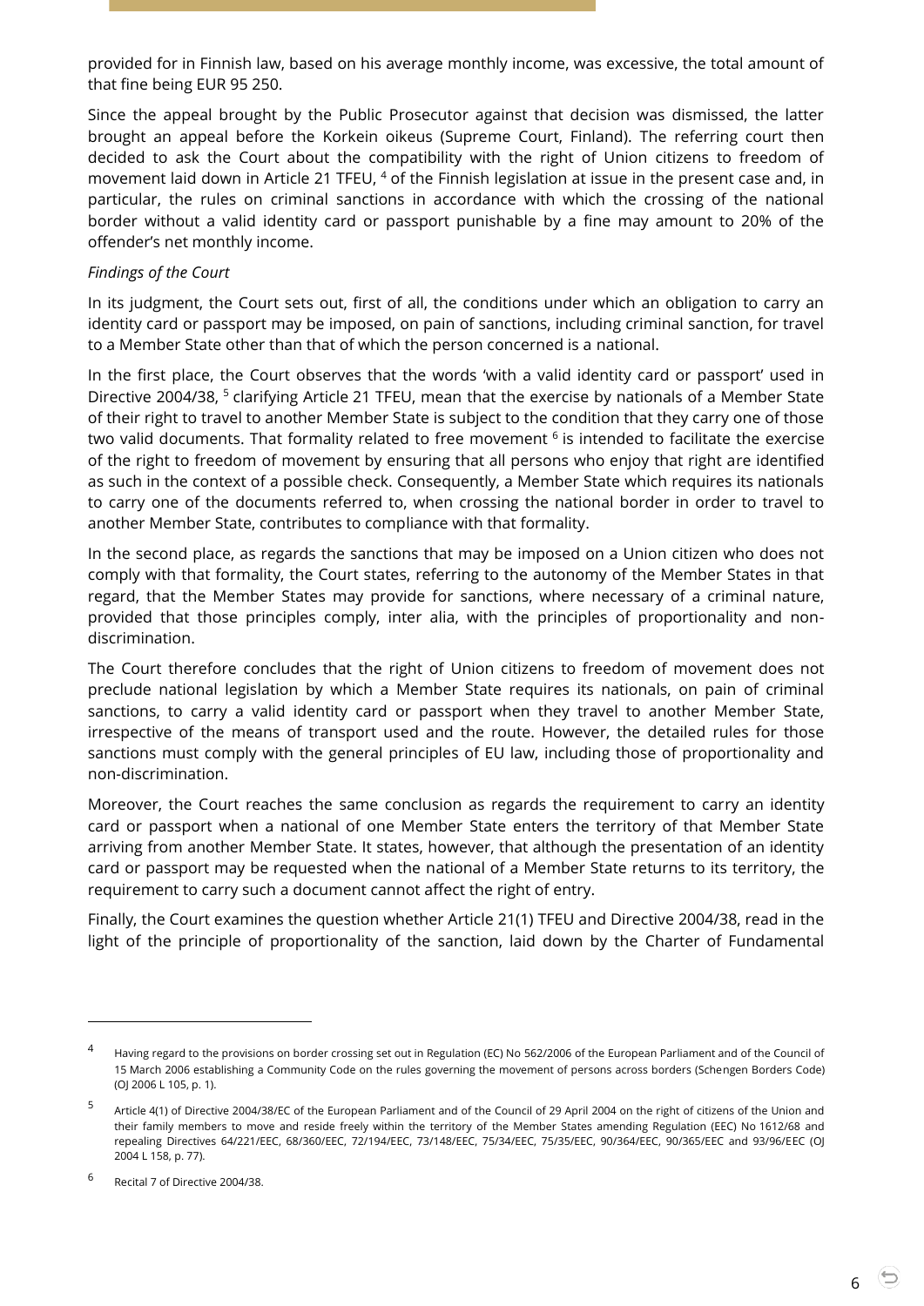provided for in Finnish law, based on his average monthly income, was excessive, the total amount of that fine being EUR 95 250.

Since the appeal brought by the Public Prosecutor against that decision was dismissed, the latter brought an appeal before the Korkein oikeus (Supreme Court, Finland). The referring court then decided to ask the Court about the compatibility with the right of Union citizens to freedom of movement laid down in Article 21 TFEU, [4] of the Finnish legislation at issue in the present case and, in particular, the rules on criminal sanctions in accordance with which the crossing of the national border without a valid identity card or passport punishable by a fine may amount to 20% of the offender's net monthly income.

*Findings of the Court*

In its judgment, the Court sets out, first of all, the conditions under which an obligation to carry an identity card or passport may be imposed, on pain of sanctions, including criminal sanction, for travel to a Member State other than that of which the person concerned is a national.

In the first place, the Court observes that the words 'with a valid identity card or passport' used in Directive 2004/38, [5] clarifying Article 21 TFEU, mean that the exercise by nationals of a Member State of their right to travel to another Member State is subject to the condition that they carry one of those two valid documents. That formality related to free movement [6] is intended to facilitate the exercise of the right to freedom of movement by ensuring that all persons who enjoy that right are identified as such in the context of a possible check. Consequently, a Member State which requires its nationals to carry one of the documents referred to, when crossing the national border in order to travel to another Member State, contributes to compliance with that formality.

In the second place, as regards the sanctions that may be imposed on a Union citizen who does not comply with that formality, the Court states, referring to the autonomy of the Member States in that regard, that the Member States may provide for sanctions, where necessary of a criminal nature, provided that those principles comply, inter alia, with the principles of proportionality and non-discrimination.

The Court therefore concludes that the right of Union citizens to freedom of movement does not preclude national legislation by which a Member State requires its nationals, on pain of criminal sanctions, to carry a valid identity card or passport when they travel to another Member State, irrespective of the means of transport used and the route. However, the detailed rules for those sanctions must comply with the general principles of EU law, including those of proportionality and non-discrimination.

Moreover, the Court reaches the same conclusion as regards the requirement to carry an identity card or passport when a national of one Member State enters the territory of that Member State arriving from another Member State. It states, however, that although the presentation of an identity card or passport may be requested when the national of a Member State returns to its territory, the requirement to carry such a document cannot affect the right of entry.

Finally, the Court examines the question whether Article 21(1) TFEU and Directive 2004/38, read in the light of the principle of proportionality of the sanction, laid down by the Charter of Fundamental

---

[4] Having regard to the provisions on border crossing set out in Regulation (EC) No 562/2006 of the European Parliament and of the Council of 15 March 2006 establishing a Community Code on the rules governing the movement of persons across borders (Schengen Borders Code) (OJ 2006 L 105, p. 1).

[5] Article 4(1) of Directive 2004/38/EC of the European Parliament and of the Council of 29 April 2004 on the right of citizens of the Union and their family members to move and reside freely within the territory of the Member States amending Regulation (EEC) No 1612/68 and repealing Directives 64/221/EEC, 68/360/EEC, 72/194/EEC, 73/148/EEC, 75/34/EEC, 75/35/EEC, 90/364/EEC, 90/365/EEC and 93/96/EEC (OJ 2004 L 158, p. 77).

[6] Recital 7 of Directive 2004/38.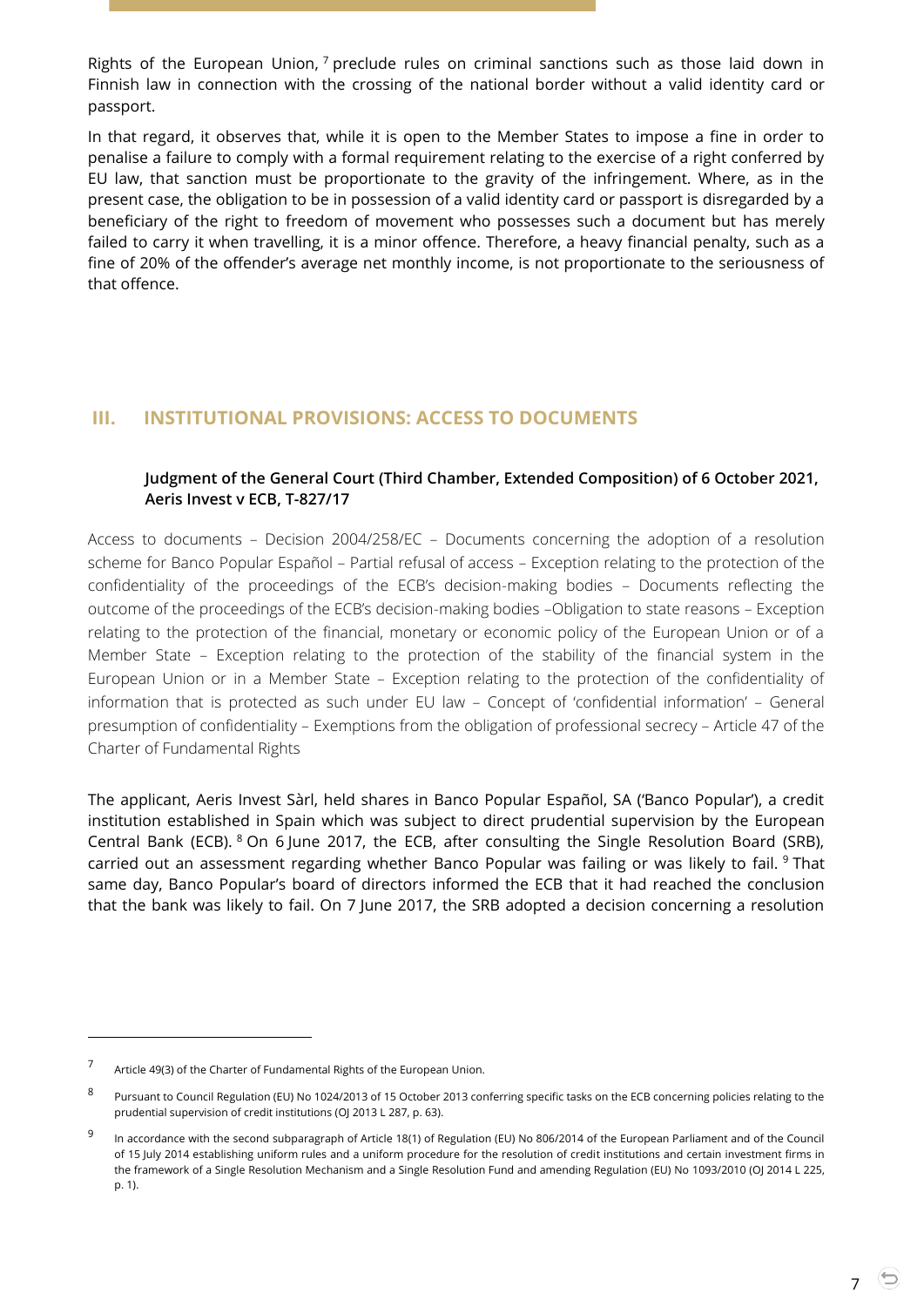Rights of the European Union, [7] preclude rules on criminal sanctions such as those laid down in Finnish law in connection with the crossing of the national border without a valid identity card or passport.

In that regard, it observes that, while it is open to the Member States to impose a fine in order to penalise a failure to comply with a formal requirement relating to the exercise of a right conferred by EU law, that sanction must be proportionate to the gravity of the infringement. Where, as in the present case, the obligation to be in possession of a valid identity card or passport is disregarded by a beneficiary of the right to freedom of movement who possesses such a document but has merely failed to carry it when travelling, it is a minor offence. Therefore, a heavy financial penalty, such as a fine of 20% of the offender's average net monthly income, is not proportionate to the seriousness of that offence.

## III. INSTITUTIONAL PROVISIONS: ACCESS TO DOCUMENTS

### Judgment of the General Court (Third Chamber, Extended Composition) of 6 October 2021, Aeris Invest v ECB, T-827/17

Access to documents – Decision 2004/258/EC – Documents concerning the adoption of a resolution scheme for Banco Popular Español – Partial refusal of access – Exception relating to the protection of the confidentiality of the proceedings of the ECB's decision-making bodies – Documents reflecting the outcome of the proceedings of the ECB's decision-making bodies –Obligation to state reasons – Exception relating to the protection of the financial, monetary or economic policy of the European Union or of a Member State – Exception relating to the protection of the stability of the financial system in the European Union or in a Member State – Exception relating to the protection of the confidentiality of information that is protected as such under EU law – Concept of 'confidential information' – General presumption of confidentiality – Exemptions from the obligation of professional secrecy – Article 47 of the Charter of Fundamental Rights

The applicant, Aeris Invest Sàrl, held shares in Banco Popular Español, SA ('Banco Popular'), a credit institution established in Spain which was subject to direct prudential supervision by the European Central Bank (ECB). [8] On 6 June 2017, the ECB, after consulting the Single Resolution Board (SRB), carried out an assessment regarding whether Banco Popular was failing or was likely to fail. [9] That same day, Banco Popular's board of directors informed the ECB that it had reached the conclusion that the bank was likely to fail. On 7 June 2017, the SRB adopted a decision concerning a resolution

---

[7] Article 49(3) of the Charter of Fundamental Rights of the European Union.

[8] Pursuant to Council Regulation (EU) No 1024/2013 of 15 October 2013 conferring specific tasks on the ECB concerning policies relating to the prudential supervision of credit institutions (OJ 2013 L 287, p. 63).

[9] In accordance with the second subparagraph of Article 18(1) of Regulation (EU) No 806/2014 of the European Parliament and of the Council of 15 July 2014 establishing uniform rules and a uniform procedure for the resolution of credit institutions and certain investment firms in the framework of a Single Resolution Mechanism and a Single Resolution Fund and amending Regulation (EU) No 1093/2010 (OJ 2014 L 225, p. 1).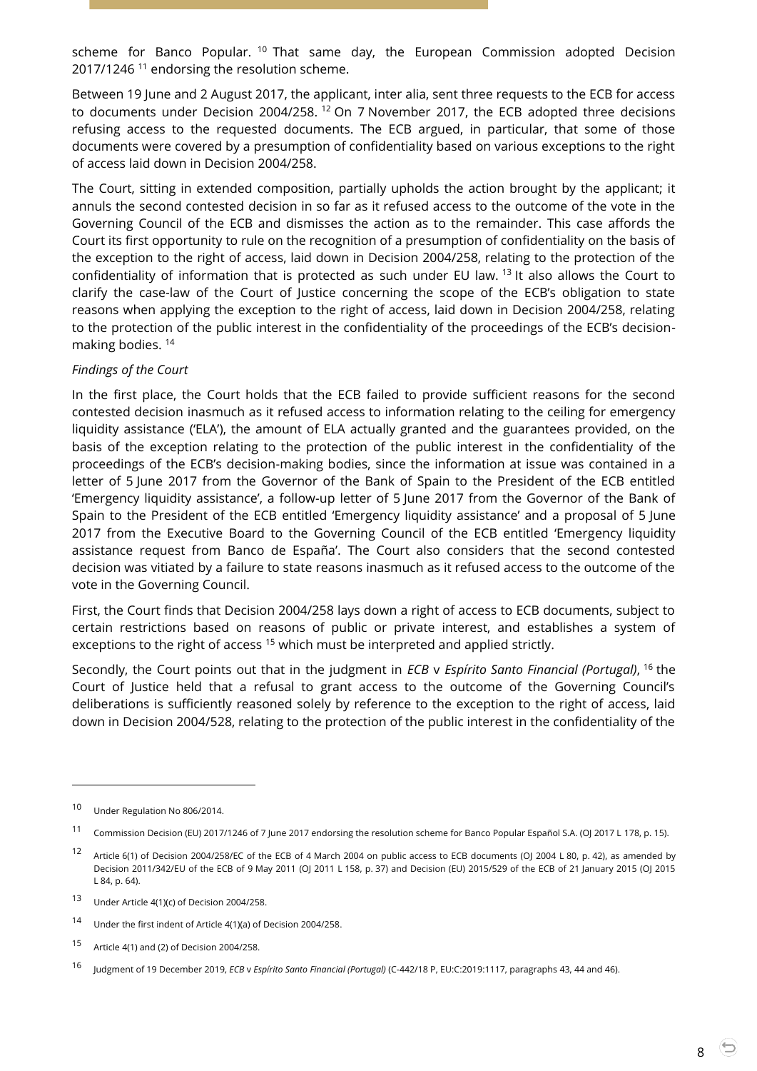scheme for Banco Popular. [10] That same day, the European Commission adopted Decision 2017/1246 [11] endorsing the resolution scheme.

Between 19 June and 2 August 2017, the applicant, inter alia, sent three requests to the ECB for access to documents under Decision 2004/258. [12] On 7 November 2017, the ECB adopted three decisions refusing access to the requested documents. The ECB argued, in particular, that some of those documents were covered by a presumption of confidentiality based on various exceptions to the right of access laid down in Decision 2004/258.

The Court, sitting in extended composition, partially upholds the action brought by the applicant; it annuls the second contested decision in so far as it refused access to the outcome of the vote in the Governing Council of the ECB and dismisses the action as to the remainder. This case affords the Court its first opportunity to rule on the recognition of a presumption of confidentiality on the basis of the exception to the right of access, laid down in Decision 2004/258, relating to the protection of the confidentiality of information that is protected as such under EU law. [13] It also allows the Court to clarify the case-law of the Court of Justice concerning the scope of the ECB's obligation to state reasons when applying the exception to the right of access, laid down in Decision 2004/258, relating to the protection of the public interest in the confidentiality of the proceedings of the ECB's decision-making bodies. [14]

*Findings of the Court*

In the first place, the Court holds that the ECB failed to provide sufficient reasons for the second contested decision inasmuch as it refused access to information relating to the ceiling for emergency liquidity assistance ('ELA'), the amount of ELA actually granted and the guarantees provided, on the basis of the exception relating to the protection of the public interest in the confidentiality of the proceedings of the ECB's decision-making bodies, since the information at issue was contained in a letter of 5 June 2017 from the Governor of the Bank of Spain to the President of the ECB entitled 'Emergency liquidity assistance', a follow-up letter of 5 June 2017 from the Governor of the Bank of Spain to the President of the ECB entitled 'Emergency liquidity assistance' and a proposal of 5 June 2017 from the Executive Board to the Governing Council of the ECB entitled 'Emergency liquidity assistance request from Banco de España'. The Court also considers that the second contested decision was vitiated by a failure to state reasons inasmuch as it refused access to the outcome of the vote in the Governing Council.

First, the Court finds that Decision 2004/258 lays down a right of access to ECB documents, subject to certain restrictions based on reasons of public or private interest, and establishes a system of exceptions to the right of access [15] which must be interpreted and applied strictly.

Secondly, the Court points out that in the judgment in *ECB* v *Espírito Santo Financial (Portugal)*, [16] the Court of Justice held that a refusal to grant access to the outcome of the Governing Council's deliberations is sufficiently reasoned solely by reference to the exception to the right of access, laid down in Decision 2004/528, relating to the protection of the public interest in the confidentiality of the

---

[10] Under Regulation No 806/2014.

[11] Commission Decision (EU) 2017/1246 of 7 June 2017 endorsing the resolution scheme for Banco Popular Español S.A. (OJ 2017 L 178, p. 15).

[12] Article 6(1) of Decision 2004/258/EC of the ECB of 4 March 2004 on public access to ECB documents (OJ 2004 L 80, p. 42), as amended by Decision 2011/342/EU of the ECB of 9 May 2011 (OJ 2011 L 158, p. 37) and Decision (EU) 2015/529 of the ECB of 21 January 2015 (OJ 2015 L 84, p. 64).

[13] Under Article 4(1)(c) of Decision 2004/258.

[14] Under the first indent of Article 4(1)(a) of Decision 2004/258.

[15] Article 4(1) and (2) of Decision 2004/258.

[16] Judgment of 19 December 2019, *ECB* v *Espírito Santo Financial (Portugal)* (C-442/18 P, EU:C:2019:1117, paragraphs 43, 44 and 46).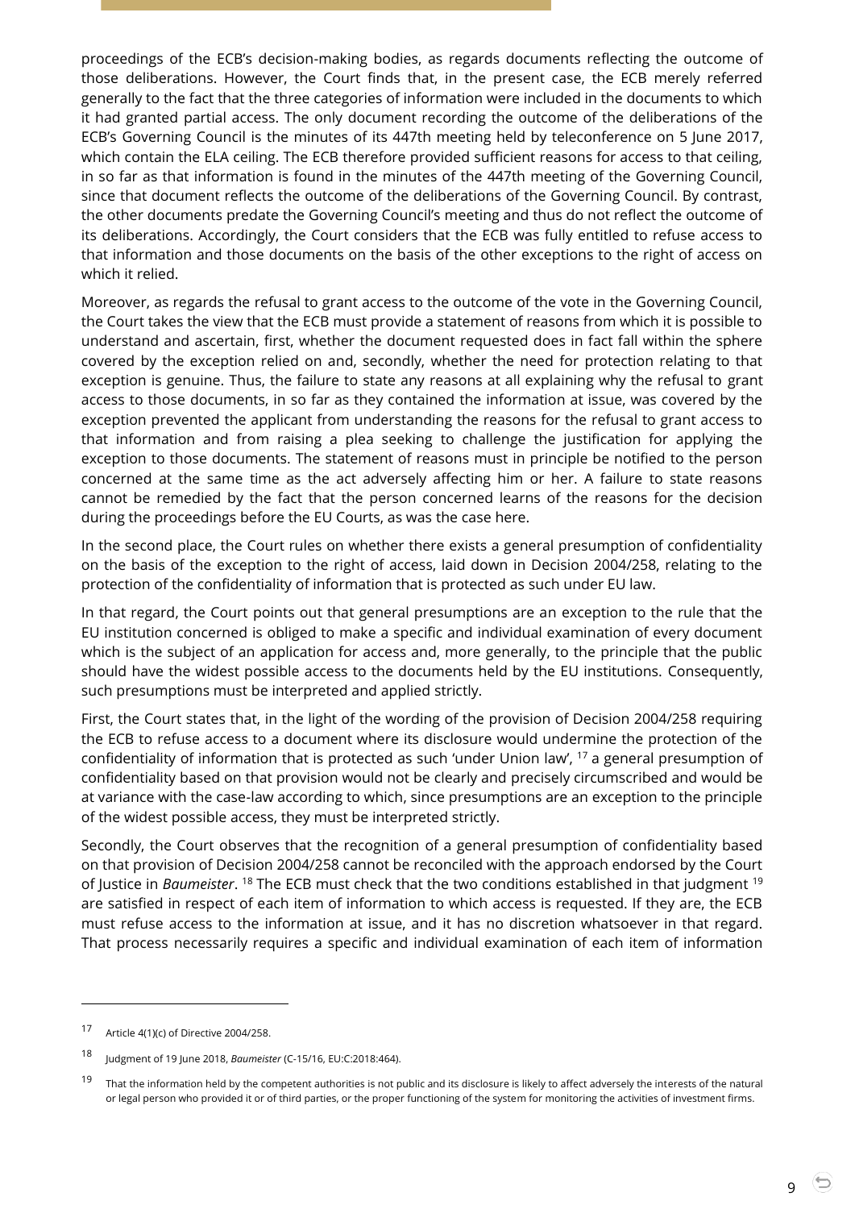proceedings of the ECB's decision-making bodies, as regards documents reflecting the outcome of those deliberations. However, the Court finds that, in the present case, the ECB merely referred generally to the fact that the three categories of information were included in the documents to which it had granted partial access. The only document recording the outcome of the deliberations of the ECB's Governing Council is the minutes of its 447th meeting held by teleconference on 5 June 2017, which contain the ELA ceiling. The ECB therefore provided sufficient reasons for access to that ceiling, in so far as that information is found in the minutes of the 447th meeting of the Governing Council, since that document reflects the outcome of the deliberations of the Governing Council. By contrast, the other documents predate the Governing Council's meeting and thus do not reflect the outcome of its deliberations. Accordingly, the Court considers that the ECB was fully entitled to refuse access to that information and those documents on the basis of the other exceptions to the right of access on which it relied.

Moreover, as regards the refusal to grant access to the outcome of the vote in the Governing Council, the Court takes the view that the ECB must provide a statement of reasons from which it is possible to understand and ascertain, first, whether the document requested does in fact fall within the sphere covered by the exception relied on and, secondly, whether the need for protection relating to that exception is genuine. Thus, the failure to state any reasons at all explaining why the refusal to grant access to those documents, in so far as they contained the information at issue, was covered by the exception prevented the applicant from understanding the reasons for the refusal to grant access to that information and from raising a plea seeking to challenge the justification for applying the exception to those documents. The statement of reasons must in principle be notified to the person concerned at the same time as the act adversely affecting him or her. A failure to state reasons cannot be remedied by the fact that the person concerned learns of the reasons for the decision during the proceedings before the EU Courts, as was the case here.

In the second place, the Court rules on whether there exists a general presumption of confidentiality on the basis of the exception to the right of access, laid down in Decision 2004/258, relating to the protection of the confidentiality of information that is protected as such under EU law.

In that regard, the Court points out that general presumptions are an exception to the rule that the EU institution concerned is obliged to make a specific and individual examination of every document which is the subject of an application for access and, more generally, to the principle that the public should have the widest possible access to the documents held by the EU institutions. Consequently, such presumptions must be interpreted and applied strictly.

First, the Court states that, in the light of the wording of the provision of Decision 2004/258 requiring the ECB to refuse access to a document where its disclosure would undermine the protection of the confidentiality of information that is protected as such 'under Union law', [17] a general presumption of confidentiality based on that provision would not be clearly and precisely circumscribed and would be at variance with the case-law according to which, since presumptions are an exception to the principle of the widest possible access, they must be interpreted strictly.

Secondly, the Court observes that the recognition of a general presumption of confidentiality based on that provision of Decision 2004/258 cannot be reconciled with the approach endorsed by the Court of Justice in *Baumeister*. [18] The ECB must check that the two conditions established in that judgment [19] are satisfied in respect of each item of information to which access is requested. If they are, the ECB must refuse access to the information at issue, and it has no discretion whatsoever in that regard. That process necessarily requires a specific and individual examination of each item of information

---

[17] Article 4(1)(c) of Directive 2004/258.

[18] Judgment of 19 June 2018, *Baumeister* (C-15/16, EU:C:2018:464).

[19] That the information held by the competent authorities is not public and its disclosure is likely to affect adversely the interests of the natural or legal person who provided it or of third parties, or the proper functioning of the system for monitoring the activities of investment firms.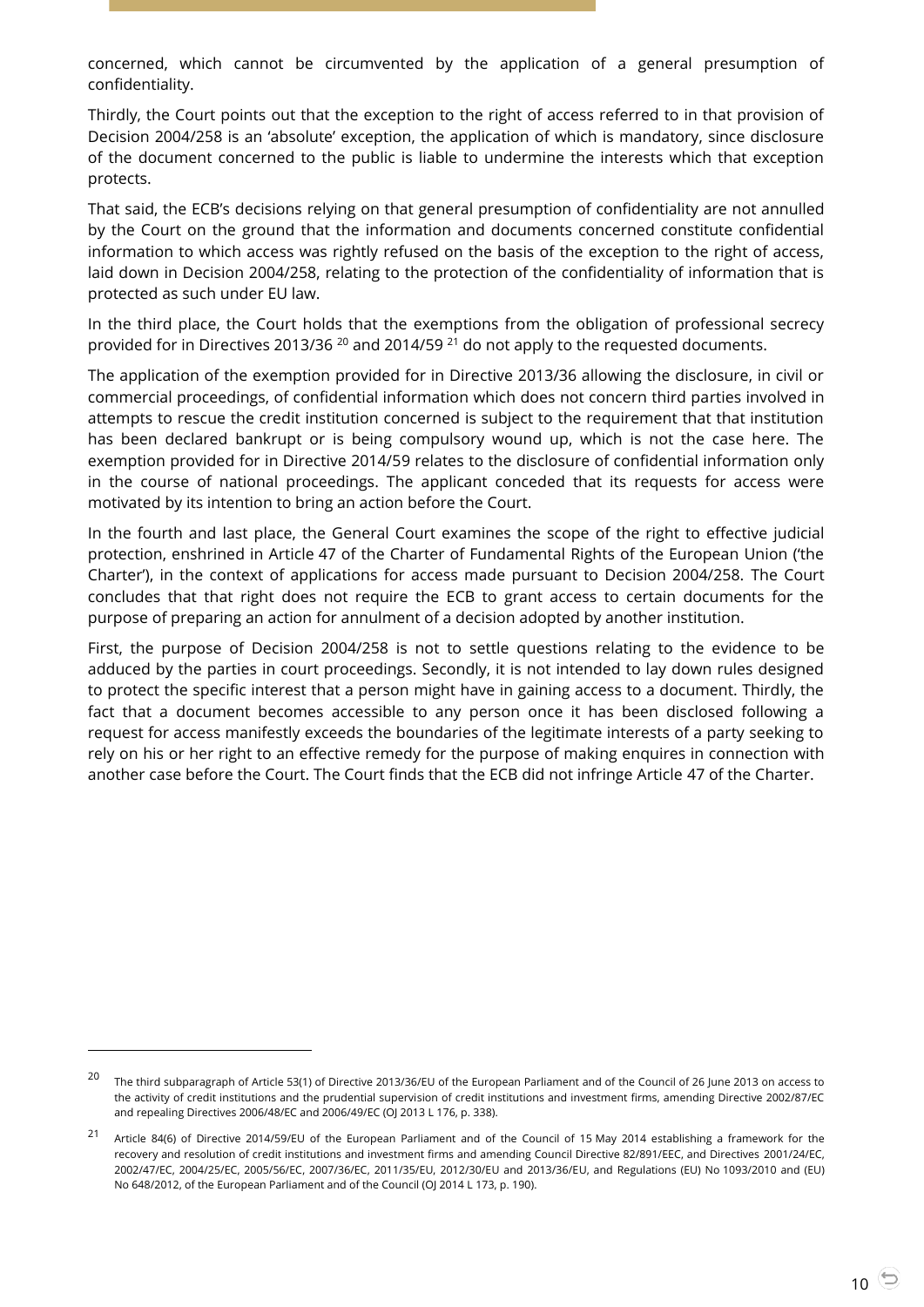concerned, which cannot be circumvented by the application of a general presumption of confidentiality.

Thirdly, the Court points out that the exception to the right of access referred to in that provision of Decision 2004/258 is an 'absolute' exception, the application of which is mandatory, since disclosure of the document concerned to the public is liable to undermine the interests which that exception protects.

That said, the ECB's decisions relying on that general presumption of confidentiality are not annulled by the Court on the ground that the information and documents concerned constitute confidential information to which access was rightly refused on the basis of the exception to the right of access, laid down in Decision 2004/258, relating to the protection of the confidentiality of information that is protected as such under EU law.

In the third place, the Court holds that the exemptions from the obligation of professional secrecy provided for in Directives 2013/36 [20] and 2014/59 [21] do not apply to the requested documents.

The application of the exemption provided for in Directive 2013/36 allowing the disclosure, in civil or commercial proceedings, of confidential information which does not concern third parties involved in attempts to rescue the credit institution concerned is subject to the requirement that that institution has been declared bankrupt or is being compulsory wound up, which is not the case here. The exemption provided for in Directive 2014/59 relates to the disclosure of confidential information only in the course of national proceedings. The applicant conceded that its requests for access were motivated by its intention to bring an action before the Court.

In the fourth and last place, the General Court examines the scope of the right to effective judicial protection, enshrined in Article 47 of the Charter of Fundamental Rights of the European Union ('the Charter'), in the context of applications for access made pursuant to Decision 2004/258. The Court concludes that that right does not require the ECB to grant access to certain documents for the purpose of preparing an action for annulment of a decision adopted by another institution.

First, the purpose of Decision 2004/258 is not to settle questions relating to the evidence to be adduced by the parties in court proceedings. Secondly, it is not intended to lay down rules designed to protect the specific interest that a person might have in gaining access to a document. Thirdly, the fact that a document becomes accessible to any person once it has been disclosed following a request for access manifestly exceeds the boundaries of the legitimate interests of a party seeking to rely on his or her right to an effective remedy for the purpose of making enquires in connection with another case before the Court. The Court finds that the ECB did not infringe Article 47 of the Charter.

---

[20] The third subparagraph of Article 53(1) of Directive 2013/36/EU of the European Parliament and of the Council of 26 June 2013 on access to the activity of credit institutions and the prudential supervision of credit institutions and investment firms, amending Directive 2002/87/EC and repealing Directives 2006/48/EC and 2006/49/EC (OJ 2013 L 176, p. 338).

[21] Article 84(6) of Directive 2014/59/EU of the European Parliament and of the Council of 15 May 2014 establishing a framework for the recovery and resolution of credit institutions and investment firms and amending Council Directive 82/891/EEC, and Directives 2001/24/EC, 2002/47/EC, 2004/25/EC, 2005/56/EC, 2007/36/EC, 2011/35/EU, 2012/30/EU and 2013/36/EU, and Regulations (EU) No 1093/2010 and (EU) No 648/2012, of the European Parliament and of the Council (OJ 2014 L 173, p. 190).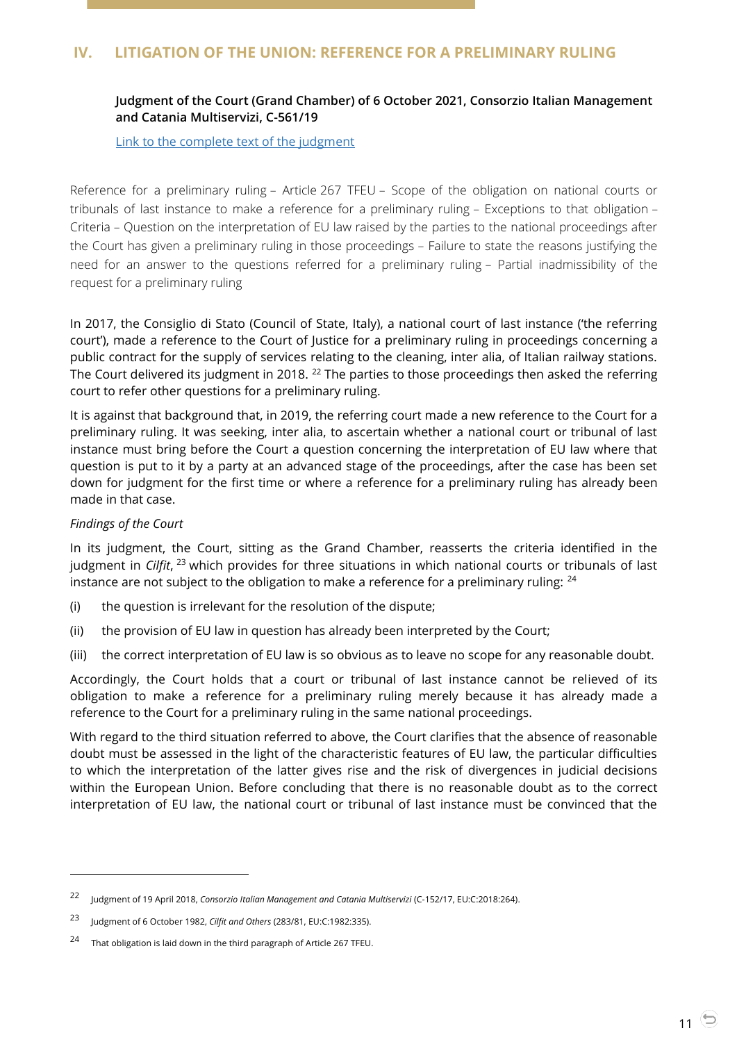## IV. LITIGATION OF THE UNION: REFERENCE FOR A PRELIMINARY RULING

**Judgment of the Court (Grand Chamber) of 6 October 2021, Consorzio Italian Management and Catania Multiservizi, C-561/19**

[Link to the complete text of the judgment]

Reference for a preliminary ruling – Article 267 TFEU – Scope of the obligation on national courts or tribunals of last instance to make a reference for a preliminary ruling – Exceptions to that obligation – Criteria – Question on the interpretation of EU law raised by the parties to the national proceedings after the Court has given a preliminary ruling in those proceedings – Failure to state the reasons justifying the need for an answer to the questions referred for a preliminary ruling – Partial inadmissibility of the request for a preliminary ruling

In 2017, the Consiglio di Stato (Council of State, Italy), a national court of last instance ('the referring court'), made a reference to the Court of Justice for a preliminary ruling in proceedings concerning a public contract for the supply of services relating to the cleaning, inter alia, of Italian railway stations. The Court delivered its judgment in 2018. [22] The parties to those proceedings then asked the referring court to refer other questions for a preliminary ruling.

It is against that background that, in 2019, the referring court made a new reference to the Court for a preliminary ruling. It was seeking, inter alia, to ascertain whether a national court or tribunal of last instance must bring before the Court a question concerning the interpretation of EU law where that question is put to it by a party at an advanced stage of the proceedings, after the case has been set down for judgment for the first time or where a reference for a preliminary ruling has already been made in that case.

*Findings of the Court*

In its judgment, the Court, sitting as the Grand Chamber, reasserts the criteria identified in the judgment in *Cilfit*, [23] which provides for three situations in which national courts or tribunals of last instance are not subject to the obligation to make a reference for a preliminary ruling: [24]

(i) the question is irrelevant for the resolution of the dispute;

(ii) the provision of EU law in question has already been interpreted by the Court;

(iii) the correct interpretation of EU law is so obvious as to leave no scope for any reasonable doubt.

Accordingly, the Court holds that a court or tribunal of last instance cannot be relieved of its obligation to make a reference for a preliminary ruling merely because it has already made a reference to the Court for a preliminary ruling in the same national proceedings.

With regard to the third situation referred to above, the Court clarifies that the absence of reasonable doubt must be assessed in the light of the characteristic features of EU law, the particular difficulties to which the interpretation of the latter gives rise and the risk of divergences in judicial decisions within the European Union. Before concluding that there is no reasonable doubt as to the correct interpretation of EU law, the national court or tribunal of last instance must be convinced that the

---

[22] Judgment of 19 April 2018, *Consorzio Italian Management and Catania Multiservizi* (C-152/17, EU:C:2018:264).

[23] Judgment of 6 October 1982, *Cilfit and Others* (283/81, EU:C:1982:335).

[24] That obligation is laid down in the third paragraph of Article 267 TFEU.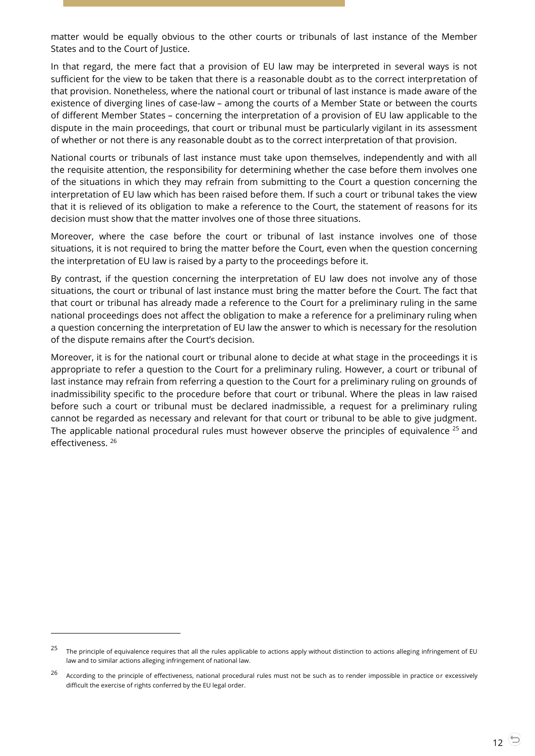matter would be equally obvious to the other courts or tribunals of last instance of the Member States and to the Court of Justice.

In that regard, the mere fact that a provision of EU law may be interpreted in several ways is not sufficient for the view to be taken that there is a reasonable doubt as to the correct interpretation of that provision. Nonetheless, where the national court or tribunal of last instance is made aware of the existence of diverging lines of case-law – among the courts of a Member State or between the courts of different Member States – concerning the interpretation of a provision of EU law applicable to the dispute in the main proceedings, that court or tribunal must be particularly vigilant in its assessment of whether or not there is any reasonable doubt as to the correct interpretation of that provision.

National courts or tribunals of last instance must take upon themselves, independently and with all the requisite attention, the responsibility for determining whether the case before them involves one of the situations in which they may refrain from submitting to the Court a question concerning the interpretation of EU law which has been raised before them. If such a court or tribunal takes the view that it is relieved of its obligation to make a reference to the Court, the statement of reasons for its decision must show that the matter involves one of those three situations.

Moreover, where the case before the court or tribunal of last instance involves one of those situations, it is not required to bring the matter before the Court, even when the question concerning the interpretation of EU law is raised by a party to the proceedings before it.

By contrast, if the question concerning the interpretation of EU law does not involve any of those situations, the court or tribunal of last instance must bring the matter before the Court. The fact that that court or tribunal has already made a reference to the Court for a preliminary ruling in the same national proceedings does not affect the obligation to make a reference for a preliminary ruling when a question concerning the interpretation of EU law the answer to which is necessary for the resolution of the dispute remains after the Court's decision.

Moreover, it is for the national court or tribunal alone to decide at what stage in the proceedings it is appropriate to refer a question to the Court for a preliminary ruling. However, a court or tribunal of last instance may refrain from referring a question to the Court for a preliminary ruling on grounds of inadmissibility specific to the procedure before that court or tribunal. Where the pleas in law raised before such a court or tribunal must be declared inadmissible, a request for a preliminary ruling cannot be regarded as necessary and relevant for that court or tribunal to be able to give judgment. The applicable national procedural rules must however observe the principles of equivalence [25] and effectiveness. [26]

---

[25] The principle of equivalence requires that all the rules applicable to actions apply without distinction to actions alleging infringement of EU law and to similar actions alleging infringement of national law.

[26] According to the principle of effectiveness, national procedural rules must not be such as to render impossible in practice or excessively difficult the exercise of rights conferred by the EU legal order.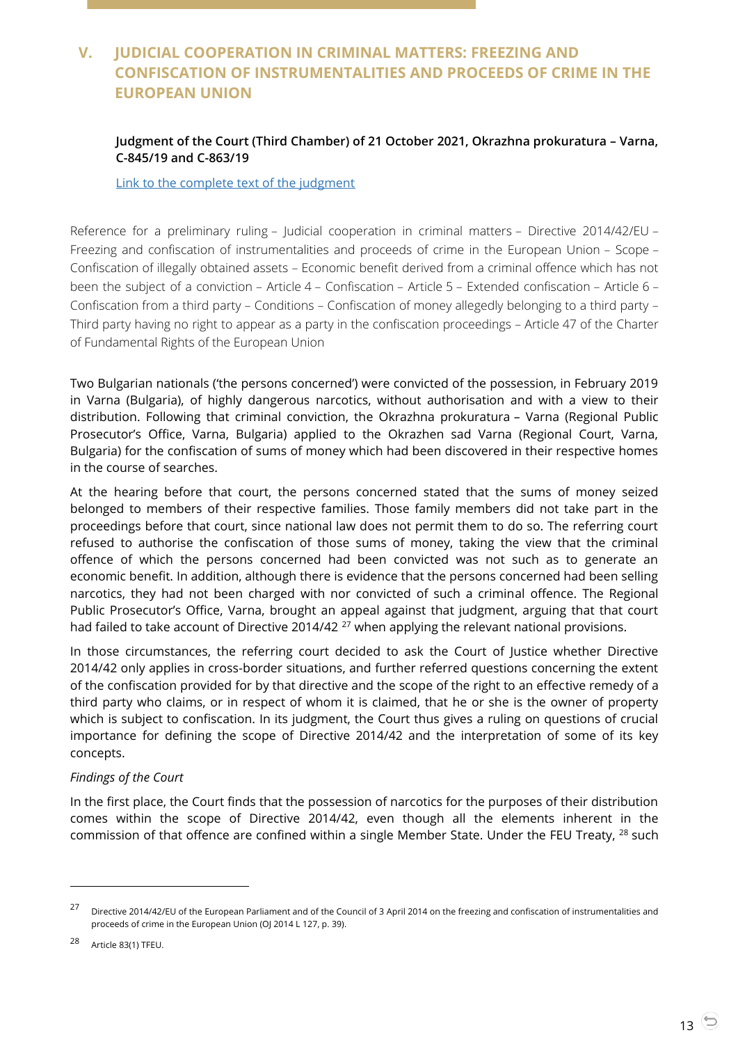## V. JUDICIAL COOPERATION IN CRIMINAL MATTERS: FREEZING AND CONFISCATION OF INSTRUMENTALITIES AND PROCEEDS OF CRIME IN THE EUROPEAN UNION

**Judgment of the Court (Third Chamber) of 21 October 2021, Okrazhna prokuratura – Varna, C-845/19 and C-863/19**

[Link to the complete text of the judgment]

Reference for a preliminary ruling – Judicial cooperation in criminal matters – Directive 2014/42/EU – Freezing and confiscation of instrumentalities and proceeds of crime in the European Union – Scope – Confiscation of illegally obtained assets – Economic benefit derived from a criminal offence which has not been the subject of a conviction – Article 4 – Confiscation – Article 5 – Extended confiscation – Article 6 – Confiscation from a third party – Conditions – Confiscation of money allegedly belonging to a third party – Third party having no right to appear as a party in the confiscation proceedings – Article 47 of the Charter of Fundamental Rights of the European Union

Two Bulgarian nationals ('the persons concerned') were convicted of the possession, in February 2019 in Varna (Bulgaria), of highly dangerous narcotics, without authorisation and with a view to their distribution. Following that criminal conviction, the Okrazhna prokuratura – Varna (Regional Public Prosecutor's Office, Varna, Bulgaria) applied to the Okrazhen sad Varna (Regional Court, Varna, Bulgaria) for the confiscation of sums of money which had been discovered in their respective homes in the course of searches.

At the hearing before that court, the persons concerned stated that the sums of money seized belonged to members of their respective families. Those family members did not take part in the proceedings before that court, since national law does not permit them to do so. The referring court refused to authorise the confiscation of those sums of money, taking the view that the criminal offence of which the persons concerned had been convicted was not such as to generate an economic benefit. In addition, although there is evidence that the persons concerned had been selling narcotics, they had not been charged with nor convicted of such a criminal offence. The Regional Public Prosecutor's Office, Varna, brought an appeal against that judgment, arguing that that court had failed to take account of Directive 2014/42 [27] when applying the relevant national provisions.

In those circumstances, the referring court decided to ask the Court of Justice whether Directive 2014/42 only applies in cross-border situations, and further referred questions concerning the extent of the confiscation provided for by that directive and the scope of the right to an effective remedy of a third party who claims, or in respect of whom it is claimed, that he or she is the owner of property which is subject to confiscation. In its judgment, the Court thus gives a ruling on questions of crucial importance for defining the scope of Directive 2014/42 and the interpretation of some of its key concepts.

*Findings of the Court*

In the first place, the Court finds that the possession of narcotics for the purposes of their distribution comes within the scope of Directive 2014/42, even though all the elements inherent in the commission of that offence are confined within a single Member State. Under the FEU Treaty, [28] such

---

[27] Directive 2014/42/EU of the European Parliament and of the Council of 3 April 2014 on the freezing and confiscation of instrumentalities and proceeds of crime in the European Union (OJ 2014 L 127, p. 39).

[28] Article 83(1) TFEU.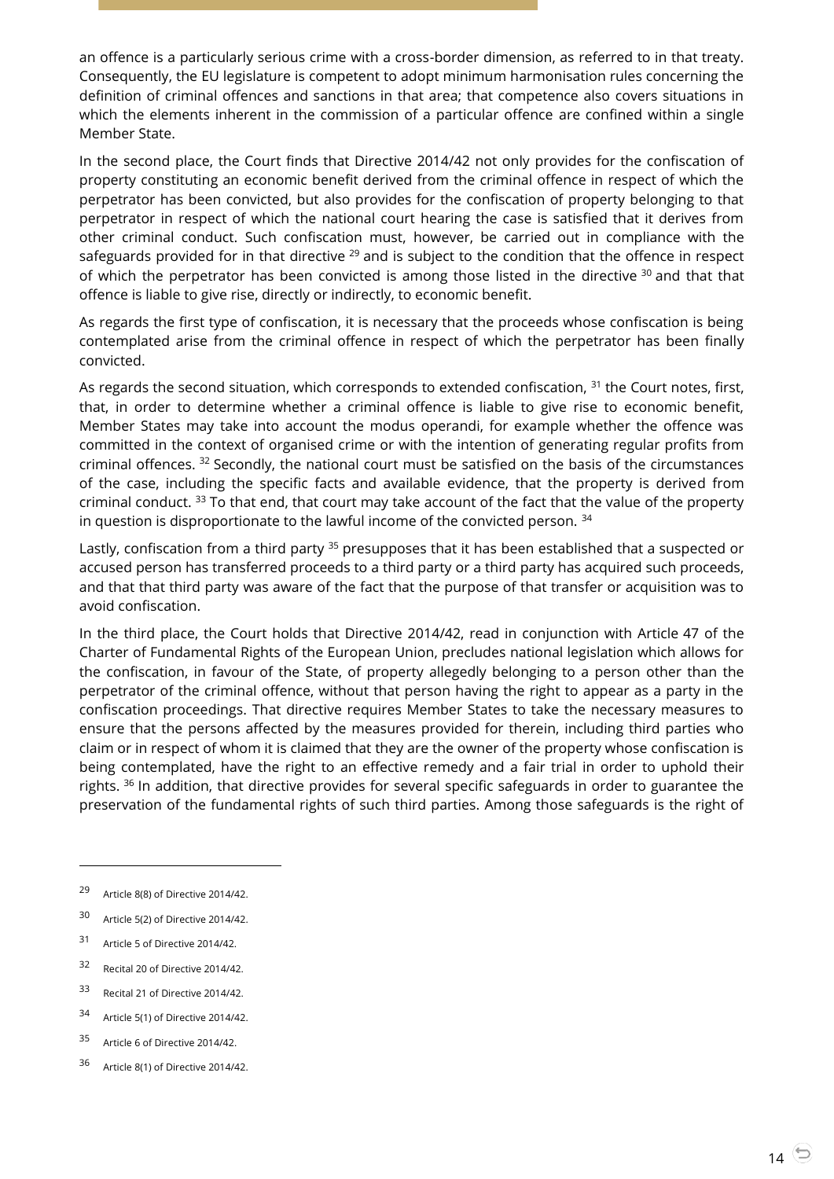an offence is a particularly serious crime with a cross-border dimension, as referred to in that treaty. Consequently, the EU legislature is competent to adopt minimum harmonisation rules concerning the definition of criminal offences and sanctions in that area; that competence also covers situations in which the elements inherent in the commission of a particular offence are confined within a single Member State.

In the second place, the Court finds that Directive 2014/42 not only provides for the confiscation of property constituting an economic benefit derived from the criminal offence in respect of which the perpetrator has been convicted, but also provides for the confiscation of property belonging to that perpetrator in respect of which the national court hearing the case is satisfied that it derives from other criminal conduct. Such confiscation must, however, be carried out in compliance with the safeguards provided for in that directive [29] and is subject to the condition that the offence in respect of which the perpetrator has been convicted is among those listed in the directive [30] and that that offence is liable to give rise, directly or indirectly, to economic benefit.

As regards the first type of confiscation, it is necessary that the proceeds whose confiscation is being contemplated arise from the criminal offence in respect of which the perpetrator has been finally convicted.

As regards the second situation, which corresponds to extended confiscation, [31] the Court notes, first, that, in order to determine whether a criminal offence is liable to give rise to economic benefit, Member States may take into account the modus operandi, for example whether the offence was committed in the context of organised crime or with the intention of generating regular profits from criminal offences. [32] Secondly, the national court must be satisfied on the basis of the circumstances of the case, including the specific facts and available evidence, that the property is derived from criminal conduct. [33] To that end, that court may take account of the fact that the value of the property in question is disproportionate to the lawful income of the convicted person. [34]

Lastly, confiscation from a third party [35] presupposes that it has been established that a suspected or accused person has transferred proceeds to a third party or a third party has acquired such proceeds, and that that third party was aware of the fact that the purpose of that transfer or acquisition was to avoid confiscation.

In the third place, the Court holds that Directive 2014/42, read in conjunction with Article 47 of the Charter of Fundamental Rights of the European Union, precludes national legislation which allows for the confiscation, in favour of the State, of property allegedly belonging to a person other than the perpetrator of the criminal offence, without that person having the right to appear as a party in the confiscation proceedings. That directive requires Member States to take the necessary measures to ensure that the persons affected by the measures provided for therein, including third parties who claim or in respect of whom it is claimed that they are the owner of the property whose confiscation is being contemplated, have the right to an effective remedy and a fair trial in order to uphold their rights. [36] In addition, that directive provides for several specific safeguards in order to guarantee the preservation of the fundamental rights of such third parties. Among those safeguards is the right of

---

[29] Article 8(8) of Directive 2014/42.

[30] Article 5(2) of Directive 2014/42.

[31] Article 5 of Directive 2014/42.

[32] Recital 20 of Directive 2014/42.

[33] Recital 21 of Directive 2014/42.

[34] Article 5(1) of Directive 2014/42.

[35] Article 6 of Directive 2014/42.

[36] Article 8(1) of Directive 2014/42.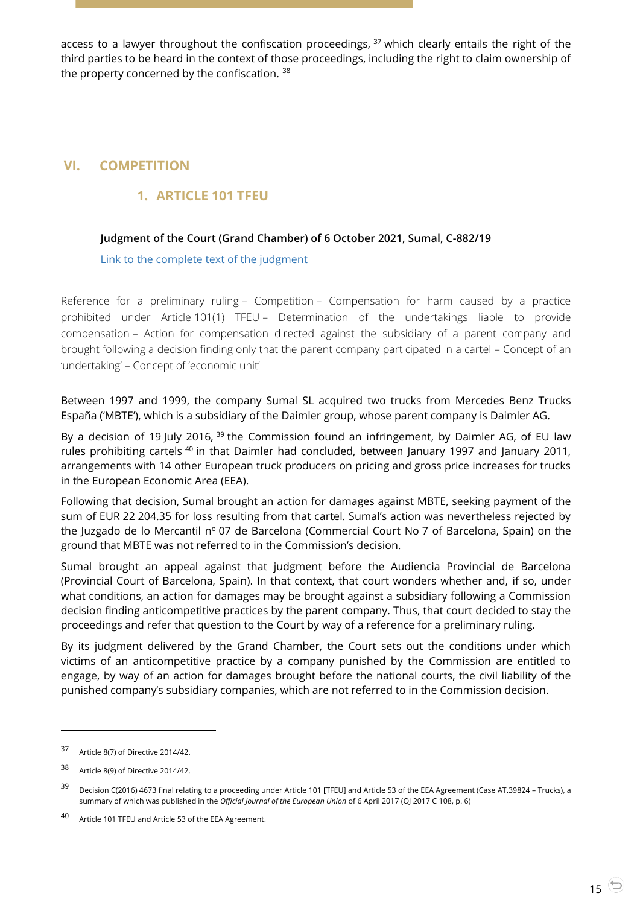access to a lawyer throughout the confiscation proceedings, [37] which clearly entails the right of the third parties to be heard in the context of those proceedings, including the right to claim ownership of the property concerned by the confiscation. [38]

# VI. COMPETITION

## 1. ARTICLE 101 TFEU

**Judgment of the Court (Grand Chamber) of 6 October 2021, Sumal, C-882/19**

Link to the complete text of the judgment

Reference for a preliminary ruling – Competition – Compensation for harm caused by a practice prohibited under Article 101(1) TFEU – Determination of the undertakings liable to provide compensation – Action for compensation directed against the subsidiary of a parent company and brought following a decision finding only that the parent company participated in a cartel – Concept of an 'undertaking' – Concept of 'economic unit'

Between 1997 and 1999, the company Sumal SL acquired two trucks from Mercedes Benz Trucks España ('MBTE'), which is a subsidiary of the Daimler group, whose parent company is Daimler AG.

By a decision of 19 July 2016, [39] the Commission found an infringement, by Daimler AG, of EU law rules prohibiting cartels [40] in that Daimler had concluded, between January 1997 and January 2011, arrangements with 14 other European truck producers on pricing and gross price increases for trucks in the European Economic Area (EEA).

Following that decision, Sumal brought an action for damages against MBTE, seeking payment of the sum of EUR 22 204.35 for loss resulting from that cartel. Sumal's action was nevertheless rejected by the Juzgado de lo Mercantil nº 07 de Barcelona (Commercial Court No 7 of Barcelona, Spain) on the ground that MBTE was not referred to in the Commission's decision.

Sumal brought an appeal against that judgment before the Audiencia Provincial de Barcelona (Provincial Court of Barcelona, Spain). In that context, that court wonders whether and, if so, under what conditions, an action for damages may be brought against a subsidiary following a Commission decision finding anticompetitive practices by the parent company. Thus, that court decided to stay the proceedings and refer that question to the Court by way of a reference for a preliminary ruling.

By its judgment delivered by the Grand Chamber, the Court sets out the conditions under which victims of an anticompetitive practice by a company punished by the Commission are entitled to engage, by way of an action for damages brought before the national courts, the civil liability of the punished company's subsidiary companies, which are not referred to in the Commission decision.

---

[37] Article 8(7) of Directive 2014/42.

[38] Article 8(9) of Directive 2014/42.

[39] Decision C(2016) 4673 final relating to a proceeding under Article 101 [TFEU] and Article 53 of the EEA Agreement (Case AT.39824 – Trucks), a summary of which was published in the *Official Journal of the European Union* of 6 April 2017 (OJ 2017 C 108, p. 6)

[40] Article 101 TFEU and Article 53 of the EEA Agreement.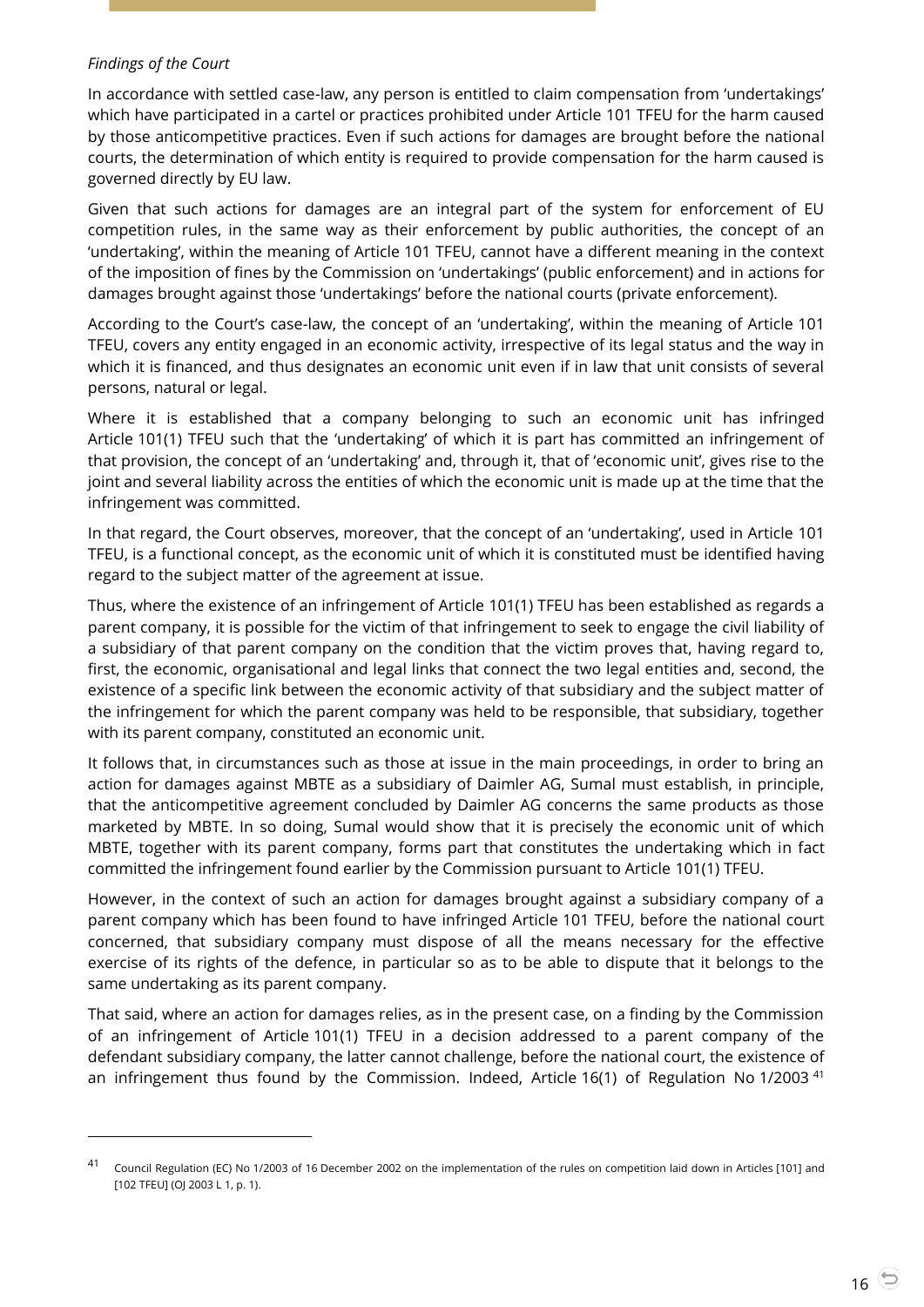*Findings of the Court*

In accordance with settled case-law, any person is entitled to claim compensation from 'undertakings' which have participated in a cartel or practices prohibited under Article 101 TFEU for the harm caused by those anticompetitive practices. Even if such actions for damages are brought before the national courts, the determination of which entity is required to provide compensation for the harm caused is governed directly by EU law.

Given that such actions for damages are an integral part of the system for enforcement of EU competition rules, in the same way as their enforcement by public authorities, the concept of an 'undertaking', within the meaning of Article 101 TFEU, cannot have a different meaning in the context of the imposition of fines by the Commission on 'undertakings' (public enforcement) and in actions for damages brought against those 'undertakings' before the national courts (private enforcement).

According to the Court's case-law, the concept of an 'undertaking', within the meaning of Article 101 TFEU, covers any entity engaged in an economic activity, irrespective of its legal status and the way in which it is financed, and thus designates an economic unit even if in law that unit consists of several persons, natural or legal.

Where it is established that a company belonging to such an economic unit has infringed Article 101(1) TFEU such that the 'undertaking' of which it is part has committed an infringement of that provision, the concept of an 'undertaking' and, through it, that of 'economic unit', gives rise to the joint and several liability across the entities of which the economic unit is made up at the time that the infringement was committed.

In that regard, the Court observes, moreover, that the concept of an 'undertaking', used in Article 101 TFEU, is a functional concept, as the economic unit of which it is constituted must be identified having regard to the subject matter of the agreement at issue.

Thus, where the existence of an infringement of Article 101(1) TFEU has been established as regards a parent company, it is possible for the victim of that infringement to seek to engage the civil liability of a subsidiary of that parent company on the condition that the victim proves that, having regard to, first, the economic, organisational and legal links that connect the two legal entities and, second, the existence of a specific link between the economic activity of that subsidiary and the subject matter of the infringement for which the parent company was held to be responsible, that subsidiary, together with its parent company, constituted an economic unit.

It follows that, in circumstances such as those at issue in the main proceedings, in order to bring an action for damages against MBTE as a subsidiary of Daimler AG, Sumal must establish, in principle, that the anticompetitive agreement concluded by Daimler AG concerns the same products as those marketed by MBTE. In so doing, Sumal would show that it is precisely the economic unit of which MBTE, together with its parent company, forms part that constitutes the undertaking which in fact committed the infringement found earlier by the Commission pursuant to Article 101(1) TFEU.

However, in the context of such an action for damages brought against a subsidiary company of a parent company which has been found to have infringed Article 101 TFEU, before the national court concerned, that subsidiary company must dispose of all the means necessary for the effective exercise of its rights of the defence, in particular so as to be able to dispute that it belongs to the same undertaking as its parent company.

That said, where an action for damages relies, as in the present case, on a finding by the Commission of an infringement of Article 101(1) TFEU in a decision addressed to a parent company of the defendant subsidiary company, the latter cannot challenge, before the national court, the existence of an infringement thus found by the Commission. Indeed, Article 16(1) of Regulation No 1/2003 [41]

---

[41] Council Regulation (EC) No 1/2003 of 16 December 2002 on the implementation of the rules on competition laid down in Articles [101] and [102 TFEU] (OJ 2003 L 1, p. 1).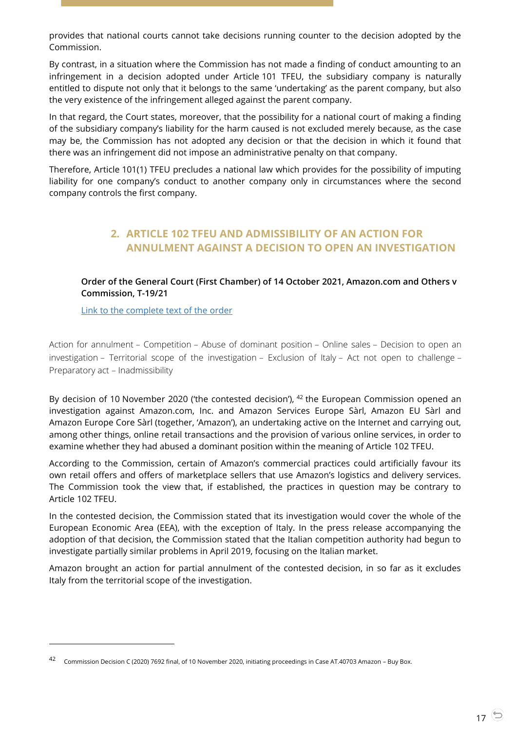provides that national courts cannot take decisions running counter to the decision adopted by the Commission.

By contrast, in a situation where the Commission has not made a finding of conduct amounting to an infringement in a decision adopted under Article 101 TFEU, the subsidiary company is naturally entitled to dispute not only that it belongs to the same 'undertaking' as the parent company, but also the very existence of the infringement alleged against the parent company.

In that regard, the Court states, moreover, that the possibility for a national court of making a finding of the subsidiary company's liability for the harm caused is not excluded merely because, as the case may be, the Commission has not adopted any decision or that the decision in which it found that there was an infringement did not impose an administrative penalty on that company.

Therefore, Article 101(1) TFEU precludes a national law which provides for the possibility of imputing liability for one company's conduct to another company only in circumstances where the second company controls the first company.

## 2. ARTICLE 102 TFEU AND ADMISSIBILITY OF AN ACTION FOR ANNULMENT AGAINST A DECISION TO OPEN AN INVESTIGATION

**Order of the General Court (First Chamber) of 14 October 2021, Amazon.com and Others v Commission, T-19/21**

Link to the complete text of the order

Action for annulment – Competition – Abuse of dominant position – Online sales – Decision to open an investigation – Territorial scope of the investigation – Exclusion of Italy – Act not open to challenge – Preparatory act – Inadmissibility

By decision of 10 November 2020 ('the contested decision'), [42] the European Commission opened an investigation against Amazon.com, Inc. and Amazon Services Europe Sàrl, Amazon EU Sàrl and Amazon Europe Core Sàrl (together, 'Amazon'), an undertaking active on the Internet and carrying out, among other things, online retail transactions and the provision of various online services, in order to examine whether they had abused a dominant position within the meaning of Article 102 TFEU.

According to the Commission, certain of Amazon's commercial practices could artificially favour its own retail offers and offers of marketplace sellers that use Amazon's logistics and delivery services. The Commission took the view that, if established, the practices in question may be contrary to Article 102 TFEU.

In the contested decision, the Commission stated that its investigation would cover the whole of the European Economic Area (EEA), with the exception of Italy. In the press release accompanying the adoption of that decision, the Commission stated that the Italian competition authority had begun to investigate partially similar problems in April 2019, focusing on the Italian market.

Amazon brought an action for partial annulment of the contested decision, in so far as it excludes Italy from the territorial scope of the investigation.

---

[42] Commission Decision C (2020) 7692 final, of 10 November 2020, initiating proceedings in Case AT.40703 Amazon – Buy Box.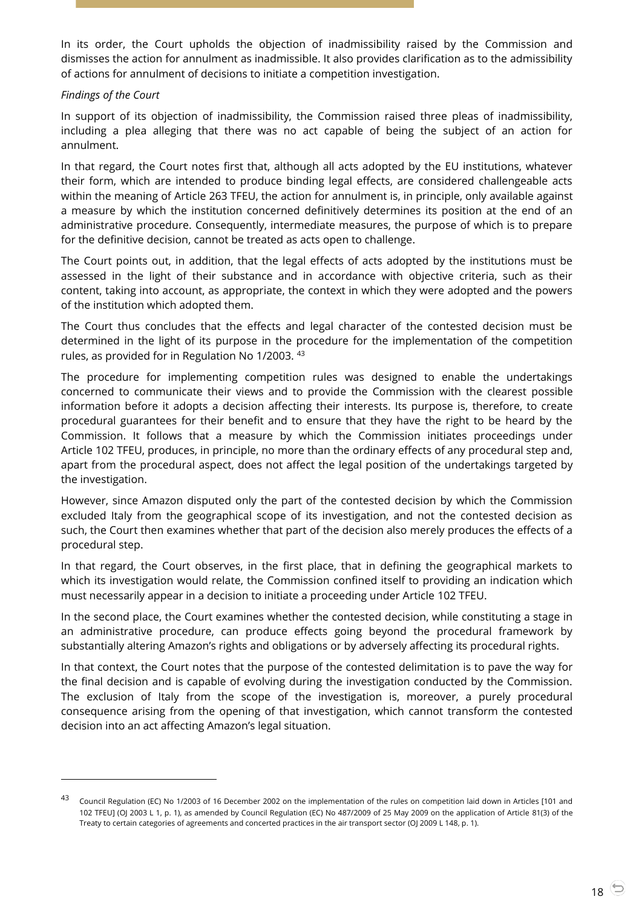In its order, the Court upholds the objection of inadmissibility raised by the Commission and dismisses the action for annulment as inadmissible. It also provides clarification as to the admissibility of actions for annulment of decisions to initiate a competition investigation.

*Findings of the Court*

In support of its objection of inadmissibility, the Commission raised three pleas of inadmissibility, including a plea alleging that there was no act capable of being the subject of an action for annulment.

In that regard, the Court notes first that, although all acts adopted by the EU institutions, whatever their form, which are intended to produce binding legal effects, are considered challengeable acts within the meaning of Article 263 TFEU, the action for annulment is, in principle, only available against a measure by which the institution concerned definitively determines its position at the end of an administrative procedure. Consequently, intermediate measures, the purpose of which is to prepare for the definitive decision, cannot be treated as acts open to challenge.

The Court points out, in addition, that the legal effects of acts adopted by the institutions must be assessed in the light of their substance and in accordance with objective criteria, such as their content, taking into account, as appropriate, the context in which they were adopted and the powers of the institution which adopted them.

The Court thus concludes that the effects and legal character of the contested decision must be determined in the light of its purpose in the procedure for the implementation of the competition rules, as provided for in Regulation No 1/2003. [43]

The procedure for implementing competition rules was designed to enable the undertakings concerned to communicate their views and to provide the Commission with the clearest possible information before it adopts a decision affecting their interests. Its purpose is, therefore, to create procedural guarantees for their benefit and to ensure that they have the right to be heard by the Commission. It follows that a measure by which the Commission initiates proceedings under Article 102 TFEU, produces, in principle, no more than the ordinary effects of any procedural step and, apart from the procedural aspect, does not affect the legal position of the undertakings targeted by the investigation.

However, since Amazon disputed only the part of the contested decision by which the Commission excluded Italy from the geographical scope of its investigation, and not the contested decision as such, the Court then examines whether that part of the decision also merely produces the effects of a procedural step.

In that regard, the Court observes, in the first place, that in defining the geographical markets to which its investigation would relate, the Commission confined itself to providing an indication which must necessarily appear in a decision to initiate a proceeding under Article 102 TFEU.

In the second place, the Court examines whether the contested decision, while constituting a stage in an administrative procedure, can produce effects going beyond the procedural framework by substantially altering Amazon's rights and obligations or by adversely affecting its procedural rights.

In that context, the Court notes that the purpose of the contested delimitation is to pave the way for the final decision and is capable of evolving during the investigation conducted by the Commission. The exclusion of Italy from the scope of the investigation is, moreover, a purely procedural consequence arising from the opening of that investigation, which cannot transform the contested decision into an act affecting Amazon's legal situation.

---

[43] Council Regulation (EC) No 1/2003 of 16 December 2002 on the implementation of the rules on competition laid down in Articles [101 and 102 TFEU] (OJ 2003 L 1, p. 1), as amended by Council Regulation (EC) No 487/2009 of 25 May 2009 on the application of Article 81(3) of the Treaty to certain categories of agreements and concerted practices in the air transport sector (OJ 2009 L 148, p. 1).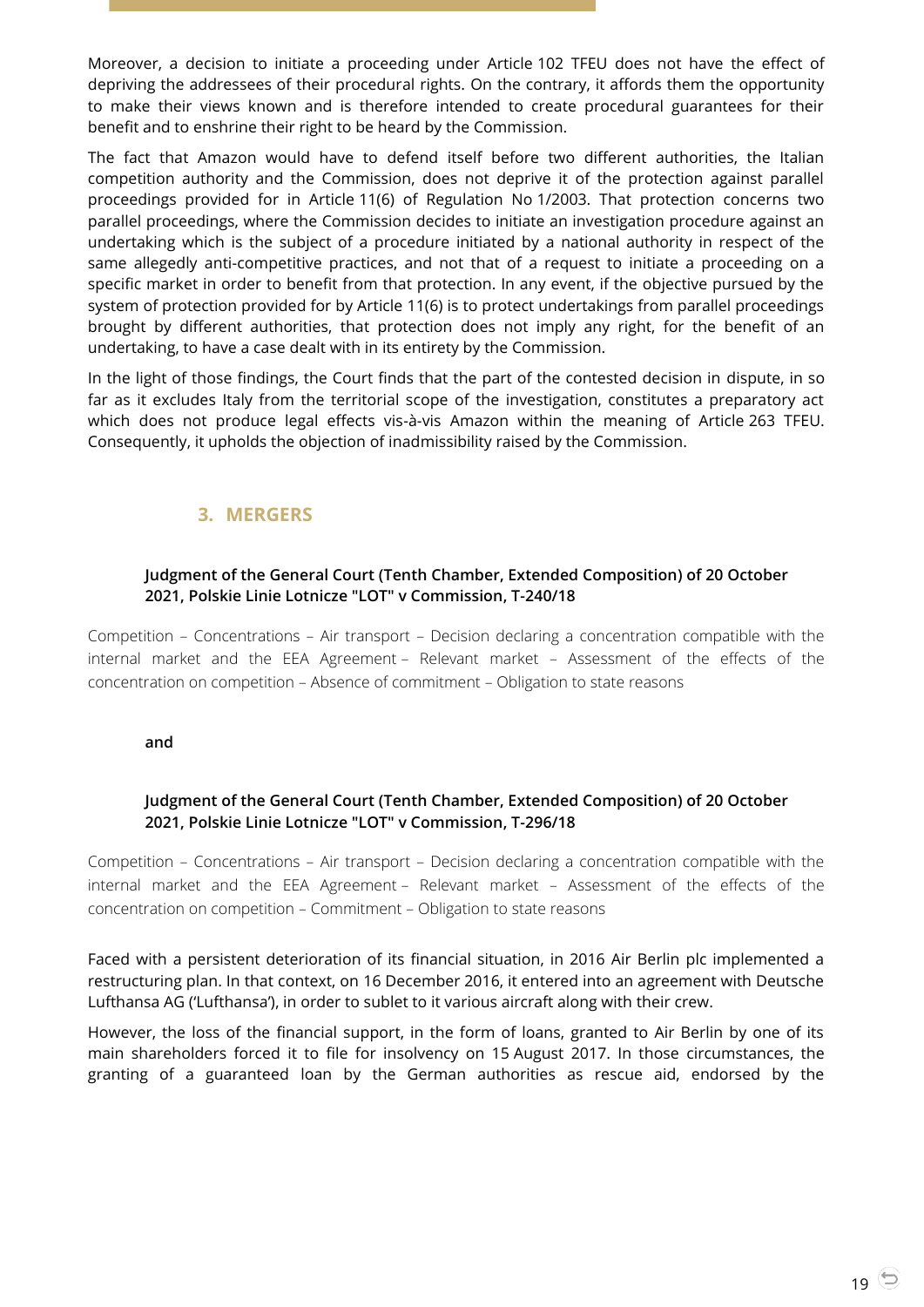Moreover, a decision to initiate a proceeding under Article 102 TFEU does not have the effect of depriving the addressees of their procedural rights. On the contrary, it affords them the opportunity to make their views known and is therefore intended to create procedural guarantees for their benefit and to enshrine their right to be heard by the Commission.

The fact that Amazon would have to defend itself before two different authorities, the Italian competition authority and the Commission, does not deprive it of the protection against parallel proceedings provided for in Article 11(6) of Regulation No 1/2003. That protection concerns two parallel proceedings, where the Commission decides to initiate an investigation procedure against an undertaking which is the subject of a procedure initiated by a national authority in respect of the same allegedly anti-competitive practices, and not that of a request to initiate a proceeding on a specific market in order to benefit from that protection. In any event, if the objective pursued by the system of protection provided for by Article 11(6) is to protect undertakings from parallel proceedings brought by different authorities, that protection does not imply any right, for the benefit of an undertaking, to have a case dealt with in its entirety by the Commission.

In the light of those findings, the Court finds that the part of the contested decision in dispute, in so far as it excludes Italy from the territorial scope of the investigation, constitutes a preparatory act which does not produce legal effects vis-à-vis Amazon within the meaning of Article 263 TFEU. Consequently, it upholds the objection of inadmissibility raised by the Commission.

## 3. MERGERS

**Judgment of the General Court (Tenth Chamber, Extended Composition) of 20 October 2021, Polskie Linie Lotnicze "LOT" v Commission, T-240/18**

Competition – Concentrations – Air transport – Decision declaring a concentration compatible with the internal market and the EEA Agreement – Relevant market – Assessment of the effects of the concentration on competition – Absence of commitment – Obligation to state reasons

**and**

**Judgment of the General Court (Tenth Chamber, Extended Composition) of 20 October 2021, Polskie Linie Lotnicze "LOT" v Commission, T-296/18**

Competition – Concentrations – Air transport – Decision declaring a concentration compatible with the internal market and the EEA Agreement – Relevant market – Assessment of the effects of the concentration on competition – Commitment – Obligation to state reasons

Faced with a persistent deterioration of its financial situation, in 2016 Air Berlin plc implemented a restructuring plan. In that context, on 16 December 2016, it entered into an agreement with Deutsche Lufthansa AG ('Lufthansa'), in order to sublet to it various aircraft along with their crew.

However, the loss of the financial support, in the form of loans, granted to Air Berlin by one of its main shareholders forced it to file for insolvency on 15 August 2017. In those circumstances, the granting of a guaranteed loan by the German authorities as rescue aid, endorsed by the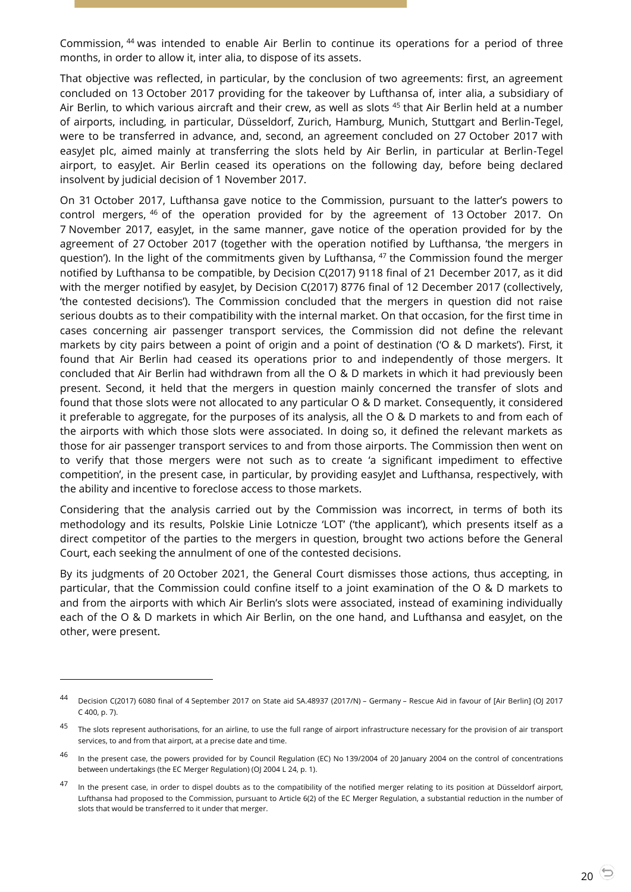Commission, [44] was intended to enable Air Berlin to continue its operations for a period of three months, in order to allow it, inter alia, to dispose of its assets.

That objective was reflected, in particular, by the conclusion of two agreements: first, an agreement concluded on 13 October 2017 providing for the takeover by Lufthansa of, inter alia, a subsidiary of Air Berlin, to which various aircraft and their crew, as well as slots [45] that Air Berlin held at a number of airports, including, in particular, Düsseldorf, Zurich, Hamburg, Munich, Stuttgart and Berlin-Tegel, were to be transferred in advance, and, second, an agreement concluded on 27 October 2017 with easyJet plc, aimed mainly at transferring the slots held by Air Berlin, in particular at Berlin-Tegel airport, to easyJet. Air Berlin ceased its operations on the following day, before being declared insolvent by judicial decision of 1 November 2017.

On 31 October 2017, Lufthansa gave notice to the Commission, pursuant to the latter's powers to control mergers, [46] of the operation provided for by the agreement of 13 October 2017. On 7 November 2017, easyJet, in the same manner, gave notice of the operation provided for by the agreement of 27 October 2017 (together with the operation notified by Lufthansa, 'the mergers in question'). In the light of the commitments given by Lufthansa, [47] the Commission found the merger notified by Lufthansa to be compatible, by Decision C(2017) 9118 final of 21 December 2017, as it did with the merger notified by easyJet, by Decision C(2017) 8776 final of 12 December 2017 (collectively, 'the contested decisions'). The Commission concluded that the mergers in question did not raise serious doubts as to their compatibility with the internal market. On that occasion, for the first time in cases concerning air passenger transport services, the Commission did not define the relevant markets by city pairs between a point of origin and a point of destination ('O & D markets'). First, it found that Air Berlin had ceased its operations prior to and independently of those mergers. It concluded that Air Berlin had withdrawn from all the O & D markets in which it had previously been present. Second, it held that the mergers in question mainly concerned the transfer of slots and found that those slots were not allocated to any particular O & D market. Consequently, it considered it preferable to aggregate, for the purposes of its analysis, all the O & D markets to and from each of the airports with which those slots were associated. In doing so, it defined the relevant markets as those for air passenger transport services to and from those airports. The Commission then went on to verify that those mergers were not such as to create 'a significant impediment to effective competition', in the present case, in particular, by providing easyJet and Lufthansa, respectively, with the ability and incentive to foreclose access to those markets.

Considering that the analysis carried out by the Commission was incorrect, in terms of both its methodology and its results, Polskie Linie Lotnicze 'LOT' ('the applicant'), which presents itself as a direct competitor of the parties to the mergers in question, brought two actions before the General Court, each seeking the annulment of one of the contested decisions.

By its judgments of 20 October 2021, the General Court dismisses those actions, thus accepting, in particular, that the Commission could confine itself to a joint examination of the O & D markets to and from the airports with which Air Berlin's slots were associated, instead of examining individually each of the O & D markets in which Air Berlin, on the one hand, and Lufthansa and easyJet, on the other, were present.

---

[44] Decision C(2017) 6080 final of 4 September 2017 on State aid SA.48937 (2017/N) – Germany – Rescue Aid in favour of [Air Berlin] (OJ 2017 C 400, p. 7).

[45] The slots represent authorisations, for an airline, to use the full range of airport infrastructure necessary for the provision of air transport services, to and from that airport, at a precise date and time.

[46] In the present case, the powers provided for by Council Regulation (EC) No 139/2004 of 20 January 2004 on the control of concentrations between undertakings (the EC Merger Regulation) (OJ 2004 L 24, p. 1).

[47] In the present case, in order to dispel doubts as to the compatibility of the notified merger relating to its position at Düsseldorf airport, Lufthansa had proposed to the Commission, pursuant to Article 6(2) of the EC Merger Regulation, a substantial reduction in the number of slots that would be transferred to it under that merger.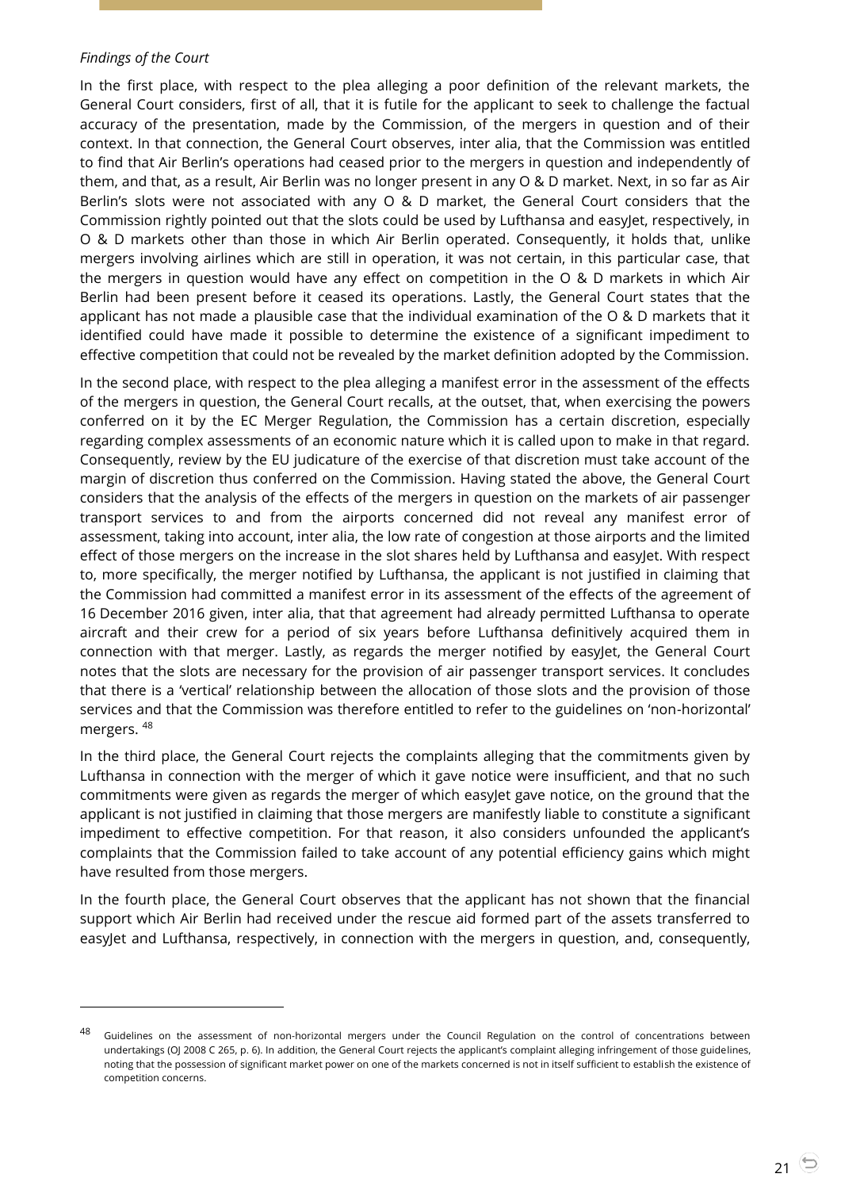*Findings of the Court*

In the first place, with respect to the plea alleging a poor definition of the relevant markets, the General Court considers, first of all, that it is futile for the applicant to seek to challenge the factual accuracy of the presentation, made by the Commission, of the mergers in question and of their context. In that connection, the General Court observes, inter alia, that the Commission was entitled to find that Air Berlin's operations had ceased prior to the mergers in question and independently of them, and that, as a result, Air Berlin was no longer present in any O & D market. Next, in so far as Air Berlin's slots were not associated with any O & D market, the General Court considers that the Commission rightly pointed out that the slots could be used by Lufthansa and easyJet, respectively, in O & D markets other than those in which Air Berlin operated. Consequently, it holds that, unlike mergers involving airlines which are still in operation, it was not certain, in this particular case, that the mergers in question would have any effect on competition in the O & D markets in which Air Berlin had been present before it ceased its operations. Lastly, the General Court states that the applicant has not made a plausible case that the individual examination of the O & D markets that it identified could have made it possible to determine the existence of a significant impediment to effective competition that could not be revealed by the market definition adopted by the Commission.

In the second place, with respect to the plea alleging a manifest error in the assessment of the effects of the mergers in question, the General Court recalls, at the outset, that, when exercising the powers conferred on it by the EC Merger Regulation, the Commission has a certain discretion, especially regarding complex assessments of an economic nature which it is called upon to make in that regard. Consequently, review by the EU judicature of the exercise of that discretion must take account of the margin of discretion thus conferred on the Commission. Having stated the above, the General Court considers that the analysis of the effects of the mergers in question on the markets of air passenger transport services to and from the airports concerned did not reveal any manifest error of assessment, taking into account, inter alia, the low rate of congestion at those airports and the limited effect of those mergers on the increase in the slot shares held by Lufthansa and easyJet. With respect to, more specifically, the merger notified by Lufthansa, the applicant is not justified in claiming that the Commission had committed a manifest error in its assessment of the effects of the agreement of 16 December 2016 given, inter alia, that that agreement had already permitted Lufthansa to operate aircraft and their crew for a period of six years before Lufthansa definitively acquired them in connection with that merger. Lastly, as regards the merger notified by easyJet, the General Court notes that the slots are necessary for the provision of air passenger transport services. It concludes that there is a 'vertical' relationship between the allocation of those slots and the provision of those services and that the Commission was therefore entitled to refer to the guidelines on 'non-horizontal' mergers. [48]

In the third place, the General Court rejects the complaints alleging that the commitments given by Lufthansa in connection with the merger of which it gave notice were insufficient, and that no such commitments were given as regards the merger of which easyJet gave notice, on the ground that the applicant is not justified in claiming that those mergers are manifestly liable to constitute a significant impediment to effective competition. For that reason, it also considers unfounded the applicant's complaints that the Commission failed to take account of any potential efficiency gains which might have resulted from those mergers.

In the fourth place, the General Court observes that the applicant has not shown that the financial support which Air Berlin had received under the rescue aid formed part of the assets transferred to easyJet and Lufthansa, respectively, in connection with the mergers in question, and, consequently,

---

[48] Guidelines on the assessment of non-horizontal mergers under the Council Regulation on the control of concentrations between undertakings (OJ 2008 C 265, p. 6). In addition, the General Court rejects the applicant's complaint alleging infringement of those guidelines, noting that the possession of significant market power on one of the markets concerned is not in itself sufficient to establish the existence of competition concerns.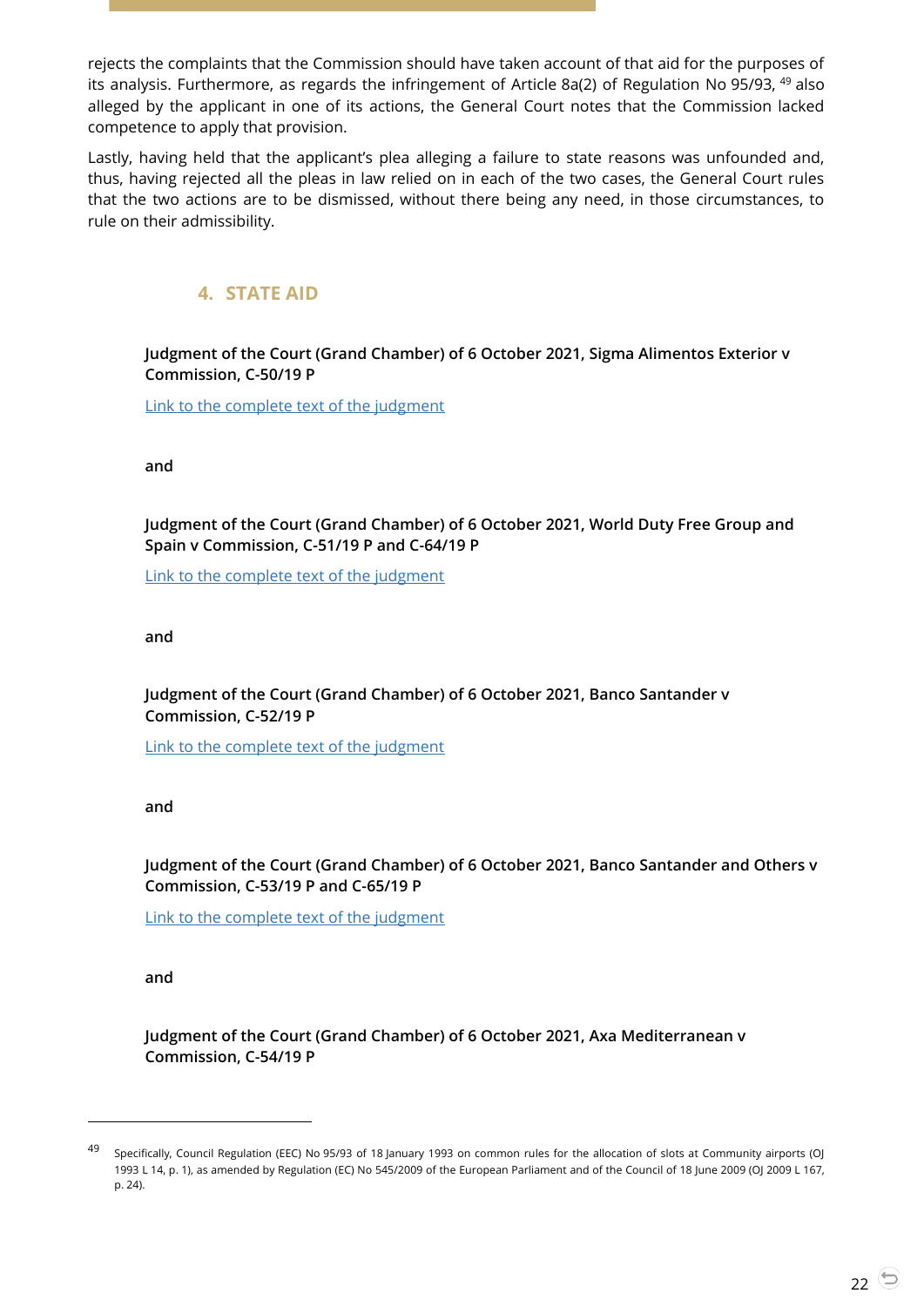rejects the complaints that the Commission should have taken account of that aid for the purposes of its analysis. Furthermore, as regards the infringement of Article 8a(2) of Regulation No 95/93, [49] also alleged by the applicant in one of its actions, the General Court notes that the Commission lacked competence to apply that provision.

Lastly, having held that the applicant's plea alleging a failure to state reasons was unfounded and, thus, having rejected all the pleas in law relied on in each of the two cases, the General Court rules that the two actions are to be dismissed, without there being any need, in those circumstances, to rule on their admissibility.

## 4. STATE AID

**Judgment of the Court (Grand Chamber) of 6 October 2021, Sigma Alimentos Exterior v Commission, C-50/19 P**

Link to the complete text of the judgment

**and**

**Judgment of the Court (Grand Chamber) of 6 October 2021, World Duty Free Group and Spain v Commission, C-51/19 P and C-64/19 P**

Link to the complete text of the judgment

**and**

**Judgment of the Court (Grand Chamber) of 6 October 2021, Banco Santander v Commission, C-52/19 P**

Link to the complete text of the judgment

**and**

**Judgment of the Court (Grand Chamber) of 6 October 2021, Banco Santander and Others v Commission, C-53/19 P and C-65/19 P**

Link to the complete text of the judgment

**and**

**Judgment of the Court (Grand Chamber) of 6 October 2021, Axa Mediterranean v Commission, C-54/19 P**

---

[49] Specifically, Council Regulation (EEC) No 95/93 of 18 January 1993 on common rules for the allocation of slots at Community airports (OJ 1993 L 14, p. 1), as amended by Regulation (EC) No 545/2009 of the European Parliament and of the Council of 18 June 2009 (OJ 2009 L 167, p. 24).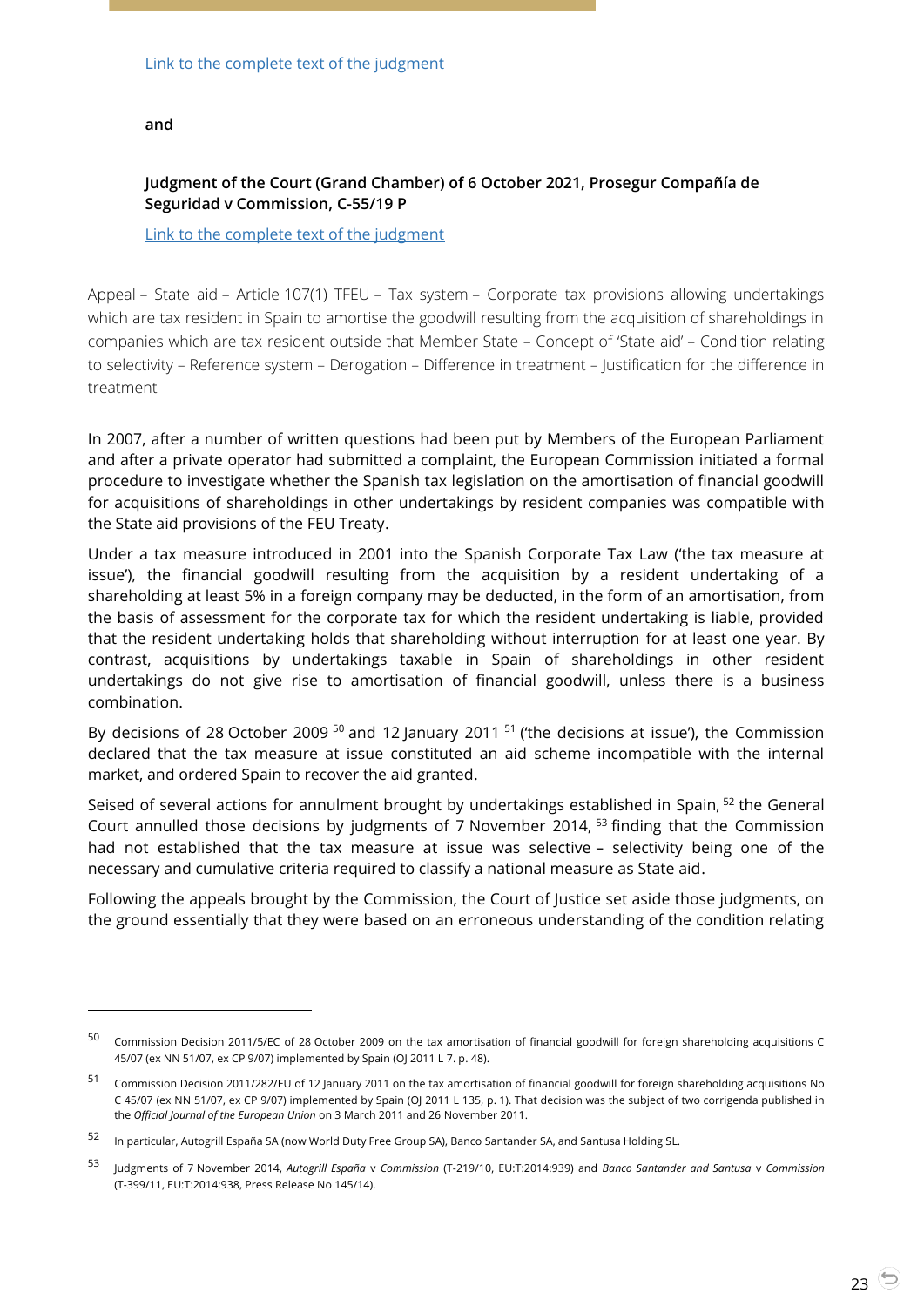Link to the complete text of the judgment

**and**

**Judgment of the Court (Grand Chamber) of 6 October 2021, Prosegur Compañía de Seguridad v Commission, C-55/19 P**

Link to the complete text of the judgment

Appeal – State aid – Article 107(1) TFEU – Tax system – Corporate tax provisions allowing undertakings which are tax resident in Spain to amortise the goodwill resulting from the acquisition of shareholdings in companies which are tax resident outside that Member State – Concept of 'State aid' – Condition relating to selectivity – Reference system – Derogation – Difference in treatment – Justification for the difference in treatment

In 2007, after a number of written questions had been put by Members of the European Parliament and after a private operator had submitted a complaint, the European Commission initiated a formal procedure to investigate whether the Spanish tax legislation on the amortisation of financial goodwill for acquisitions of shareholdings in other undertakings by resident companies was compatible with the State aid provisions of the FEU Treaty.

Under a tax measure introduced in 2001 into the Spanish Corporate Tax Law ('the tax measure at issue'), the financial goodwill resulting from the acquisition by a resident undertaking of a shareholding at least 5% in a foreign company may be deducted, in the form of an amortisation, from the basis of assessment for the corporate tax for which the resident undertaking is liable, provided that the resident undertaking holds that shareholding without interruption for at least one year. By contrast, acquisitions by undertakings taxable in Spain of shareholdings in other resident undertakings do not give rise to amortisation of financial goodwill, unless there is a business combination.

By decisions of 28 October 2009 [50] and 12 January 2011 [51] ('the decisions at issue'), the Commission declared that the tax measure at issue constituted an aid scheme incompatible with the internal market, and ordered Spain to recover the aid granted.

Seised of several actions for annulment brought by undertakings established in Spain, [52] the General Court annulled those decisions by judgments of 7 November 2014, [53] finding that the Commission had not established that the tax measure at issue was selective – selectivity being one of the necessary and cumulative criteria required to classify a national measure as State aid.

Following the appeals brought by the Commission, the Court of Justice set aside those judgments, on the ground essentially that they were based on an erroneous understanding of the condition relating

---

[50] Commission Decision 2011/5/EC of 28 October 2009 on the tax amortisation of financial goodwill for foreign shareholding acquisitions C 45/07 (ex NN 51/07, ex CP 9/07) implemented by Spain (OJ 2011 L 7. p. 48).

[51] Commission Decision 2011/282/EU of 12 January 2011 on the tax amortisation of financial goodwill for foreign shareholding acquisitions No C 45/07 (ex NN 51/07, ex CP 9/07) implemented by Spain (OJ 2011 L 135, p. 1). That decision was the subject of two corrigenda published in the *Official Journal of the European Union* on 3 March 2011 and 26 November 2011.

[52] In particular, Autogrill España SA (now World Duty Free Group SA), Banco Santander SA, and Santusa Holding SL.

[53] Judgments of 7 November 2014, *Autogrill España* v *Commission* (T-219/10, EU:T:2014:939) and *Banco Santander and Santusa* v *Commission* (T-399/11, EU:T:2014:938, Press Release No 145/14).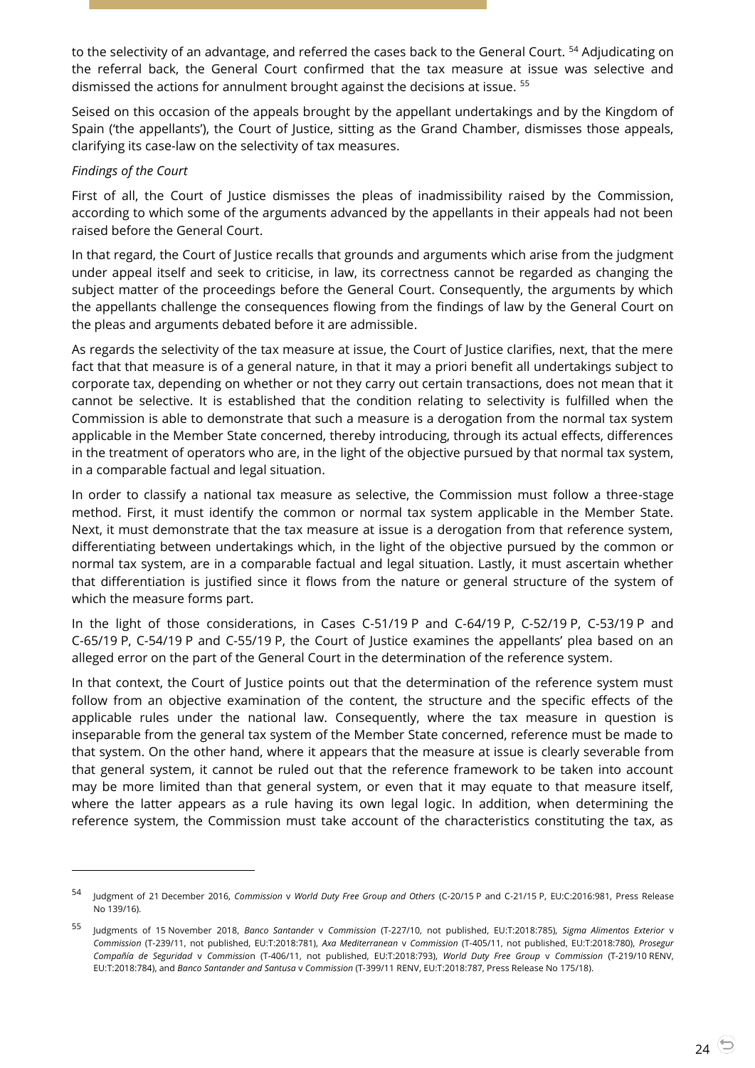to the selectivity of an advantage, and referred the cases back to the General Court. [54] Adjudicating on the referral back, the General Court confirmed that the tax measure at issue was selective and dismissed the actions for annulment brought against the decisions at issue. [55]

Seised on this occasion of the appeals brought by the appellant undertakings and by the Kingdom of Spain ('the appellants'), the Court of Justice, sitting as the Grand Chamber, dismisses those appeals, clarifying its case-law on the selectivity of tax measures.

*Findings of the Court*

First of all, the Court of Justice dismisses the pleas of inadmissibility raised by the Commission, according to which some of the arguments advanced by the appellants in their appeals had not been raised before the General Court.

In that regard, the Court of Justice recalls that grounds and arguments which arise from the judgment under appeal itself and seek to criticise, in law, its correctness cannot be regarded as changing the subject matter of the proceedings before the General Court. Consequently, the arguments by which the appellants challenge the consequences flowing from the findings of law by the General Court on the pleas and arguments debated before it are admissible.

As regards the selectivity of the tax measure at issue, the Court of Justice clarifies, next, that the mere fact that that measure is of a general nature, in that it may a priori benefit all undertakings subject to corporate tax, depending on whether or not they carry out certain transactions, does not mean that it cannot be selective. It is established that the condition relating to selectivity is fulfilled when the Commission is able to demonstrate that such a measure is a derogation from the normal tax system applicable in the Member State concerned, thereby introducing, through its actual effects, differences in the treatment of operators who are, in the light of the objective pursued by that normal tax system, in a comparable factual and legal situation.

In order to classify a national tax measure as selective, the Commission must follow a three-stage method. First, it must identify the common or normal tax system applicable in the Member State. Next, it must demonstrate that the tax measure at issue is a derogation from that reference system, differentiating between undertakings which, in the light of the objective pursued by the common or normal tax system, are in a comparable factual and legal situation. Lastly, it must ascertain whether that differentiation is justified since it flows from the nature or general structure of the system of which the measure forms part.

In the light of those considerations, in Cases C-51/19 P and C-64/19 P, C-52/19 P, C-53/19 P and C-65/19 P, C-54/19 P and C-55/19 P, the Court of Justice examines the appellants' plea based on an alleged error on the part of the General Court in the determination of the reference system.

In that context, the Court of Justice points out that the determination of the reference system must follow from an objective examination of the content, the structure and the specific effects of the applicable rules under the national law. Consequently, where the tax measure in question is inseparable from the general tax system of the Member State concerned, reference must be made to that system. On the other hand, where it appears that the measure at issue is clearly severable from that general system, it cannot be ruled out that the reference framework to be taken into account may be more limited than that general system, or even that it may equate to that measure itself, where the latter appears as a rule having its own legal logic. In addition, when determining the reference system, the Commission must take account of the characteristics constituting the tax, as

---

[54] Judgment of 21 December 2016, *Commission* v *World Duty Free Group and Others* (C-20/15 P and C-21/15 P, EU:C:2016:981, Press Release No 139/16).

[55] Judgments of 15 November 2018, *Banco Santander* v *Commission* (T-227/10, not published, EU:T:2018:785), *Sigma Alimentos Exterior* v *Commission* (T-239/11, not published, EU:T:2018:781), *Axa Mediterranean* v *Commission* (T-405/11, not published, EU:T:2018:780), *Prosegur Compañía de Seguridad* v *Commission* (T-406/11, not published, EU:T:2018:793), *World Duty Free Group* v *Commission* (T-219/10 RENV, EU:T:2018:784), and *Banco Santander and Santusa* v *Commission* (T-399/11 RENV, EU:T:2018:787, Press Release No 175/18).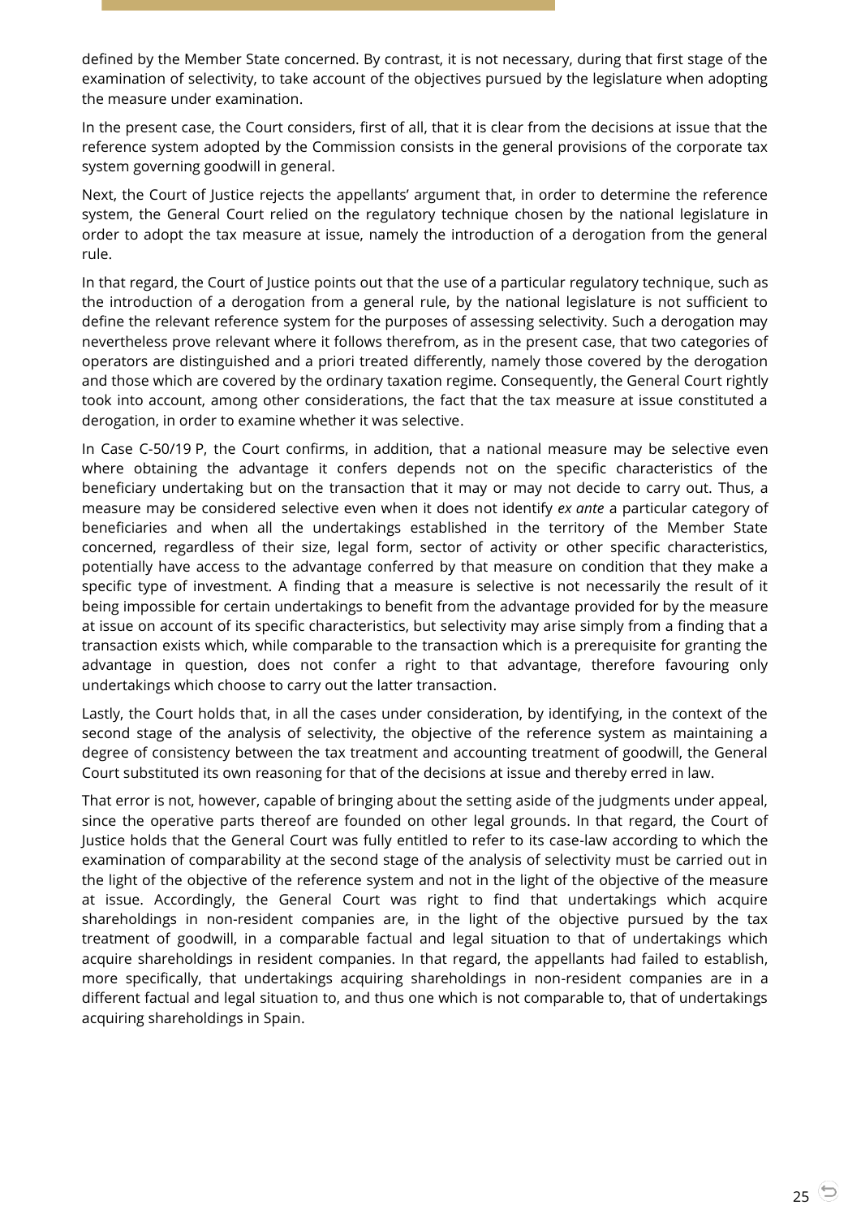defined by the Member State concerned. By contrast, it is not necessary, during that first stage of the examination of selectivity, to take account of the objectives pursued by the legislature when adopting the measure under examination.

In the present case, the Court considers, first of all, that it is clear from the decisions at issue that the reference system adopted by the Commission consists in the general provisions of the corporate tax system governing goodwill in general.

Next, the Court of Justice rejects the appellants' argument that, in order to determine the reference system, the General Court relied on the regulatory technique chosen by the national legislature in order to adopt the tax measure at issue, namely the introduction of a derogation from the general rule.

In that regard, the Court of Justice points out that the use of a particular regulatory technique, such as the introduction of a derogation from a general rule, by the national legislature is not sufficient to define the relevant reference system for the purposes of assessing selectivity. Such a derogation may nevertheless prove relevant where it follows therefrom, as in the present case, that two categories of operators are distinguished and a priori treated differently, namely those covered by the derogation and those which are covered by the ordinary taxation regime. Consequently, the General Court rightly took into account, among other considerations, the fact that the tax measure at issue constituted a derogation, in order to examine whether it was selective.

In Case C-50/19 P, the Court confirms, in addition, that a national measure may be selective even where obtaining the advantage it confers depends not on the specific characteristics of the beneficiary undertaking but on the transaction that it may or may not decide to carry out. Thus, a measure may be considered selective even when it does not identify *ex ante* a particular category of beneficiaries and when all the undertakings established in the territory of the Member State concerned, regardless of their size, legal form, sector of activity or other specific characteristics, potentially have access to the advantage conferred by that measure on condition that they make a specific type of investment. A finding that a measure is selective is not necessarily the result of it being impossible for certain undertakings to benefit from the advantage provided for by the measure at issue on account of its specific characteristics, but selectivity may arise simply from a finding that a transaction exists which, while comparable to the transaction which is a prerequisite for granting the advantage in question, does not confer a right to that advantage, therefore favouring only undertakings which choose to carry out the latter transaction.

Lastly, the Court holds that, in all the cases under consideration, by identifying, in the context of the second stage of the analysis of selectivity, the objective of the reference system as maintaining a degree of consistency between the tax treatment and accounting treatment of goodwill, the General Court substituted its own reasoning for that of the decisions at issue and thereby erred in law.

That error is not, however, capable of bringing about the setting aside of the judgments under appeal, since the operative parts thereof are founded on other legal grounds. In that regard, the Court of Justice holds that the General Court was fully entitled to refer to its case-law according to which the examination of comparability at the second stage of the analysis of selectivity must be carried out in the light of the objective of the reference system and not in the light of the objective of the measure at issue. Accordingly, the General Court was right to find that undertakings which acquire shareholdings in non-resident companies are, in the light of the objective pursued by the tax treatment of goodwill, in a comparable factual and legal situation to that of undertakings which acquire shareholdings in resident companies. In that regard, the appellants had failed to establish, more specifically, that undertakings acquiring shareholdings in non-resident companies are in a different factual and legal situation to, and thus one which is not comparable to, that of undertakings acquiring shareholdings in Spain.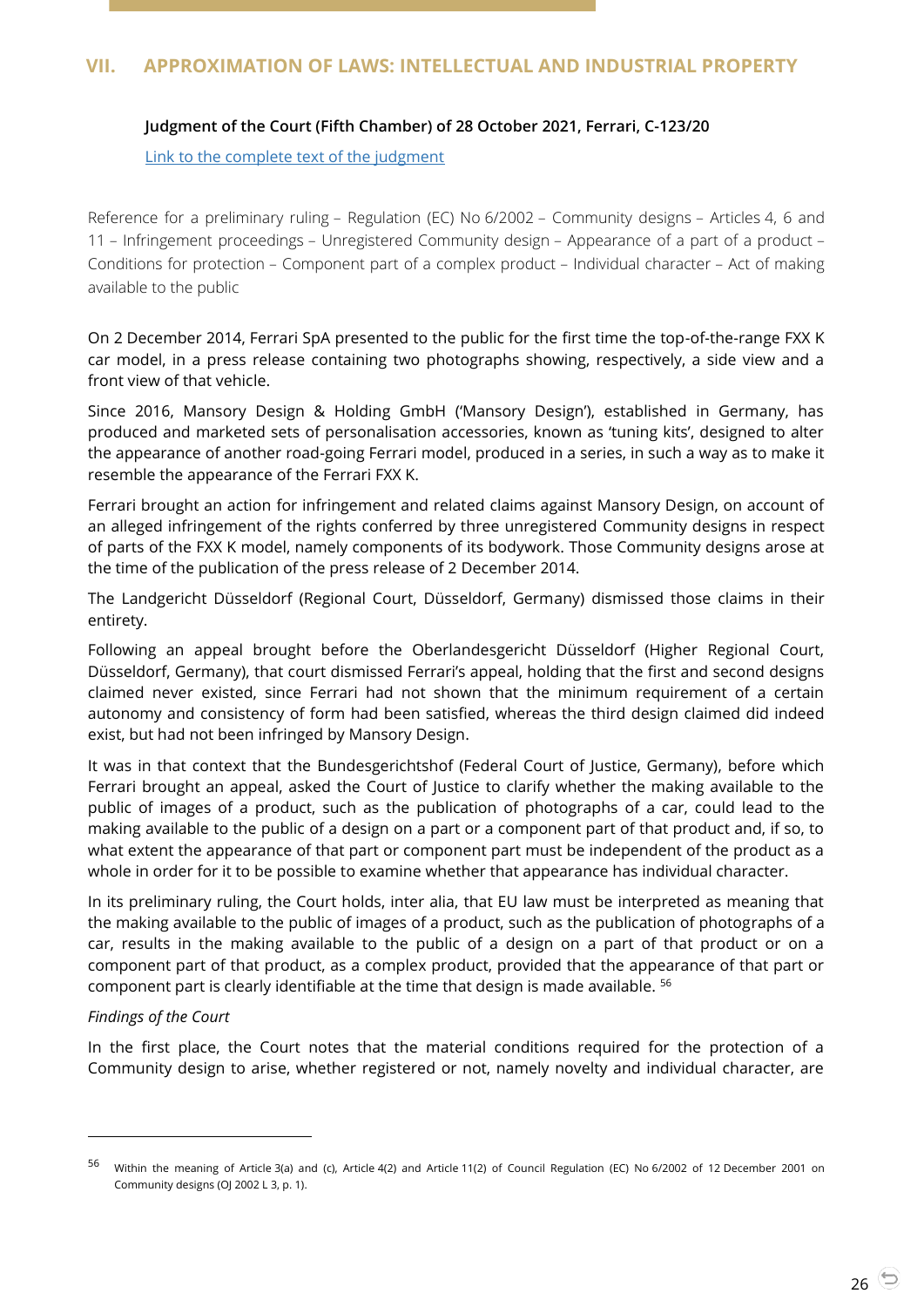## VII. APPROXIMATION OF LAWS: INTELLECTUAL AND INDUSTRIAL PROPERTY

### Judgment of the Court (Fifth Chamber) of 28 October 2021, Ferrari, C-123/20

Link to the complete text of the judgment

Reference for a preliminary ruling – Regulation (EC) No 6/2002 – Community designs – Articles 4, 6 and 11 – Infringement proceedings – Unregistered Community design – Appearance of a part of a product – Conditions for protection – Component part of a complex product – Individual character – Act of making available to the public

On 2 December 2014, Ferrari SpA presented to the public for the first time the top-of-the-range FXX K car model, in a press release containing two photographs showing, respectively, a side view and a front view of that vehicle.

Since 2016, Mansory Design & Holding GmbH ('Mansory Design'), established in Germany, has produced and marketed sets of personalisation accessories, known as 'tuning kits', designed to alter the appearance of another road-going Ferrari model, produced in a series, in such a way as to make it resemble the appearance of the Ferrari FXX K.

Ferrari brought an action for infringement and related claims against Mansory Design, on account of an alleged infringement of the rights conferred by three unregistered Community designs in respect of parts of the FXX K model, namely components of its bodywork. Those Community designs arose at the time of the publication of the press release of 2 December 2014.

The Landgericht Düsseldorf (Regional Court, Düsseldorf, Germany) dismissed those claims in their entirety.

Following an appeal brought before the Oberlandesgericht Düsseldorf (Higher Regional Court, Düsseldorf, Germany), that court dismissed Ferrari's appeal, holding that the first and second designs claimed never existed, since Ferrari had not shown that the minimum requirement of a certain autonomy and consistency of form had been satisfied, whereas the third design claimed did indeed exist, but had not been infringed by Mansory Design.

It was in that context that the Bundesgerichtshof (Federal Court of Justice, Germany), before which Ferrari brought an appeal, asked the Court of Justice to clarify whether the making available to the public of images of a product, such as the publication of photographs of a car, could lead to the making available to the public of a design on a part or a component part of that product and, if so, to what extent the appearance of that part or component part must be independent of the product as a whole in order for it to be possible to examine whether that appearance has individual character.

In its preliminary ruling, the Court holds, inter alia, that EU law must be interpreted as meaning that the making available to the public of images of a product, such as the publication of photographs of a car, results in the making available to the public of a design on a part of that product or on a component part of that product, as a complex product, provided that the appearance of that part or component part is clearly identifiable at the time that design is made available. [56]

*Findings of the Court*

In the first place, the Court notes that the material conditions required for the protection of a Community design to arise, whether registered or not, namely novelty and individual character, are

[56] Within the meaning of Article 3(a) and (c), Article 4(2) and Article 11(2) of Council Regulation (EC) No 6/2002 of 12 December 2001 on Community designs (OJ 2002 L 3, p. 1).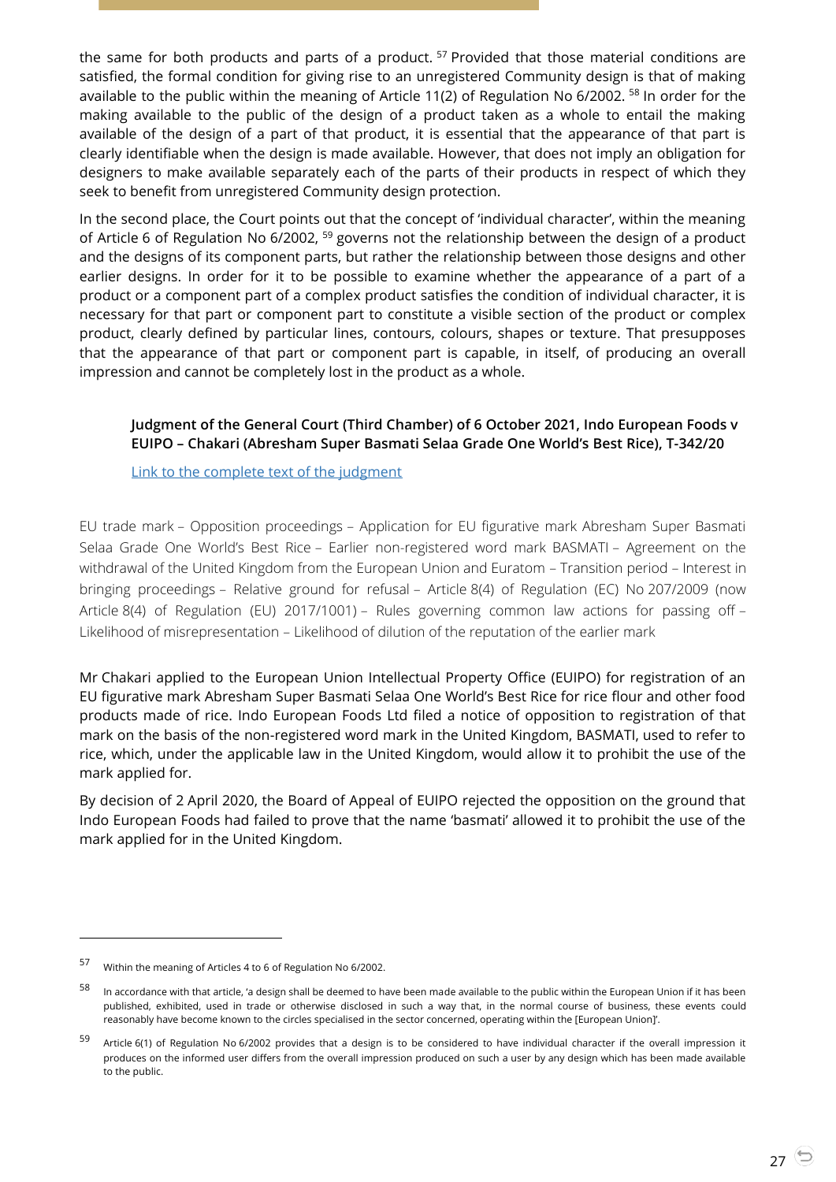the same for both products and parts of a product. [57] Provided that those material conditions are satisfied, the formal condition for giving rise to an unregistered Community design is that of making available to the public within the meaning of Article 11(2) of Regulation No 6/2002. [58] In order for the making available to the public of the design of a product taken as a whole to entail the making available of the design of a part of that product, it is essential that the appearance of that part is clearly identifiable when the design is made available. However, that does not imply an obligation for designers to make available separately each of the parts of their products in respect of which they seek to benefit from unregistered Community design protection.

In the second place, the Court points out that the concept of 'individual character', within the meaning of Article 6 of Regulation No 6/2002, [59] governs not the relationship between the design of a product and the designs of its component parts, but rather the relationship between those designs and other earlier designs. In order for it to be possible to examine whether the appearance of a part of a product or a component part of a complex product satisfies the condition of individual character, it is necessary for that part or component part to constitute a visible section of the product or complex product, clearly defined by particular lines, contours, colours, shapes or texture. That presupposes that the appearance of that part or component part is capable, in itself, of producing an overall impression and cannot be completely lost in the product as a whole.

**Judgment of the General Court (Third Chamber) of 6 October 2021, Indo European Foods v EUIPO – Chakari (Abresham Super Basmati Selaa Grade One World's Best Rice), T‑342/20**

Link to the complete text of the judgment

EU trade mark – Opposition proceedings – Application for EU figurative mark Abresham Super Basmati Selaa Grade One World's Best Rice – Earlier non-registered word mark BASMATI – Agreement on the withdrawal of the United Kingdom from the European Union and Euratom – Transition period – Interest in bringing proceedings – Relative ground for refusal – Article 8(4) of Regulation (EC) No 207/2009 (now Article 8(4) of Regulation (EU) 2017/1001) – Rules governing common law actions for passing off – Likelihood of misrepresentation – Likelihood of dilution of the reputation of the earlier mark

Mr Chakari applied to the European Union Intellectual Property Office (EUIPO) for registration of an EU figurative mark Abresham Super Basmati Selaa One World's Best Rice for rice flour and other food products made of rice. Indo European Foods Ltd filed a notice of opposition to registration of that mark on the basis of the non-registered word mark in the United Kingdom, BASMATI, used to refer to rice, which, under the applicable law in the United Kingdom, would allow it to prohibit the use of the mark applied for.

By decision of 2 April 2020, the Board of Appeal of EUIPO rejected the opposition on the ground that Indo European Foods had failed to prove that the name 'basmati' allowed it to prohibit the use of the mark applied for in the United Kingdom.

---

[57] Within the meaning of Articles 4 to 6 of Regulation No 6/2002.

[58] In accordance with that article, 'a design shall be deemed to have been made available to the public within the European Union if it has been published, exhibited, used in trade or otherwise disclosed in such a way that, in the normal course of business, these events could reasonably have become known to the circles specialised in the sector concerned, operating within the [European Union]'.

[59] Article 6(1) of Regulation No 6/2002 provides that a design is to be considered to have individual character if the overall impression it produces on the informed user differs from the overall impression produced on such a user by any design which has been made available to the public.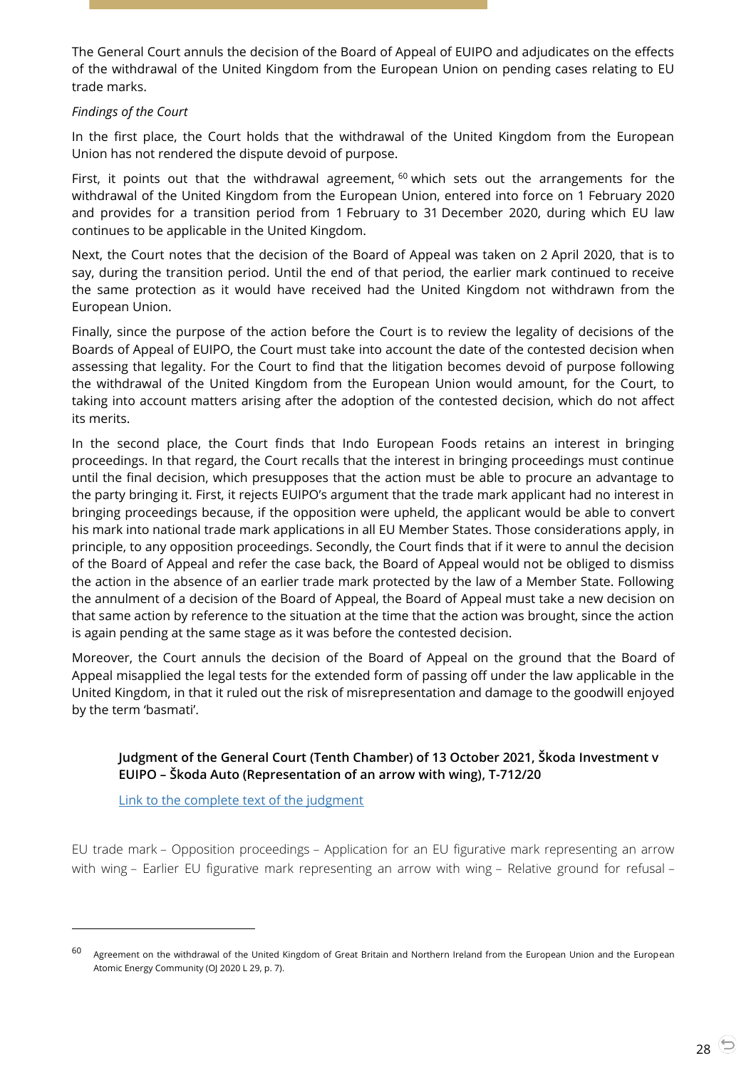The General Court annuls the decision of the Board of Appeal of EUIPO and adjudicates on the effects of the withdrawal of the United Kingdom from the European Union on pending cases relating to EU trade marks.

*Findings of the Court*

In the first place, the Court holds that the withdrawal of the United Kingdom from the European Union has not rendered the dispute devoid of purpose.

First, it points out that the withdrawal agreement, [60] which sets out the arrangements for the withdrawal of the United Kingdom from the European Union, entered into force on 1 February 2020 and provides for a transition period from 1 February to 31 December 2020, during which EU law continues to be applicable in the United Kingdom.

Next, the Court notes that the decision of the Board of Appeal was taken on 2 April 2020, that is to say, during the transition period. Until the end of that period, the earlier mark continued to receive the same protection as it would have received had the United Kingdom not withdrawn from the European Union.

Finally, since the purpose of the action before the Court is to review the legality of decisions of the Boards of Appeal of EUIPO, the Court must take into account the date of the contested decision when assessing that legality. For the Court to find that the litigation becomes devoid of purpose following the withdrawal of the United Kingdom from the European Union would amount, for the Court, to taking into account matters arising after the adoption of the contested decision, which do not affect its merits.

In the second place, the Court finds that Indo European Foods retains an interest in bringing proceedings. In that regard, the Court recalls that the interest in bringing proceedings must continue until the final decision, which presupposes that the action must be able to procure an advantage to the party bringing it. First, it rejects EUIPO's argument that the trade mark applicant had no interest in bringing proceedings because, if the opposition were upheld, the applicant would be able to convert his mark into national trade mark applications in all EU Member States. Those considerations apply, in principle, to any opposition proceedings. Secondly, the Court finds that if it were to annul the decision of the Board of Appeal and refer the case back, the Board of Appeal would not be obliged to dismiss the action in the absence of an earlier trade mark protected by the law of a Member State. Following the annulment of a decision of the Board of Appeal, the Board of Appeal must take a new decision on that same action by reference to the situation at the time that the action was brought, since the action is again pending at the same stage as it was before the contested decision.

Moreover, the Court annuls the decision of the Board of Appeal on the ground that the Board of Appeal misapplied the legal tests for the extended form of passing off under the law applicable in the United Kingdom, in that it ruled out the risk of misrepresentation and damage to the goodwill enjoyed by the term 'basmati'.

**Judgment of the General Court (Tenth Chamber) of 13 October 2021, Škoda Investment v EUIPO – Škoda Auto (Representation of an arrow with wing), T-712/20**

Link to the complete text of the judgment

EU trade mark – Opposition proceedings – Application for an EU figurative mark representing an arrow with wing – Earlier EU figurative mark representing an arrow with wing – Relative ground for refusal –

---

[60] Agreement on the withdrawal of the United Kingdom of Great Britain and Northern Ireland from the European Union and the European Atomic Energy Community (OJ 2020 L 29, p. 7).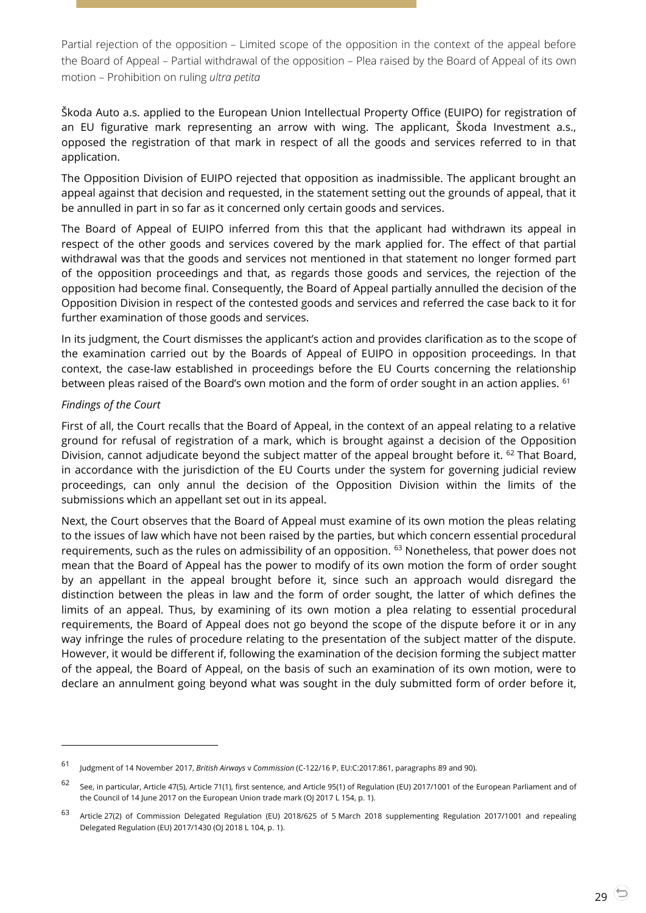Partial rejection of the opposition – Limited scope of the opposition in the context of the appeal before the Board of Appeal – Partial withdrawal of the opposition – Plea raised by the Board of Appeal of its own motion – Prohibition on ruling *ultra petita*

Škoda Auto a.s. applied to the European Union Intellectual Property Office (EUIPO) for registration of an EU figurative mark representing an arrow with wing. The applicant, Škoda Investment a.s., opposed the registration of that mark in respect of all the goods and services referred to in that application.

The Opposition Division of EUIPO rejected that opposition as inadmissible. The applicant brought an appeal against that decision and requested, in the statement setting out the grounds of appeal, that it be annulled in part in so far as it concerned only certain goods and services.

The Board of Appeal of EUIPO inferred from this that the applicant had withdrawn its appeal in respect of the other goods and services covered by the mark applied for. The effect of that partial withdrawal was that the goods and services not mentioned in that statement no longer formed part of the opposition proceedings and that, as regards those goods and services, the rejection of the opposition had become final. Consequently, the Board of Appeal partially annulled the decision of the Opposition Division in respect of the contested goods and services and referred the case back to it for further examination of those goods and services.

In its judgment, the Court dismisses the applicant's action and provides clarification as to the scope of the examination carried out by the Boards of Appeal of EUIPO in opposition proceedings. In that context, the case-law established in proceedings before the EU Courts concerning the relationship between pleas raised of the Board's own motion and the form of order sought in an action applies. [61]

*Findings of the Court*

First of all, the Court recalls that the Board of Appeal, in the context of an appeal relating to a relative ground for refusal of registration of a mark, which is brought against a decision of the Opposition Division, cannot adjudicate beyond the subject matter of the appeal brought before it. [62] That Board, in accordance with the jurisdiction of the EU Courts under the system for governing judicial review proceedings, can only annul the decision of the Opposition Division within the limits of the submissions which an appellant set out in its appeal.

Next, the Court observes that the Board of Appeal must examine of its own motion the pleas relating to the issues of law which have not been raised by the parties, but which concern essential procedural requirements, such as the rules on admissibility of an opposition. [63] Nonetheless, that power does not mean that the Board of Appeal has the power to modify of its own motion the form of order sought by an appellant in the appeal brought before it, since such an approach would disregard the distinction between the pleas in law and the form of order sought, the latter of which defines the limits of an appeal. Thus, by examining of its own motion a plea relating to essential procedural requirements, the Board of Appeal does not go beyond the scope of the dispute before it or in any way infringe the rules of procedure relating to the presentation of the subject matter of the dispute. However, it would be different if, following the examination of the decision forming the subject matter of the appeal, the Board of Appeal, on the basis of such an examination of its own motion, were to declare an annulment going beyond what was sought in the duly submitted form of order before it,

---

[61] Judgment of 14 November 2017, *British Airways* v *Commission* (C-122/16 P, EU:C:2017:861, paragraphs 89 and 90).

[62] See, in particular, Article 47(5), Article 71(1), first sentence, and Article 95(1) of Regulation (EU) 2017/1001 of the European Parliament and of the Council of 14 June 2017 on the European Union trade mark (OJ 2017 L 154, p. 1).

[63] Article 27(2) of Commission Delegated Regulation (EU) 2018/625 of 5 March 2018 supplementing Regulation 2017/1001 and repealing Delegated Regulation (EU) 2017/1430 (OJ 2018 L 104, p. 1).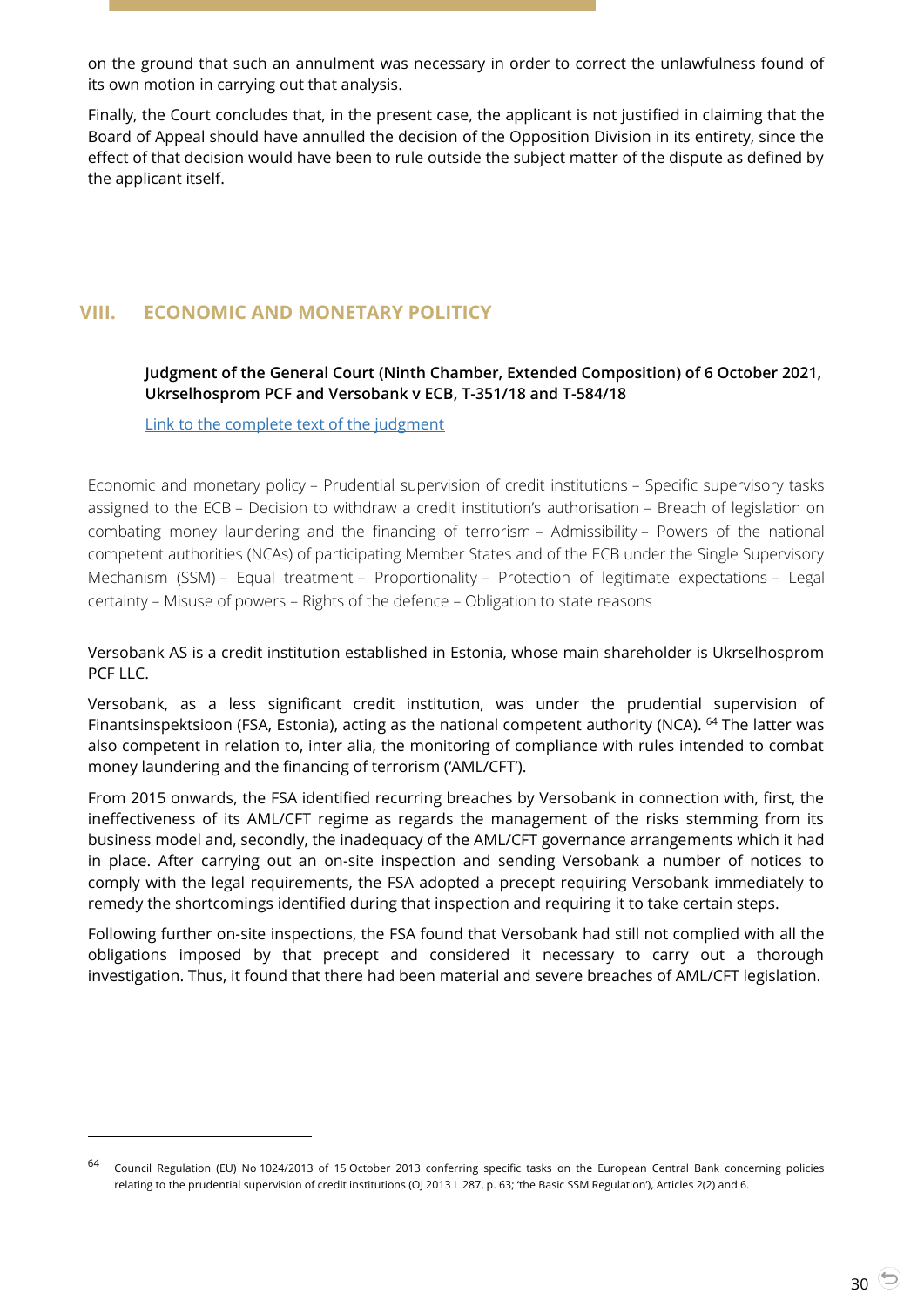on the ground that such an annulment was necessary in order to correct the unlawfulness found of its own motion in carrying out that analysis.

Finally, the Court concludes that, in the present case, the applicant is not justified in claiming that the Board of Appeal should have annulled the decision of the Opposition Division in its entirety, since the effect of that decision would have been to rule outside the subject matter of the dispute as defined by the applicant itself.

# VIII. ECONOMIC AND MONETARY POLITICY

**Judgment of the General Court (Ninth Chamber, Extended Composition) of 6 October 2021, Ukrselhosprom PCF and Versobank v ECB, T-351/18 and T-584/18**

Link to the complete text of the judgment

Economic and monetary policy – Prudential supervision of credit institutions – Specific supervisory tasks assigned to the ECB – Decision to withdraw a credit institution's authorisation – Breach of legislation on combating money laundering and the financing of terrorism – Admissibility – Powers of the national competent authorities (NCAs) of participating Member States and of the ECB under the Single Supervisory Mechanism (SSM) – Equal treatment – Proportionality – Protection of legitimate expectations – Legal certainty – Misuse of powers – Rights of the defence – Obligation to state reasons

Versobank AS is a credit institution established in Estonia, whose main shareholder is Ukrselhosprom PCF LLC.

Versobank, as a less significant credit institution, was under the prudential supervision of Finantsinspektsioon (FSA, Estonia), acting as the national competent authority (NCA). [64] The latter was also competent in relation to, inter alia, the monitoring of compliance with rules intended to combat money laundering and the financing of terrorism ('AML/CFT').

From 2015 onwards, the FSA identified recurring breaches by Versobank in connection with, first, the ineffectiveness of its AML/CFT regime as regards the management of the risks stemming from its business model and, secondly, the inadequacy of the AML/CFT governance arrangements which it had in place. After carrying out an on-site inspection and sending Versobank a number of notices to comply with the legal requirements, the FSA adopted a precept requiring Versobank immediately to remedy the shortcomings identified during that inspection and requiring it to take certain steps.

Following further on-site inspections, the FSA found that Versobank had still not complied with all the obligations imposed by that precept and considered it necessary to carry out a thorough investigation. Thus, it found that there had been material and severe breaches of AML/CFT legislation.

---

[64] Council Regulation (EU) No 1024/2013 of 15 October 2013 conferring specific tasks on the European Central Bank concerning policies relating to the prudential supervision of credit institutions (OJ 2013 L 287, p. 63; 'the Basic SSM Regulation'), Articles 2(2) and 6.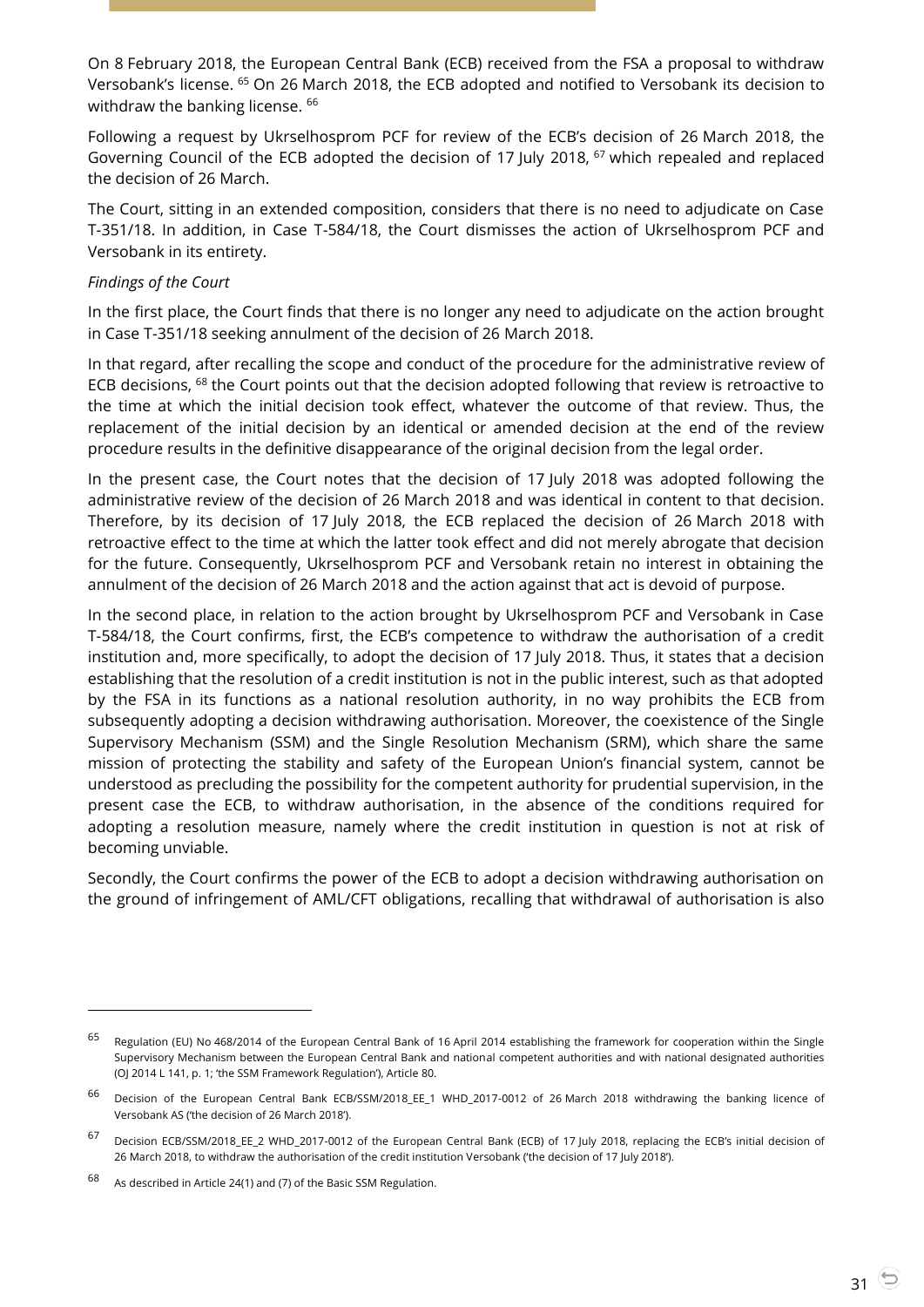On 8 February 2018, the European Central Bank (ECB) received from the FSA a proposal to withdraw Versobank's license. [65] On 26 March 2018, the ECB adopted and notified to Versobank its decision to withdraw the banking license. [66]

Following a request by Ukrselhosprom PCF for review of the ECB's decision of 26 March 2018, the Governing Council of the ECB adopted the decision of 17 July 2018, [67] which repealed and replaced the decision of 26 March.

The Court, sitting in an extended composition, considers that there is no need to adjudicate on Case T-351/18. In addition, in Case T-584/18, the Court dismisses the action of Ukrselhosprom PCF and Versobank in its entirety.

*Findings of the Court*

In the first place, the Court finds that there is no longer any need to adjudicate on the action brought in Case T-351/18 seeking annulment of the decision of 26 March 2018.

In that regard, after recalling the scope and conduct of the procedure for the administrative review of ECB decisions, [68] the Court points out that the decision adopted following that review is retroactive to the time at which the initial decision took effect, whatever the outcome of that review. Thus, the replacement of the initial decision by an identical or amended decision at the end of the review procedure results in the definitive disappearance of the original decision from the legal order.

In the present case, the Court notes that the decision of 17 July 2018 was adopted following the administrative review of the decision of 26 March 2018 and was identical in content to that decision. Therefore, by its decision of 17 July 2018, the ECB replaced the decision of 26 March 2018 with retroactive effect to the time at which the latter took effect and did not merely abrogate that decision for the future. Consequently, Ukrselhosprom PCF and Versobank retain no interest in obtaining the annulment of the decision of 26 March 2018 and the action against that act is devoid of purpose.

In the second place, in relation to the action brought by Ukrselhosprom PCF and Versobank in Case T-584/18, the Court confirms, first, the ECB's competence to withdraw the authorisation of a credit institution and, more specifically, to adopt the decision of 17 July 2018. Thus, it states that a decision establishing that the resolution of a credit institution is not in the public interest, such as that adopted by the FSA in its functions as a national resolution authority, in no way prohibits the ECB from subsequently adopting a decision withdrawing authorisation. Moreover, the coexistence of the Single Supervisory Mechanism (SSM) and the Single Resolution Mechanism (SRM), which share the same mission of protecting the stability and safety of the European Union's financial system, cannot be understood as precluding the possibility for the competent authority for prudential supervision, in the present case the ECB, to withdraw authorisation, in the absence of the conditions required for adopting a resolution measure, namely where the credit institution in question is not at risk of becoming unviable.

Secondly, the Court confirms the power of the ECB to adopt a decision withdrawing authorisation on the ground of infringement of AML/CFT obligations, recalling that withdrawal of authorisation is also

---

[65] Regulation (EU) No 468/2014 of the European Central Bank of 16 April 2014 establishing the framework for cooperation within the Single Supervisory Mechanism between the European Central Bank and national competent authorities and with national designated authorities (OJ 2014 L 141, p. 1; 'the SSM Framework Regulation'), Article 80.

[66] Decision of the European Central Bank ECB/SSM/2018_EE_1 WHD_2017-0012 of 26 March 2018 withdrawing the banking licence of Versobank AS ('the decision of 26 March 2018').

[67] Decision ECB/SSM/2018_EE_2 WHD_2017-0012 of the European Central Bank (ECB) of 17 July 2018, replacing the ECB's initial decision of 26 March 2018, to withdraw the authorisation of the credit institution Versobank ('the decision of 17 July 2018').

[68] As described in Article 24(1) and (7) of the Basic SSM Regulation.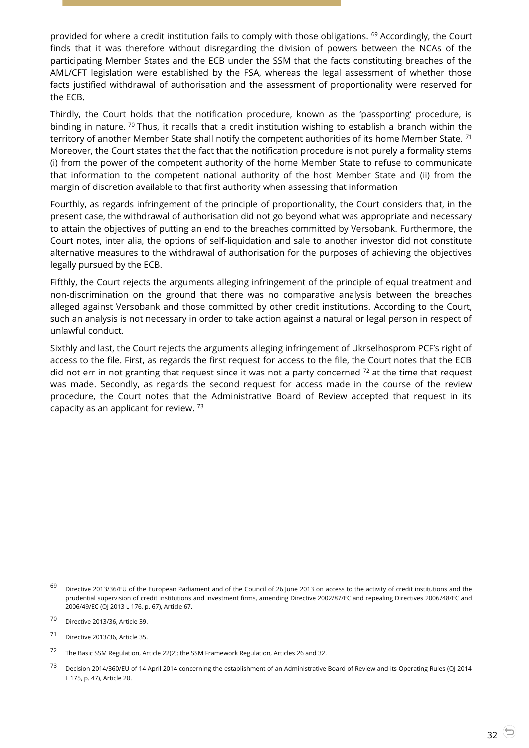provided for where a credit institution fails to comply with those obligations. [69] Accordingly, the Court finds that it was therefore without disregarding the division of powers between the NCAs of the participating Member States and the ECB under the SSM that the facts constituting breaches of the AML/CFT legislation were established by the FSA, whereas the legal assessment of whether those facts justified withdrawal of authorisation and the assessment of proportionality were reserved for the ECB.

Thirdly, the Court holds that the notification procedure, known as the 'passporting' procedure, is binding in nature. [70] Thus, it recalls that a credit institution wishing to establish a branch within the territory of another Member State shall notify the competent authorities of its home Member State. [71] Moreover, the Court states that the fact that the notification procedure is not purely a formality stems (i) from the power of the competent authority of the home Member State to refuse to communicate that information to the competent national authority of the host Member State and (ii) from the margin of discretion available to that first authority when assessing that information

Fourthly, as regards infringement of the principle of proportionality, the Court considers that, in the present case, the withdrawal of authorisation did not go beyond what was appropriate and necessary to attain the objectives of putting an end to the breaches committed by Versobank. Furthermore, the Court notes, inter alia, the options of self-liquidation and sale to another investor did not constitute alternative measures to the withdrawal of authorisation for the purposes of achieving the objectives legally pursued by the ECB.

Fifthly, the Court rejects the arguments alleging infringement of the principle of equal treatment and non-discrimination on the ground that there was no comparative analysis between the breaches alleged against Versobank and those committed by other credit institutions. According to the Court, such an analysis is not necessary in order to take action against a natural or legal person in respect of unlawful conduct.

Sixthly and last, the Court rejects the arguments alleging infringement of Ukrselhosprom PCF's right of access to the file. First, as regards the first request for access to the file, the Court notes that the ECB did not err in not granting that request since it was not a party concerned [72] at the time that request was made. Secondly, as regards the second request for access made in the course of the review procedure, the Court notes that the Administrative Board of Review accepted that request in its capacity as an applicant for review. [73]

---

[69] Directive 2013/36/EU of the European Parliament and of the Council of 26 June 2013 on access to the activity of credit institutions and the prudential supervision of credit institutions and investment firms, amending Directive 2002/87/EC and repealing Directives 2006/48/EC and 2006/49/EC (OJ 2013 L 176, p. 67), Article 67.

[70] Directive 2013/36, Article 39.

[71] Directive 2013/36, Article 35.

[72] The Basic SSM Regulation, Article 22(2); the SSM Framework Regulation, Articles 26 and 32.

[73] Decision 2014/360/EU of 14 April 2014 concerning the establishment of an Administrative Board of Review and its Operating Rules (OJ 2014 L 175, p. 47), Article 20.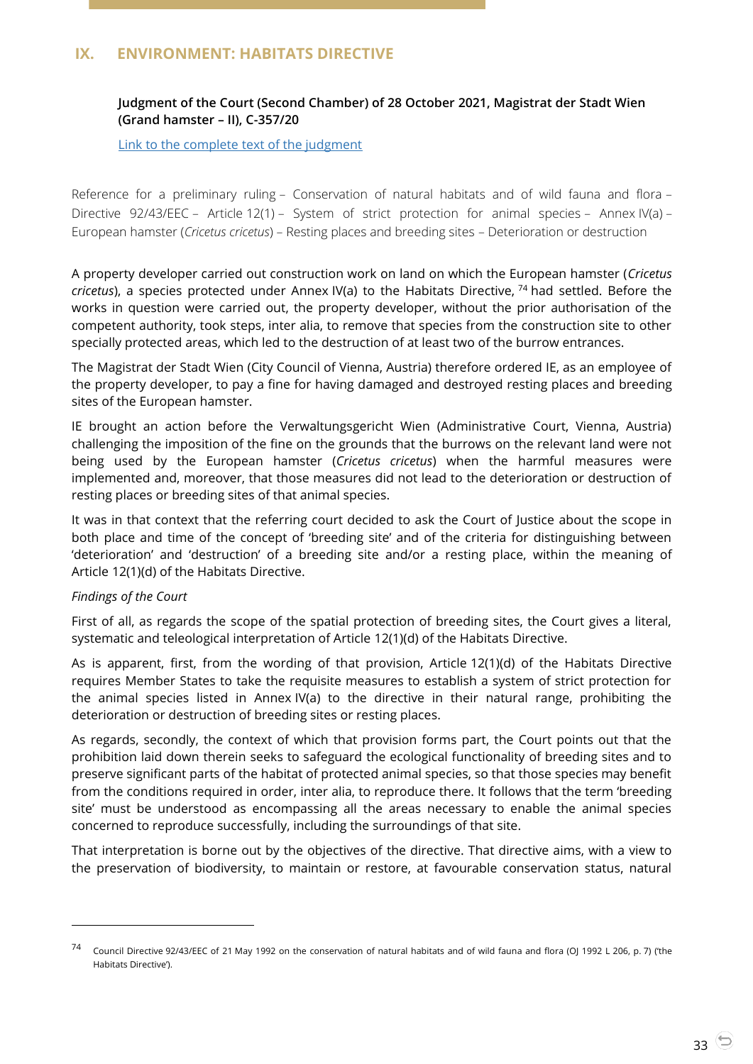## IX. ENVIRONMENT: HABITATS DIRECTIVE

### Judgment of the Court (Second Chamber) of 28 October 2021, Magistrat der Stadt Wien (Grand hamster – II), C-357/20

[Link to the complete text of the judgment]

Reference for a preliminary ruling – Conservation of natural habitats and of wild fauna and flora – Directive 92/43/EEC – Article 12(1) – System of strict protection for animal species – Annex IV(a) – European hamster (*Cricetus cricetus*) – Resting places and breeding sites – Deterioration or destruction

A property developer carried out construction work on land on which the European hamster (*Cricetus cricetus*), a species protected under Annex IV(a) to the Habitats Directive, [74] had settled. Before the works in question were carried out, the property developer, without the prior authorisation of the competent authority, took steps, inter alia, to remove that species from the construction site to other specially protected areas, which led to the destruction of at least two of the burrow entrances.

The Magistrat der Stadt Wien (City Council of Vienna, Austria) therefore ordered IE, as an employee of the property developer, to pay a fine for having damaged and destroyed resting places and breeding sites of the European hamster.

IE brought an action before the Verwaltungsgericht Wien (Administrative Court, Vienna, Austria) challenging the imposition of the fine on the grounds that the burrows on the relevant land were not being used by the European hamster (*Cricetus cricetus*) when the harmful measures were implemented and, moreover, that those measures did not lead to the deterioration or destruction of resting places or breeding sites of that animal species.

It was in that context that the referring court decided to ask the Court of Justice about the scope in both place and time of the concept of 'breeding site' and of the criteria for distinguishing between 'deterioration' and 'destruction' of a breeding site and/or a resting place, within the meaning of Article 12(1)(d) of the Habitats Directive.

*Findings of the Court*

First of all, as regards the scope of the spatial protection of breeding sites, the Court gives a literal, systematic and teleological interpretation of Article 12(1)(d) of the Habitats Directive.

As is apparent, first, from the wording of that provision, Article 12(1)(d) of the Habitats Directive requires Member States to take the requisite measures to establish a system of strict protection for the animal species listed in Annex IV(a) to the directive in their natural range, prohibiting the deterioration or destruction of breeding sites or resting places.

As regards, secondly, the context of which that provision forms part, the Court points out that the prohibition laid down therein seeks to safeguard the ecological functionality of breeding sites and to preserve significant parts of the habitat of protected animal species, so that those species may benefit from the conditions required in order, inter alia, to reproduce there. It follows that the term 'breeding site' must be understood as encompassing all the areas necessary to enable the animal species concerned to reproduce successfully, including the surroundings of that site.

That interpretation is borne out by the objectives of the directive. That directive aims, with a view to the preservation of biodiversity, to maintain or restore, at favourable conservation status, natural

---

[74] Council Directive 92/43/EEC of 21 May 1992 on the conservation of natural habitats and of wild fauna and flora (OJ 1992 L 206, p. 7) ('the Habitats Directive').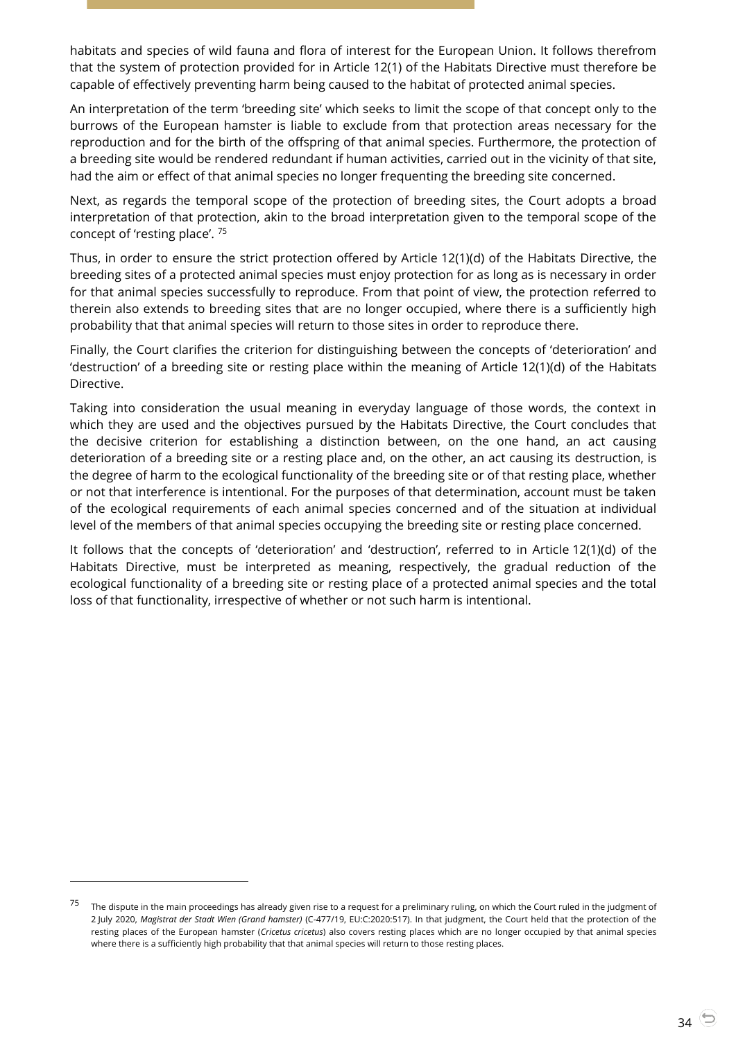habitats and species of wild fauna and flora of interest for the European Union. It follows therefrom that the system of protection provided for in Article 12(1) of the Habitats Directive must therefore be capable of effectively preventing harm being caused to the habitat of protected animal species.

An interpretation of the term 'breeding site' which seeks to limit the scope of that concept only to the burrows of the European hamster is liable to exclude from that protection areas necessary for the reproduction and for the birth of the offspring of that animal species. Furthermore, the protection of a breeding site would be rendered redundant if human activities, carried out in the vicinity of that site, had the aim or effect of that animal species no longer frequenting the breeding site concerned.

Next, as regards the temporal scope of the protection of breeding sites, the Court adopts a broad interpretation of that protection, akin to the broad interpretation given to the temporal scope of the concept of 'resting place'. [75]

Thus, in order to ensure the strict protection offered by Article 12(1)(d) of the Habitats Directive, the breeding sites of a protected animal species must enjoy protection for as long as is necessary in order for that animal species successfully to reproduce. From that point of view, the protection referred to therein also extends to breeding sites that are no longer occupied, where there is a sufficiently high probability that that animal species will return to those sites in order to reproduce there.

Finally, the Court clarifies the criterion for distinguishing between the concepts of 'deterioration' and 'destruction' of a breeding site or resting place within the meaning of Article 12(1)(d) of the Habitats Directive.

Taking into consideration the usual meaning in everyday language of those words, the context in which they are used and the objectives pursued by the Habitats Directive, the Court concludes that the decisive criterion for establishing a distinction between, on the one hand, an act causing deterioration of a breeding site or a resting place and, on the other, an act causing its destruction, is the degree of harm to the ecological functionality of the breeding site or of that resting place, whether or not that interference is intentional. For the purposes of that determination, account must be taken of the ecological requirements of each animal species concerned and of the situation at individual level of the members of that animal species occupying the breeding site or resting place concerned.

It follows that the concepts of 'deterioration' and 'destruction', referred to in Article 12(1)(d) of the Habitats Directive, must be interpreted as meaning, respectively, the gradual reduction of the ecological functionality of a breeding site or resting place of a protected animal species and the total loss of that functionality, irrespective of whether or not such harm is intentional.

---

[75] The dispute in the main proceedings has already given rise to a request for a preliminary ruling, on which the Court ruled in the judgment of 2 July 2020, *Magistrat der Stadt Wien (Grand hamster)* (C-477/19, EU:C:2020:517). In that judgment, the Court held that the protection of the resting places of the European hamster (*Cricetus cricetus*) also covers resting places which are no longer occupied by that animal species where there is a sufficiently high probability that that animal species will return to those resting places.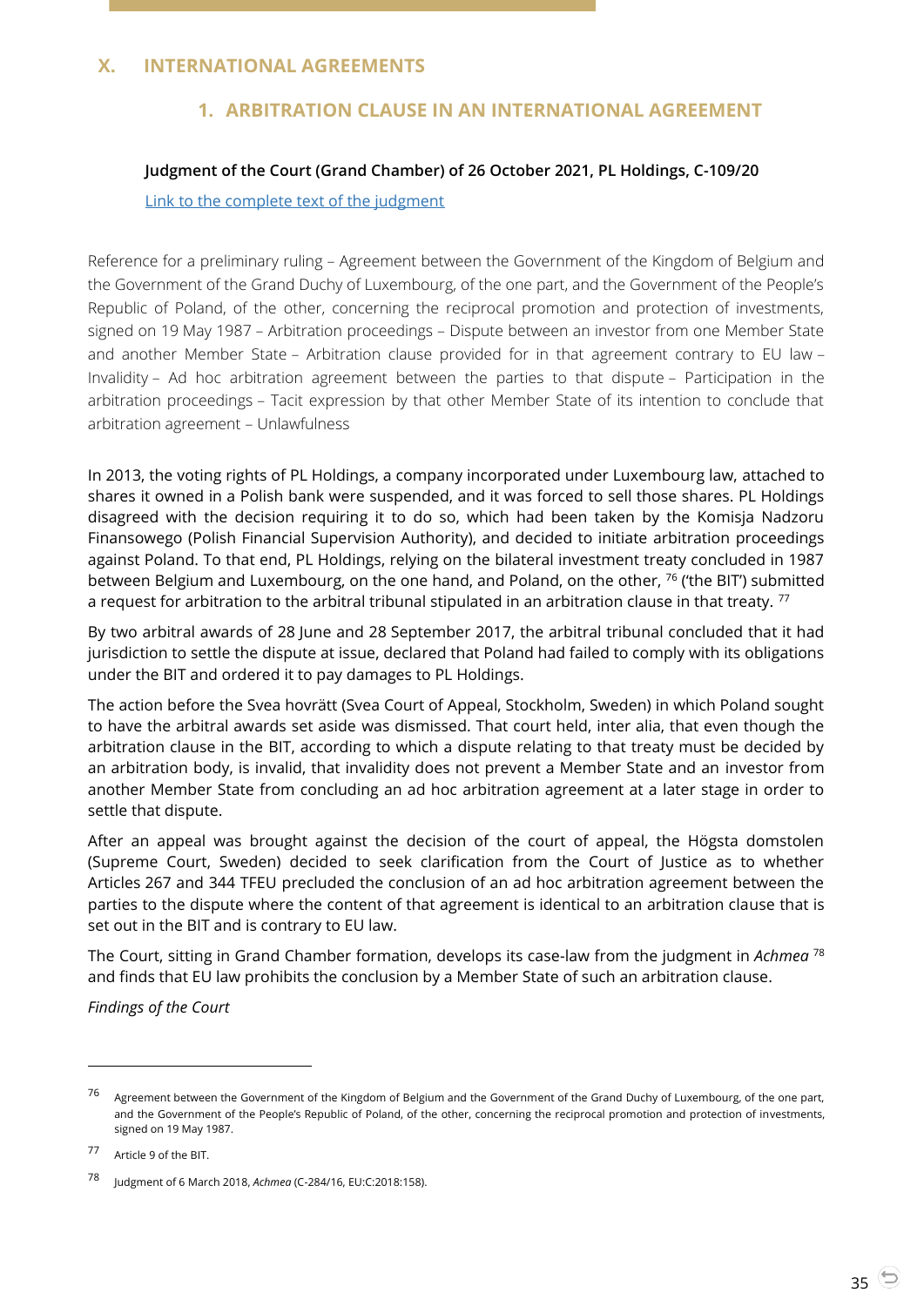# X. INTERNATIONAL AGREEMENTS

## 1. ARBITRATION CLAUSE IN AN INTERNATIONAL AGREEMENT

**Judgment of the Court (Grand Chamber) of 26 October 2021, PL Holdings, C-109/20**

Link to the complete text of the judgment

Reference for a preliminary ruling – Agreement between the Government of the Kingdom of Belgium and the Government of the Grand Duchy of Luxembourg, of the one part, and the Government of the People's Republic of Poland, of the other, concerning the reciprocal promotion and protection of investments, signed on 19 May 1987 – Arbitration proceedings – Dispute between an investor from one Member State and another Member State – Arbitration clause provided for in that agreement contrary to EU law – Invalidity – Ad hoc arbitration agreement between the parties to that dispute – Participation in the arbitration proceedings – Tacit expression by that other Member State of its intention to conclude that arbitration agreement – Unlawfulness

In 2013, the voting rights of PL Holdings, a company incorporated under Luxembourg law, attached to shares it owned in a Polish bank were suspended, and it was forced to sell those shares. PL Holdings disagreed with the decision requiring it to do so, which had been taken by the Komisja Nadzoru Finansowego (Polish Financial Supervision Authority), and decided to initiate arbitration proceedings against Poland. To that end, PL Holdings, relying on the bilateral investment treaty concluded in 1987 between Belgium and Luxembourg, on the one hand, and Poland, on the other, [76] ('the BIT') submitted a request for arbitration to the arbitral tribunal stipulated in an arbitration clause in that treaty. [77]

By two arbitral awards of 28 June and 28 September 2017, the arbitral tribunal concluded that it had jurisdiction to settle the dispute at issue, declared that Poland had failed to comply with its obligations under the BIT and ordered it to pay damages to PL Holdings.

The action before the Svea hovrätt (Svea Court of Appeal, Stockholm, Sweden) in which Poland sought to have the arbitral awards set aside was dismissed. That court held, inter alia, that even though the arbitration clause in the BIT, according to which a dispute relating to that treaty must be decided by an arbitration body, is invalid, that invalidity does not prevent a Member State and an investor from another Member State from concluding an ad hoc arbitration agreement at a later stage in order to settle that dispute.

After an appeal was brought against the decision of the court of appeal, the Högsta domstolen (Supreme Court, Sweden) decided to seek clarification from the Court of Justice as to whether Articles 267 and 344 TFEU precluded the conclusion of an ad hoc arbitration agreement between the parties to the dispute where the content of that agreement is identical to an arbitration clause that is set out in the BIT and is contrary to EU law.

The Court, sitting in Grand Chamber formation, develops its case-law from the judgment in *Achmea* [78] and finds that EU law prohibits the conclusion by a Member State of such an arbitration clause.

*Findings of the Court*

---

[76] Agreement between the Government of the Kingdom of Belgium and the Government of the Grand Duchy of Luxembourg, of the one part, and the Government of the People's Republic of Poland, of the other, concerning the reciprocal promotion and protection of investments, signed on 19 May 1987.

[77] Article 9 of the BIT.

[78] Judgment of 6 March 2018, *Achmea* (C-284/16, EU:C:2018:158).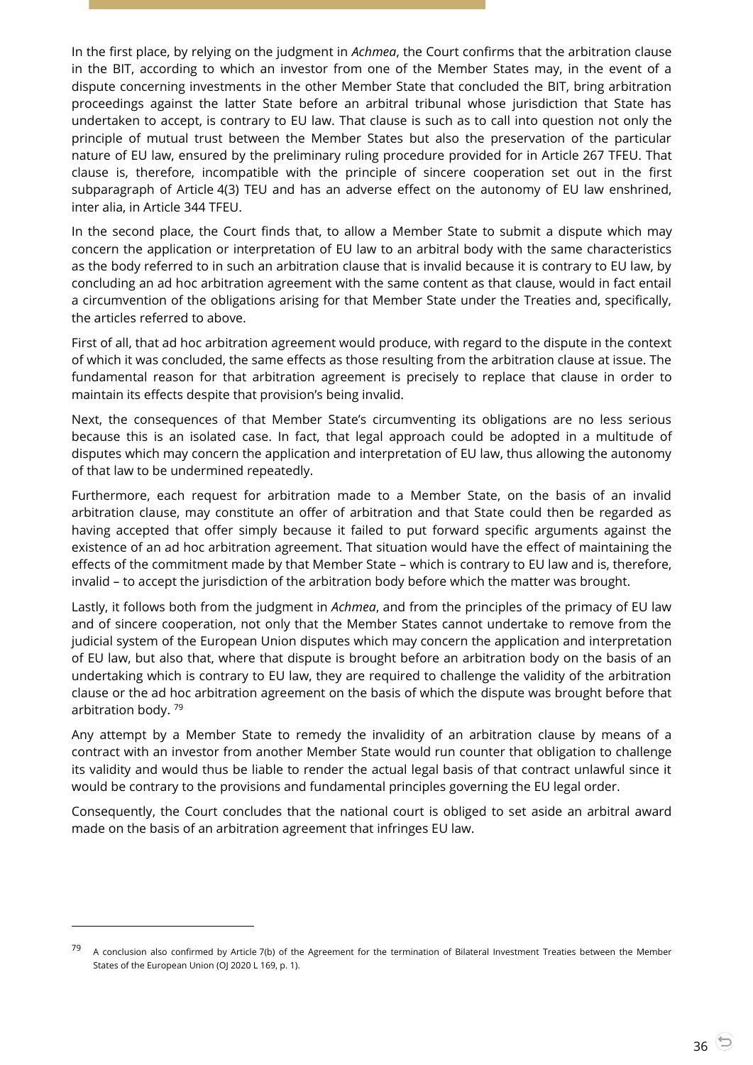In the first place, by relying on the judgment in *Achmea*, the Court confirms that the arbitration clause in the BIT, according to which an investor from one of the Member States may, in the event of a dispute concerning investments in the other Member State that concluded the BIT, bring arbitration proceedings against the latter State before an arbitral tribunal whose jurisdiction that State has undertaken to accept, is contrary to EU law. That clause is such as to call into question not only the principle of mutual trust between the Member States but also the preservation of the particular nature of EU law, ensured by the preliminary ruling procedure provided for in Article 267 TFEU. That clause is, therefore, incompatible with the principle of sincere cooperation set out in the first subparagraph of Article 4(3) TEU and has an adverse effect on the autonomy of EU law enshrined, inter alia, in Article 344 TFEU.

In the second place, the Court finds that, to allow a Member State to submit a dispute which may concern the application or interpretation of EU law to an arbitral body with the same characteristics as the body referred to in such an arbitration clause that is invalid because it is contrary to EU law, by concluding an ad hoc arbitration agreement with the same content as that clause, would in fact entail a circumvention of the obligations arising for that Member State under the Treaties and, specifically, the articles referred to above.

First of all, that ad hoc arbitration agreement would produce, with regard to the dispute in the context of which it was concluded, the same effects as those resulting from the arbitration clause at issue. The fundamental reason for that arbitration agreement is precisely to replace that clause in order to maintain its effects despite that provision's being invalid.

Next, the consequences of that Member State's circumventing its obligations are no less serious because this is an isolated case. In fact, that legal approach could be adopted in a multitude of disputes which may concern the application and interpretation of EU law, thus allowing the autonomy of that law to be undermined repeatedly.

Furthermore, each request for arbitration made to a Member State, on the basis of an invalid arbitration clause, may constitute an offer of arbitration and that State could then be regarded as having accepted that offer simply because it failed to put forward specific arguments against the existence of an ad hoc arbitration agreement. That situation would have the effect of maintaining the effects of the commitment made by that Member State – which is contrary to EU law and is, therefore, invalid – to accept the jurisdiction of the arbitration body before which the matter was brought.

Lastly, it follows both from the judgment in *Achmea*, and from the principles of the primacy of EU law and of sincere cooperation, not only that the Member States cannot undertake to remove from the judicial system of the European Union disputes which may concern the application and interpretation of EU law, but also that, where that dispute is brought before an arbitration body on the basis of an undertaking which is contrary to EU law, they are required to challenge the validity of the arbitration clause or the ad hoc arbitration agreement on the basis of which the dispute was brought before that arbitration body. [79]

Any attempt by a Member State to remedy the invalidity of an arbitration clause by means of a contract with an investor from another Member State would run counter that obligation to challenge its validity and would thus be liable to render the actual legal basis of that contract unlawful since it would be contrary to the provisions and fundamental principles governing the EU legal order.

Consequently, the Court concludes that the national court is obliged to set aside an arbitral award made on the basis of an arbitration agreement that infringes EU law.

---

[79] A conclusion also confirmed by Article 7(b) of the Agreement for the termination of Bilateral Investment Treaties between the Member States of the European Union (OJ 2020 L 169, p. 1).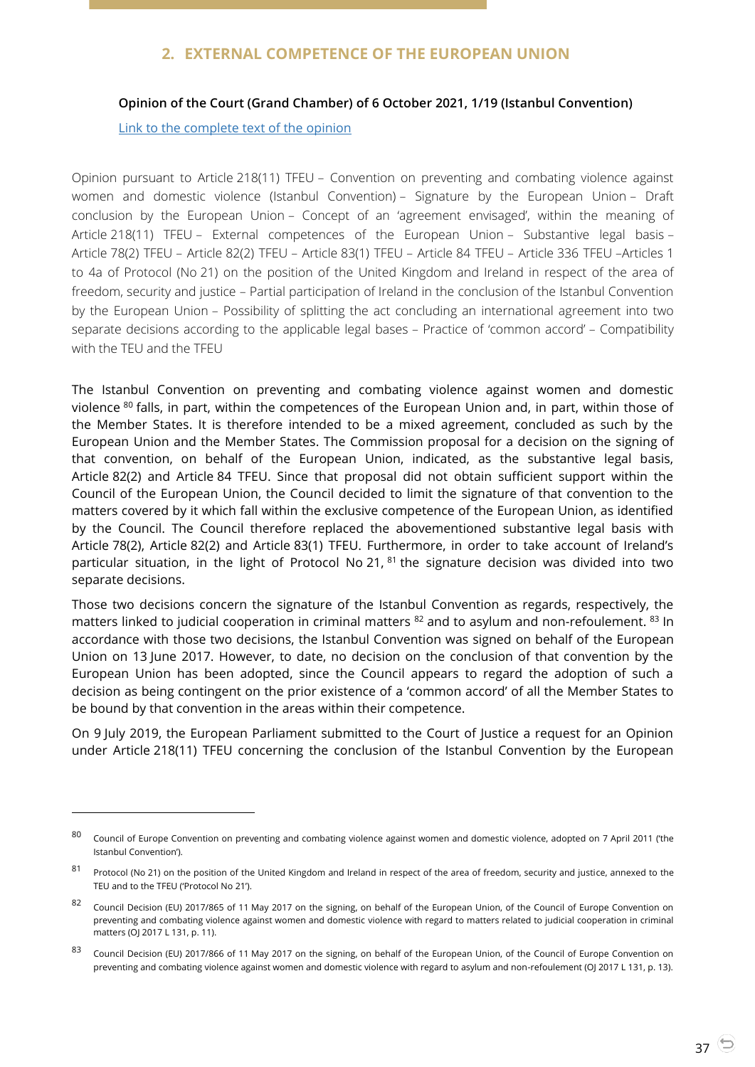## 2. EXTERNAL COMPETENCE OF THE EUROPEAN UNION

**Opinion of the Court (Grand Chamber) of 6 October 2021, 1/19 (Istanbul Convention)**

Link to the complete text of the opinion

Opinion pursuant to Article 218(11) TFEU – Convention on preventing and combating violence against women and domestic violence (Istanbul Convention) – Signature by the European Union – Draft conclusion by the European Union – Concept of an 'agreement envisaged', within the meaning of Article 218(11) TFEU – External competences of the European Union – Substantive legal basis – Article 78(2) TFEU – Article 82(2) TFEU – Article 83(1) TFEU – Article 84 TFEU – Article 336 TFEU –Articles 1 to 4a of Protocol (No 21) on the position of the United Kingdom and Ireland in respect of the area of freedom, security and justice – Partial participation of Ireland in the conclusion of the Istanbul Convention by the European Union – Possibility of splitting the act concluding an international agreement into two separate decisions according to the applicable legal bases – Practice of 'common accord' – Compatibility with the TEU and the TFEU

The Istanbul Convention on preventing and combating violence against women and domestic violence [80] falls, in part, within the competences of the European Union and, in part, within those of the Member States. It is therefore intended to be a mixed agreement, concluded as such by the European Union and the Member States. The Commission proposal for a decision on the signing of that convention, on behalf of the European Union, indicated, as the substantive legal basis, Article 82(2) and Article 84 TFEU. Since that proposal did not obtain sufficient support within the Council of the European Union, the Council decided to limit the signature of that convention to the matters covered by it which fall within the exclusive competence of the European Union, as identified by the Council. The Council therefore replaced the abovementioned substantive legal basis with Article 78(2), Article 82(2) and Article 83(1) TFEU. Furthermore, in order to take account of Ireland's particular situation, in the light of Protocol No 21, [81] the signature decision was divided into two separate decisions.

Those two decisions concern the signature of the Istanbul Convention as regards, respectively, the matters linked to judicial cooperation in criminal matters [82] and to asylum and non-refoulement. [83] In accordance with those two decisions, the Istanbul Convention was signed on behalf of the European Union on 13 June 2017. However, to date, no decision on the conclusion of that convention by the European Union has been adopted, since the Council appears to regard the adoption of such a decision as being contingent on the prior existence of a 'common accord' of all the Member States to be bound by that convention in the areas within their competence.

On 9 July 2019, the European Parliament submitted to the Court of Justice a request for an Opinion under Article 218(11) TFEU concerning the conclusion of the Istanbul Convention by the European

---

[80] Council of Europe Convention on preventing and combating violence against women and domestic violence, adopted on 7 April 2011 ('the Istanbul Convention').

[81] Protocol (No 21) on the position of the United Kingdom and Ireland in respect of the area of freedom, security and justice, annexed to the TEU and to the TFEU ('Protocol No 21').

[82] Council Decision (EU) 2017/865 of 11 May 2017 on the signing, on behalf of the European Union, of the Council of Europe Convention on preventing and combating violence against women and domestic violence with regard to matters related to judicial cooperation in criminal matters (OJ 2017 L 131, p. 11).

[83] Council Decision (EU) 2017/866 of 11 May 2017 on the signing, on behalf of the European Union, of the Council of Europe Convention on preventing and combating violence against women and domestic violence with regard to asylum and non-refoulement (OJ 2017 L 131, p. 13).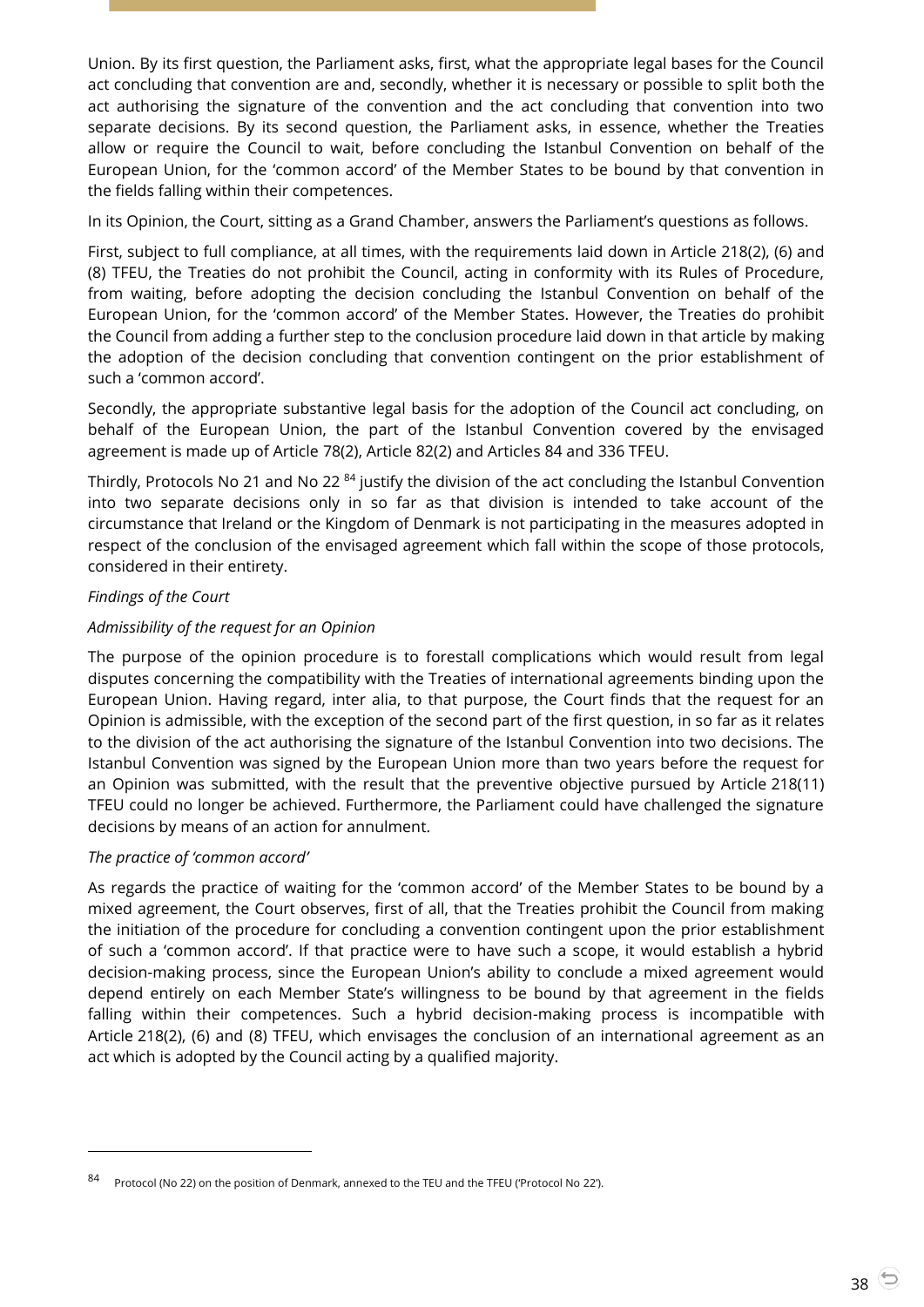Union. By its first question, the Parliament asks, first, what the appropriate legal bases for the Council act concluding that convention are and, secondly, whether it is necessary or possible to split both the act authorising the signature of the convention and the act concluding that convention into two separate decisions. By its second question, the Parliament asks, in essence, whether the Treaties allow or require the Council to wait, before concluding the Istanbul Convention on behalf of the European Union, for the 'common accord' of the Member States to be bound by that convention in the fields falling within their competences.

In its Opinion, the Court, sitting as a Grand Chamber, answers the Parliament's questions as follows.

First, subject to full compliance, at all times, with the requirements laid down in Article 218(2), (6) and (8) TFEU, the Treaties do not prohibit the Council, acting in conformity with its Rules of Procedure, from waiting, before adopting the decision concluding the Istanbul Convention on behalf of the European Union, for the 'common accord' of the Member States. However, the Treaties do prohibit the Council from adding a further step to the conclusion procedure laid down in that article by making the adoption of the decision concluding that convention contingent on the prior establishment of such a 'common accord'.

Secondly, the appropriate substantive legal basis for the adoption of the Council act concluding, on behalf of the European Union, the part of the Istanbul Convention covered by the envisaged agreement is made up of Article 78(2), Article 82(2) and Articles 84 and 336 TFEU.

Thirdly, Protocols No 21 and No 22 [84] justify the division of the act concluding the Istanbul Convention into two separate decisions only in so far as that division is intended to take account of the circumstance that Ireland or the Kingdom of Denmark is not participating in the measures adopted in respect of the conclusion of the envisaged agreement which fall within the scope of those protocols, considered in their entirety.

*Findings of the Court*

*Admissibility of the request for an Opinion*

The purpose of the opinion procedure is to forestall complications which would result from legal disputes concerning the compatibility with the Treaties of international agreements binding upon the European Union. Having regard, inter alia, to that purpose, the Court finds that the request for an Opinion is admissible, with the exception of the second part of the first question, in so far as it relates to the division of the act authorising the signature of the Istanbul Convention into two decisions. The Istanbul Convention was signed by the European Union more than two years before the request for an Opinion was submitted, with the result that the preventive objective pursued by Article 218(11) TFEU could no longer be achieved. Furthermore, the Parliament could have challenged the signature decisions by means of an action for annulment.

*The practice of 'common accord'*

As regards the practice of waiting for the 'common accord' of the Member States to be bound by a mixed agreement, the Court observes, first of all, that the Treaties prohibit the Council from making the initiation of the procedure for concluding a convention contingent upon the prior establishment of such a 'common accord'. If that practice were to have such a scope, it would establish a hybrid decision-making process, since the European Union's ability to conclude a mixed agreement would depend entirely on each Member State's willingness to be bound by that agreement in the fields falling within their competences. Such a hybrid decision-making process is incompatible with Article 218(2), (6) and (8) TFEU, which envisages the conclusion of an international agreement as an act which is adopted by the Council acting by a qualified majority.

---

[84] Protocol (No 22) on the position of Denmark, annexed to the TEU and the TFEU ('Protocol No 22').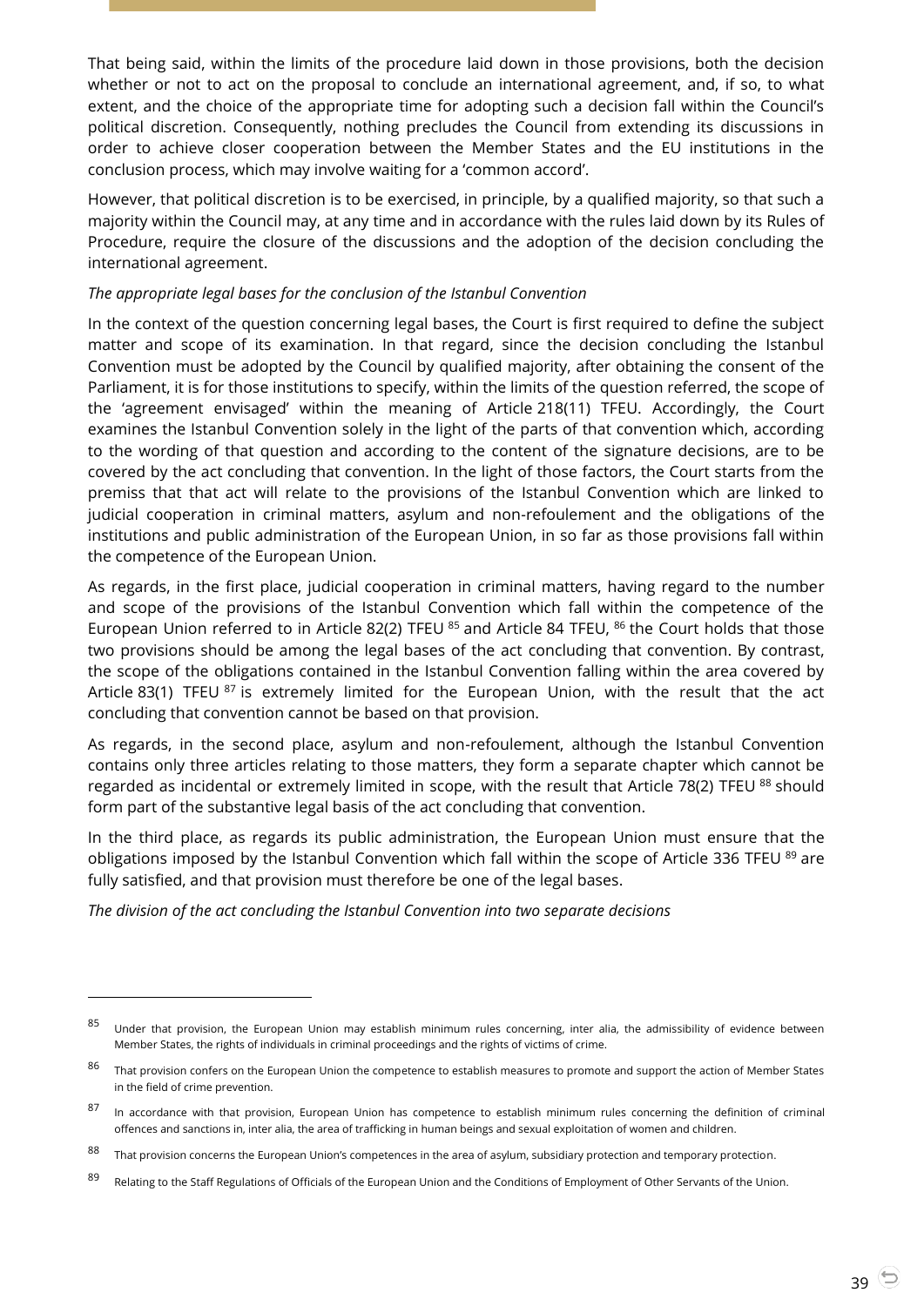That being said, within the limits of the procedure laid down in those provisions, both the decision whether or not to act on the proposal to conclude an international agreement, and, if so, to what extent, and the choice of the appropriate time for adopting such a decision fall within the Council's political discretion. Consequently, nothing precludes the Council from extending its discussions in order to achieve closer cooperation between the Member States and the EU institutions in the conclusion process, which may involve waiting for a 'common accord'.

However, that political discretion is to be exercised, in principle, by a qualified majority, so that such a majority within the Council may, at any time and in accordance with the rules laid down by its Rules of Procedure, require the closure of the discussions and the adoption of the decision concluding the international agreement.

*The appropriate legal bases for the conclusion of the Istanbul Convention*

In the context of the question concerning legal bases, the Court is first required to define the subject matter and scope of its examination. In that regard, since the decision concluding the Istanbul Convention must be adopted by the Council by qualified majority, after obtaining the consent of the Parliament, it is for those institutions to specify, within the limits of the question referred, the scope of the 'agreement envisaged' within the meaning of Article 218(11) TFEU. Accordingly, the Court examines the Istanbul Convention solely in the light of the parts of that convention which, according to the wording of that question and according to the content of the signature decisions, are to be covered by the act concluding that convention. In the light of those factors, the Court starts from the premiss that that act will relate to the provisions of the Istanbul Convention which are linked to judicial cooperation in criminal matters, asylum and non-refoulement and the obligations of the institutions and public administration of the European Union, in so far as those provisions fall within the competence of the European Union.

As regards, in the first place, judicial cooperation in criminal matters, having regard to the number and scope of the provisions of the Istanbul Convention which fall within the competence of the European Union referred to in Article 82(2) TFEU [85] and Article 84 TFEU, [86] the Court holds that those two provisions should be among the legal bases of the act concluding that convention. By contrast, the scope of the obligations contained in the Istanbul Convention falling within the area covered by Article 83(1) TFEU [87] is extremely limited for the European Union, with the result that the act concluding that convention cannot be based on that provision.

As regards, in the second place, asylum and non-refoulement, although the Istanbul Convention contains only three articles relating to those matters, they form a separate chapter which cannot be regarded as incidental or extremely limited in scope, with the result that Article 78(2) TFEU [88] should form part of the substantive legal basis of the act concluding that convention.

In the third place, as regards its public administration, the European Union must ensure that the obligations imposed by the Istanbul Convention which fall within the scope of Article 336 TFEU [89] are fully satisfied, and that provision must therefore be one of the legal bases.

*The division of the act concluding the Istanbul Convention into two separate decisions*

---

[85] Under that provision, the European Union may establish minimum rules concerning, inter alia, the admissibility of evidence between Member States, the rights of individuals in criminal proceedings and the rights of victims of crime.

[86] That provision confers on the European Union the competence to establish measures to promote and support the action of Member States in the field of crime prevention.

[87] In accordance with that provision, European Union has competence to establish minimum rules concerning the definition of criminal offences and sanctions in, inter alia, the area of trafficking in human beings and sexual exploitation of women and children.

[88] That provision concerns the European Union's competences in the area of asylum, subsidiary protection and temporary protection.

[89] Relating to the Staff Regulations of Officials of the European Union and the Conditions of Employment of Other Servants of the Union.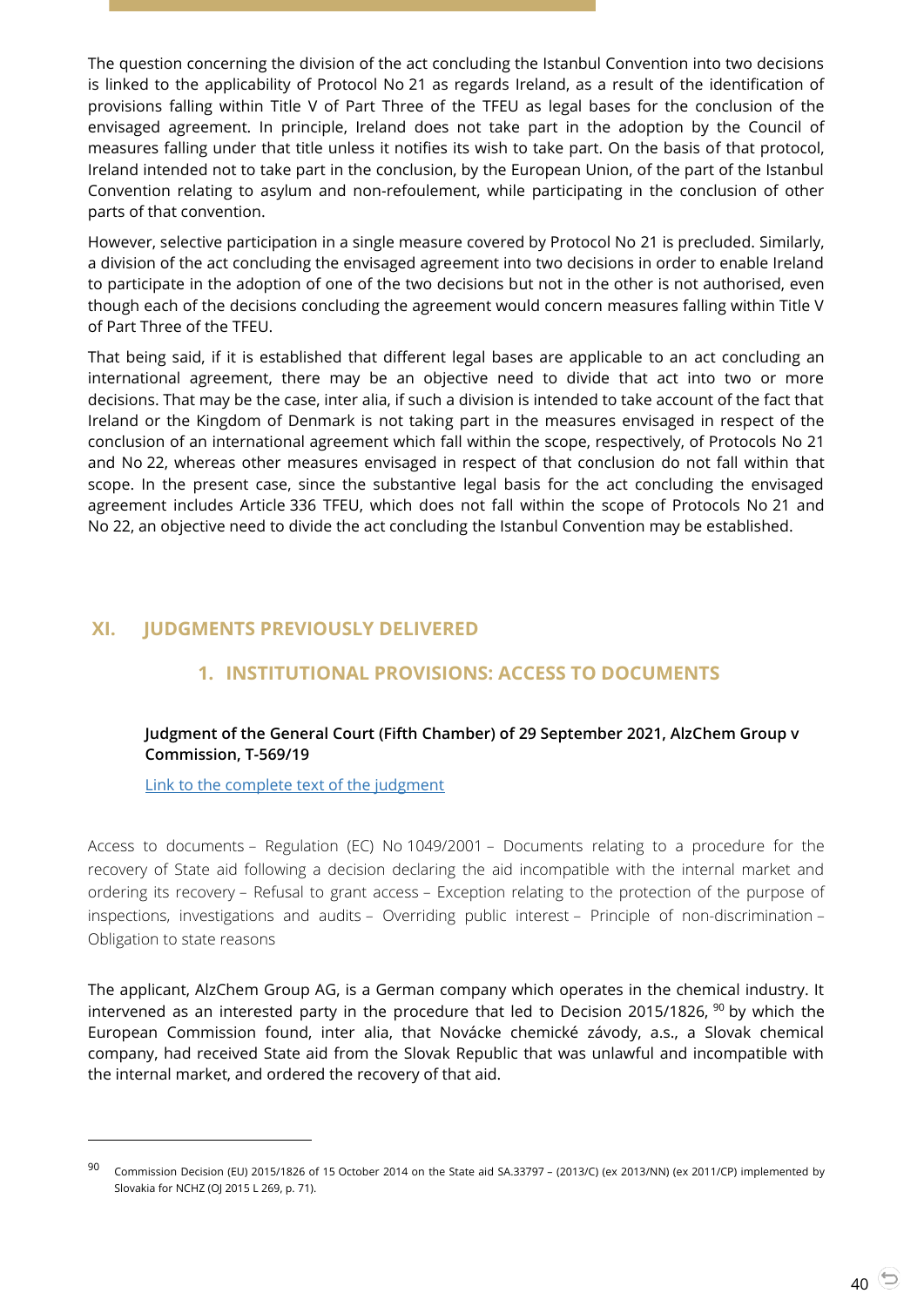The question concerning the division of the act concluding the Istanbul Convention into two decisions is linked to the applicability of Protocol No 21 as regards Ireland, as a result of the identification of provisions falling within Title V of Part Three of the TFEU as legal bases for the conclusion of the envisaged agreement. In principle, Ireland does not take part in the adoption by the Council of measures falling under that title unless it notifies its wish to take part. On the basis of that protocol, Ireland intended not to take part in the conclusion, by the European Union, of the part of the Istanbul Convention relating to asylum and non-refoulement, while participating in the conclusion of other parts of that convention.

However, selective participation in a single measure covered by Protocol No 21 is precluded. Similarly, a division of the act concluding the envisaged agreement into two decisions in order to enable Ireland to participate in the adoption of one of the two decisions but not in the other is not authorised, even though each of the decisions concluding the agreement would concern measures falling within Title V of Part Three of the TFEU.

That being said, if it is established that different legal bases are applicable to an act concluding an international agreement, there may be an objective need to divide that act into two or more decisions. That may be the case, inter alia, if such a division is intended to take account of the fact that Ireland or the Kingdom of Denmark is not taking part in the measures envisaged in respect of the conclusion of an international agreement which fall within the scope, respectively, of Protocols No 21 and No 22, whereas other measures envisaged in respect of that conclusion do not fall within that scope. In the present case, since the substantive legal basis for the act concluding the envisaged agreement includes Article 336 TFEU, which does not fall within the scope of Protocols No 21 and No 22, an objective need to divide the act concluding the Istanbul Convention may be established.

# XI. JUDGMENTS PREVIOUSLY DELIVERED

## 1. INSTITUTIONAL PROVISIONS: ACCESS TO DOCUMENTS

**Judgment of the General Court (Fifth Chamber) of 29 September 2021, AlzChem Group v Commission, T‑569/19**

Link to the complete text of the judgment

Access to documents – Regulation (EC) No 1049/2001 – Documents relating to a procedure for the recovery of State aid following a decision declaring the aid incompatible with the internal market and ordering its recovery – Refusal to grant access – Exception relating to the protection of the purpose of inspections, investigations and audits – Overriding public interest – Principle of non-discrimination – Obligation to state reasons

The applicant, AlzChem Group AG, is a German company which operates in the chemical industry. It intervened as an interested party in the procedure that led to Decision 2015/1826, [90] by which the European Commission found, inter alia, that Novácke chemické závody, a.s., a Slovak chemical company, had received State aid from the Slovak Republic that was unlawful and incompatible with the internal market, and ordered the recovery of that aid.

---

[90] Commission Decision (EU) 2015/1826 of 15 October 2014 on the State aid SA.33797 – (2013/C) (ex 2013/NN) (ex 2011/CP) implemented by Slovakia for NCHZ (OJ 2015 L 269, p. 71).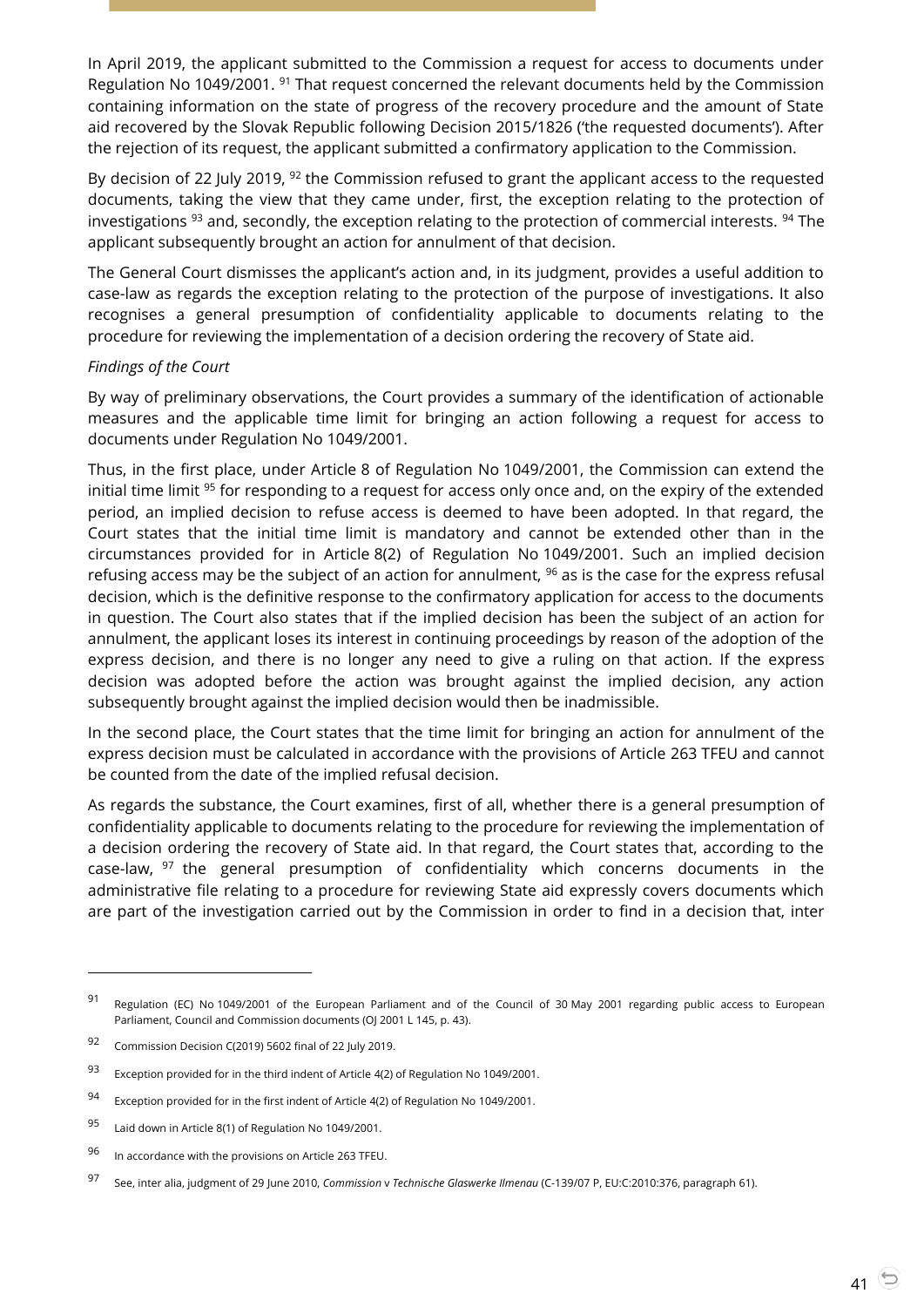In April 2019, the applicant submitted to the Commission a request for access to documents under Regulation No 1049/2001. [91] That request concerned the relevant documents held by the Commission containing information on the state of progress of the recovery procedure and the amount of State aid recovered by the Slovak Republic following Decision 2015/1826 ('the requested documents'). After the rejection of its request, the applicant submitted a confirmatory application to the Commission.

By decision of 22 July 2019, [92] the Commission refused to grant the applicant access to the requested documents, taking the view that they came under, first, the exception relating to the protection of investigations [93] and, secondly, the exception relating to the protection of commercial interests. [94] The applicant subsequently brought an action for annulment of that decision.

The General Court dismisses the applicant's action and, in its judgment, provides a useful addition to case-law as regards the exception relating to the protection of the purpose of investigations. It also recognises a general presumption of confidentiality applicable to documents relating to the procedure for reviewing the implementation of a decision ordering the recovery of State aid.

*Findings of the Court*

By way of preliminary observations, the Court provides a summary of the identification of actionable measures and the applicable time limit for bringing an action following a request for access to documents under Regulation No 1049/2001.

Thus, in the first place, under Article 8 of Regulation No 1049/2001, the Commission can extend the initial time limit [95] for responding to a request for access only once and, on the expiry of the extended period, an implied decision to refuse access is deemed to have been adopted. In that regard, the Court states that the initial time limit is mandatory and cannot be extended other than in the circumstances provided for in Article 8(2) of Regulation No 1049/2001. Such an implied decision refusing access may be the subject of an action for annulment, [96] as is the case for the express refusal decision, which is the definitive response to the confirmatory application for access to the documents in question. The Court also states that if the implied decision has been the subject of an action for annulment, the applicant loses its interest in continuing proceedings by reason of the adoption of the express decision, and there is no longer any need to give a ruling on that action. If the express decision was adopted before the action was brought against the implied decision, any action subsequently brought against the implied decision would then be inadmissible.

In the second place, the Court states that the time limit for bringing an action for annulment of the express decision must be calculated in accordance with the provisions of Article 263 TFEU and cannot be counted from the date of the implied refusal decision.

As regards the substance, the Court examines, first of all, whether there is a general presumption of confidentiality applicable to documents relating to the procedure for reviewing the implementation of a decision ordering the recovery of State aid. In that regard, the Court states that, according to the case-law, [97] the general presumption of confidentiality which concerns documents in the administrative file relating to a procedure for reviewing State aid expressly covers documents which are part of the investigation carried out by the Commission in order to find in a decision that, inter

---

[91] Regulation (EC) No 1049/2001 of the European Parliament and of the Council of 30 May 2001 regarding public access to European Parliament, Council and Commission documents (OJ 2001 L 145, p. 43).

[92] Commission Decision C(2019) 5602 final of 22 July 2019.

[93] Exception provided for in the third indent of Article 4(2) of Regulation No 1049/2001.

[94] Exception provided for in the first indent of Article 4(2) of Regulation No 1049/2001.

[95] Laid down in Article 8(1) of Regulation No 1049/2001.

[96] In accordance with the provisions on Article 263 TFEU.

[97] See, inter alia, judgment of 29 June 2010, *Commission* v *Technische Glaswerke Ilmenau* (C-139/07 P, EU:C:2010:376, paragraph 61).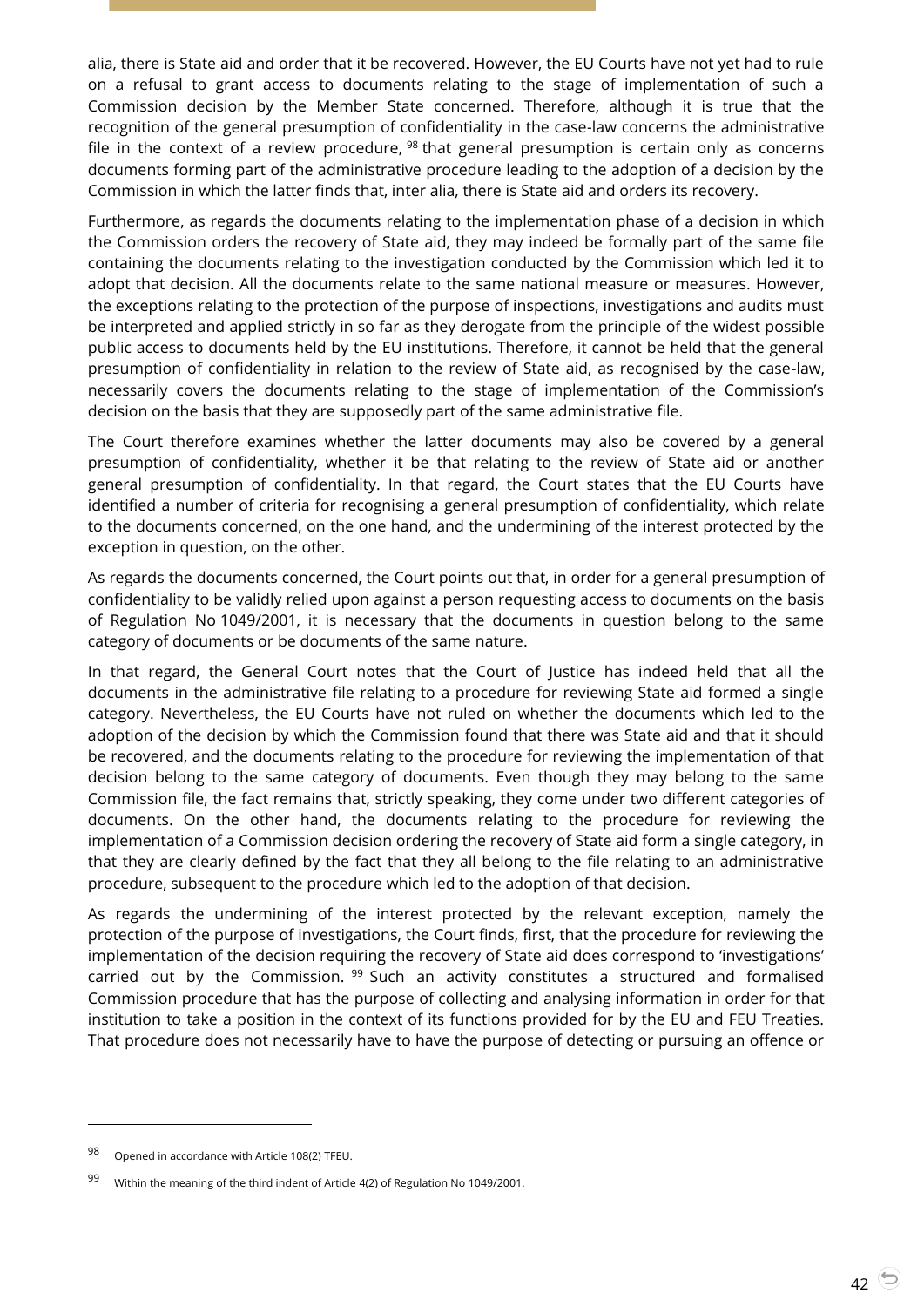alia, there is State aid and order that it be recovered. However, the EU Courts have not yet had to rule on a refusal to grant access to documents relating to the stage of implementation of such a Commission decision by the Member State concerned. Therefore, although it is true that the recognition of the general presumption of confidentiality in the case-law concerns the administrative file in the context of a review procedure, [98] that general presumption is certain only as concerns documents forming part of the administrative procedure leading to the adoption of a decision by the Commission in which the latter finds that, inter alia, there is State aid and orders its recovery.

Furthermore, as regards the documents relating to the implementation phase of a decision in which the Commission orders the recovery of State aid, they may indeed be formally part of the same file containing the documents relating to the investigation conducted by the Commission which led it to adopt that decision. All the documents relate to the same national measure or measures. However, the exceptions relating to the protection of the purpose of inspections, investigations and audits must be interpreted and applied strictly in so far as they derogate from the principle of the widest possible public access to documents held by the EU institutions. Therefore, it cannot be held that the general presumption of confidentiality in relation to the review of State aid, as recognised by the case-law, necessarily covers the documents relating to the stage of implementation of the Commission's decision on the basis that they are supposedly part of the same administrative file.

The Court therefore examines whether the latter documents may also be covered by a general presumption of confidentiality, whether it be that relating to the review of State aid or another general presumption of confidentiality. In that regard, the Court states that the EU Courts have identified a number of criteria for recognising a general presumption of confidentiality, which relate to the documents concerned, on the one hand, and the undermining of the interest protected by the exception in question, on the other.

As regards the documents concerned, the Court points out that, in order for a general presumption of confidentiality to be validly relied upon against a person requesting access to documents on the basis of Regulation No 1049/2001, it is necessary that the documents in question belong to the same category of documents or be documents of the same nature.

In that regard, the General Court notes that the Court of Justice has indeed held that all the documents in the administrative file relating to a procedure for reviewing State aid formed a single category. Nevertheless, the EU Courts have not ruled on whether the documents which led to the adoption of the decision by which the Commission found that there was State aid and that it should be recovered, and the documents relating to the procedure for reviewing the implementation of that decision belong to the same category of documents. Even though they may belong to the same Commission file, the fact remains that, strictly speaking, they come under two different categories of documents. On the other hand, the documents relating to the procedure for reviewing the implementation of a Commission decision ordering the recovery of State aid form a single category, in that they are clearly defined by the fact that they all belong to the file relating to an administrative procedure, subsequent to the procedure which led to the adoption of that decision.

As regards the undermining of the interest protected by the relevant exception, namely the protection of the purpose of investigations, the Court finds, first, that the procedure for reviewing the implementation of the decision requiring the recovery of State aid does correspond to 'investigations' carried out by the Commission. [99] Such an activity constitutes a structured and formalised Commission procedure that has the purpose of collecting and analysing information in order for that institution to take a position in the context of its functions provided for by the EU and FEU Treaties. That procedure does not necessarily have to have the purpose of detecting or pursuing an offence or

---

[98] Opened in accordance with Article 108(2) TFEU.

[99] Within the meaning of the third indent of Article 4(2) of Regulation No 1049/2001.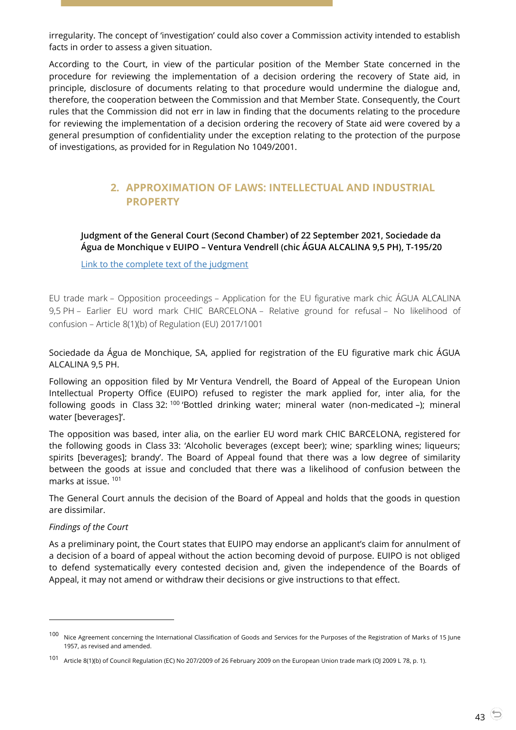irregularity. The concept of 'investigation' could also cover a Commission activity intended to establish facts in order to assess a given situation.

According to the Court, in view of the particular position of the Member State concerned in the procedure for reviewing the implementation of a decision ordering the recovery of State aid, in principle, disclosure of documents relating to that procedure would undermine the dialogue and, therefore, the cooperation between the Commission and that Member State. Consequently, the Court rules that the Commission did not err in law in finding that the documents relating to the procedure for reviewing the implementation of a decision ordering the recovery of State aid were covered by a general presumption of confidentiality under the exception relating to the protection of the purpose of investigations, as provided for in Regulation No 1049/2001.

## 2. APPROXIMATION OF LAWS: INTELLECTUAL AND INDUSTRIAL PROPERTY

**Judgment of the General Court (Second Chamber) of 22 September 2021, Sociedade da Água de Monchique v EUIPO – Ventura Vendrell (chic ÁGUA ALCALINA 9,5 PH), T-195/20**

[Link to the complete text of the judgment]

EU trade mark – Opposition proceedings – Application for the EU figurative mark chic ÁGUA ALCALINA 9,5 PH – Earlier EU word mark CHIC BARCELONA – Relative ground for refusal – No likelihood of confusion – Article 8(1)(b) of Regulation (EU) 2017/1001

Sociedade da Água de Monchique, SA, applied for registration of the EU figurative mark chic ÁGUA ALCALINA 9,5 PH.

Following an opposition filed by Mr Ventura Vendrell, the Board of Appeal of the European Union Intellectual Property Office (EUIPO) refused to register the mark applied for, inter alia, for the following goods in Class 32: [100] 'Bottled drinking water; mineral water (non-medicated –); mineral water [beverages]'.

The opposition was based, inter alia, on the earlier EU word mark CHIC BARCELONA, registered for the following goods in Class 33: 'Alcoholic beverages (except beer); wine; sparkling wines; liqueurs; spirits [beverages]; brandy'. The Board of Appeal found that there was a low degree of similarity between the goods at issue and concluded that there was a likelihood of confusion between the marks at issue. [101]

The General Court annuls the decision of the Board of Appeal and holds that the goods in question are dissimilar.

*Findings of the Court*

As a preliminary point, the Court states that EUIPO may endorse an applicant's claim for annulment of a decision of a board of appeal without the action becoming devoid of purpose. EUIPO is not obliged to defend systematically every contested decision and, given the independence of the Boards of Appeal, it may not amend or withdraw their decisions or give instructions to that effect.

---

[100] Nice Agreement concerning the International Classification of Goods and Services for the Purposes of the Registration of Marks of 15 June 1957, as revised and amended.

[101] Article 8(1)(b) of Council Regulation (EC) No 207/2009 of 26 February 2009 on the European Union trade mark (OJ 2009 L 78, p. 1).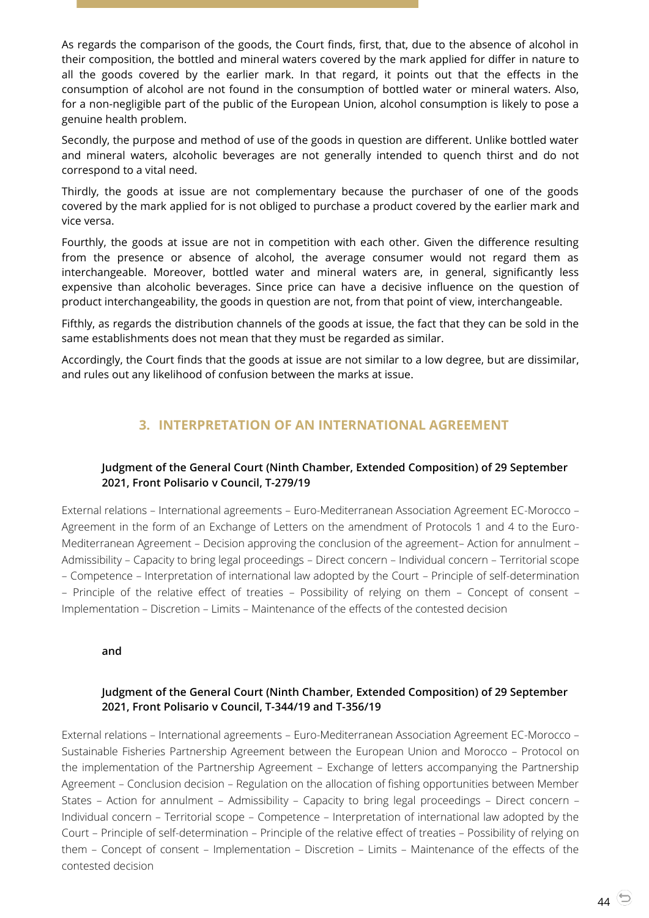As regards the comparison of the goods, the Court finds, first, that, due to the absence of alcohol in their composition, the bottled and mineral waters covered by the mark applied for differ in nature to all the goods covered by the earlier mark. In that regard, it points out that the effects in the consumption of alcohol are not found in the consumption of bottled water or mineral waters. Also, for a non-negligible part of the public of the European Union, alcohol consumption is likely to pose a genuine health problem.

Secondly, the purpose and method of use of the goods in question are different. Unlike bottled water and mineral waters, alcoholic beverages are not generally intended to quench thirst and do not correspond to a vital need.

Thirdly, the goods at issue are not complementary because the purchaser of one of the goods covered by the mark applied for is not obliged to purchase a product covered by the earlier mark and vice versa.

Fourthly, the goods at issue are not in competition with each other. Given the difference resulting from the presence or absence of alcohol, the average consumer would not regard them as interchangeable. Moreover, bottled water and mineral waters are, in general, significantly less expensive than alcoholic beverages. Since price can have a decisive influence on the question of product interchangeability, the goods in question are not, from that point of view, interchangeable.

Fifthly, as regards the distribution channels of the goods at issue, the fact that they can be sold in the same establishments does not mean that they must be regarded as similar.

Accordingly, the Court finds that the goods at issue are not similar to a low degree, but are dissimilar, and rules out any likelihood of confusion between the marks at issue.

## 3. INTERPRETATION OF AN INTERNATIONAL AGREEMENT

**Judgment of the General Court (Ninth Chamber, Extended Composition) of 29 September 2021, Front Polisario v Council, T-279/19**

External relations – International agreements – Euro-Mediterranean Association Agreement EC-Morocco – Agreement in the form of an Exchange of Letters on the amendment of Protocols 1 and 4 to the Euro-Mediterranean Agreement – Decision approving the conclusion of the agreement– Action for annulment – Admissibility – Capacity to bring legal proceedings – Direct concern – Individual concern – Territorial scope – Competence – Interpretation of international law adopted by the Court – Principle of self-determination – Principle of the relative effect of treaties – Possibility of relying on them – Concept of consent – Implementation – Discretion – Limits – Maintenance of the effects of the contested decision

**and**

**Judgment of the General Court (Ninth Chamber, Extended Composition) of 29 September 2021, Front Polisario v Council, T-344/19 and T-356/19**

External relations – International agreements – Euro-Mediterranean Association Agreement EC-Morocco – Sustainable Fisheries Partnership Agreement between the European Union and Morocco – Protocol on the implementation of the Partnership Agreement – Exchange of letters accompanying the Partnership Agreement – Conclusion decision – Regulation on the allocation of fishing opportunities between Member States – Action for annulment – Admissibility – Capacity to bring legal proceedings – Direct concern – Individual concern – Territorial scope – Competence – Interpretation of international law adopted by the Court – Principle of self-determination – Principle of the relative effect of treaties – Possibility of relying on them – Concept of consent – Implementation – Discretion – Limits – Maintenance of the effects of the contested decision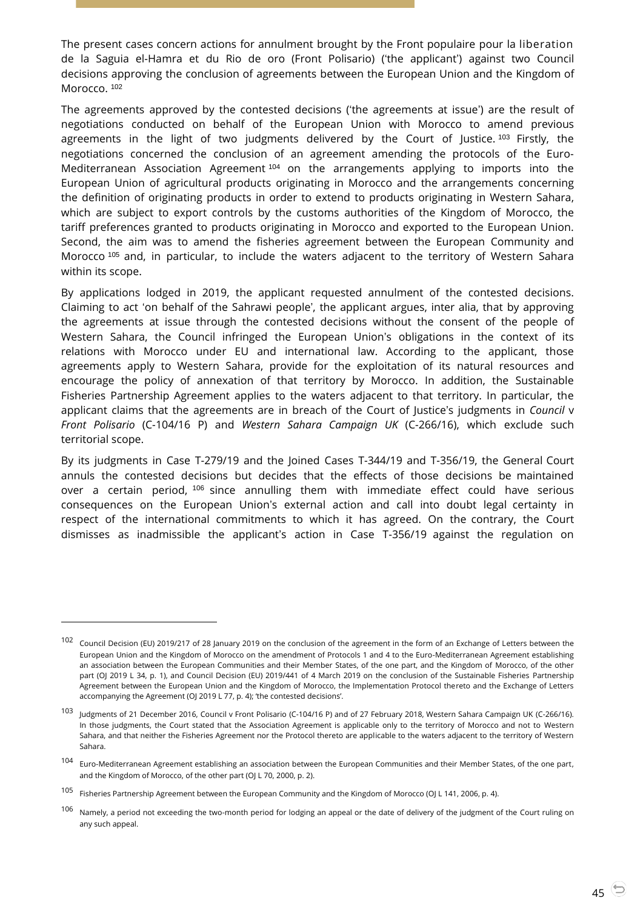The present cases concern actions for annulment brought by the Front populaire pour la liberation de la Saguia el-Hamra et du Rio de oro (Front Polisario) ('the applicant') against two Council decisions approving the conclusion of agreements between the European Union and the Kingdom of Morocco. [102]

The agreements approved by the contested decisions ('the agreements at issue') are the result of negotiations conducted on behalf of the European Union with Morocco to amend previous agreements in the light of two judgments delivered by the Court of Justice. [103] Firstly, the negotiations concerned the conclusion of an agreement amending the protocols of the Euro-Mediterranean Association Agreement [104] on the arrangements applying to imports into the European Union of agricultural products originating in Morocco and the arrangements concerning the definition of originating products in order to extend to products originating in Western Sahara, which are subject to export controls by the customs authorities of the Kingdom of Morocco, the tariff preferences granted to products originating in Morocco and exported to the European Union. Second, the aim was to amend the fisheries agreement between the European Community and Morocco [105] and, in particular, to include the waters adjacent to the territory of Western Sahara within its scope.

By applications lodged in 2019, the applicant requested annulment of the contested decisions. Claiming to act 'on behalf of the Sahrawi people', the applicant argues, inter alia, that by approving the agreements at issue through the contested decisions without the consent of the people of Western Sahara, the Council infringed the European Union's obligations in the context of its relations with Morocco under EU and international law. According to the applicant, those agreements apply to Western Sahara, provide for the exploitation of its natural resources and encourage the policy of annexation of that territory by Morocco. In addition, the Sustainable Fisheries Partnership Agreement applies to the waters adjacent to that territory. In particular, the applicant claims that the agreements are in breach of the Court of Justice's judgments in *Council* v *Front Polisario* (C-104/16 P) and *Western Sahara Campaign UK* (C-266/16), which exclude such territorial scope.

By its judgments in Case T-279/19 and the Joined Cases T-344/19 and T-356/19, the General Court annuls the contested decisions but decides that the effects of those decisions be maintained over a certain period, [106] since annulling them with immediate effect could have serious consequences on the European Union's external action and call into doubt legal certainty in respect of the international commitments to which it has agreed. On the contrary, the Court dismisses as inadmissible the applicant's action in Case T-356/19 against the regulation on

---

[102] Council Decision (EU) 2019/217 of 28 January 2019 on the conclusion of the agreement in the form of an Exchange of Letters between the European Union and the Kingdom of Morocco on the amendment of Protocols 1 and 4 to the Euro-Mediterranean Agreement establishing an association between the European Communities and their Member States, of the one part, and the Kingdom of Morocco, of the other part (OJ 2019 L 34, p. 1), and Council Decision (EU) 2019/441 of 4 March 2019 on the conclusion of the Sustainable Fisheries Partnership Agreement between the European Union and the Kingdom of Morocco, the Implementation Protocol thereto and the Exchange of Letters accompanying the Agreement (OJ 2019 L 77, p. 4); 'the contested decisions'.

[103] Judgments of 21 December 2016, Council v Front Polisario (C-104/16 P) and of 27 February 2018, Western Sahara Campaign UK (C-266/16). In those judgments, the Court stated that the Association Agreement is applicable only to the territory of Morocco and not to Western Sahara, and that neither the Fisheries Agreement nor the Protocol thereto are applicable to the waters adjacent to the territory of Western Sahara.

[104] Euro-Mediterranean Agreement establishing an association between the European Communities and their Member States, of the one part, and the Kingdom of Morocco, of the other part (OJ L 70, 2000, p. 2).

[105] Fisheries Partnership Agreement between the European Community and the Kingdom of Morocco (OJ L 141, 2006, p. 4).

[106] Namely, a period not exceeding the two-month period for lodging an appeal or the date of delivery of the judgment of the Court ruling on any such appeal.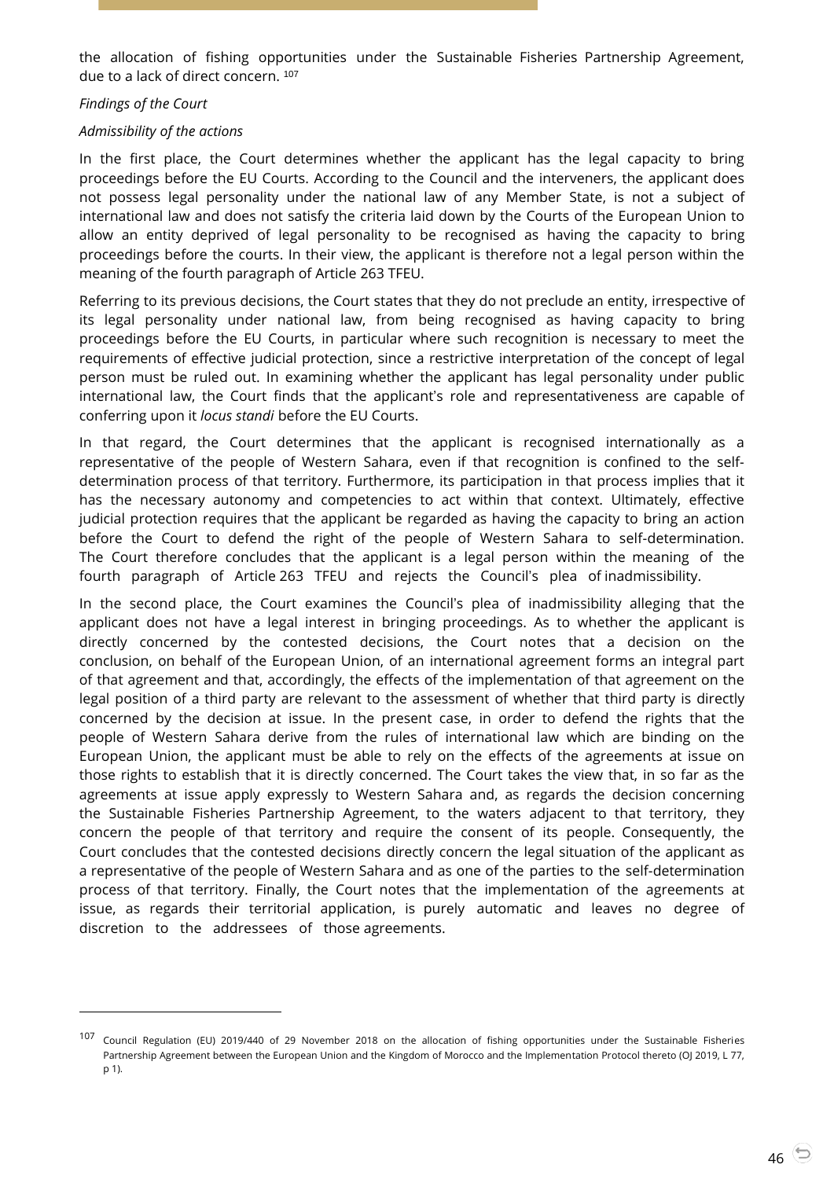the allocation of fishing opportunities under the Sustainable Fisheries Partnership Agreement, due to a lack of direct concern. [107]

*Findings of the Court*

*Admissibility of the actions*

In the first place, the Court determines whether the applicant has the legal capacity to bring proceedings before the EU Courts. According to the Council and the interveners, the applicant does not possess legal personality under the national law of any Member State, is not a subject of international law and does not satisfy the criteria laid down by the Courts of the European Union to allow an entity deprived of legal personality to be recognised as having the capacity to bring proceedings before the courts. In their view, the applicant is therefore not a legal person within the meaning of the fourth paragraph of Article 263 TFEU.

Referring to its previous decisions, the Court states that they do not preclude an entity, irrespective of its legal personality under national law, from being recognised as having capacity to bring proceedings before the EU Courts, in particular where such recognition is necessary to meet the requirements of effective judicial protection, since a restrictive interpretation of the concept of legal person must be ruled out. In examining whether the applicant has legal personality under public international law, the Court finds that the applicant's role and representativeness are capable of conferring upon it *locus standi* before the EU Courts.

In that regard, the Court determines that the applicant is recognised internationally as a representative of the people of Western Sahara, even if that recognition is confined to the self-determination process of that territory. Furthermore, its participation in that process implies that it has the necessary autonomy and competencies to act within that context. Ultimately, effective judicial protection requires that the applicant be regarded as having the capacity to bring an action before the Court to defend the right of the people of Western Sahara to self-determination. The Court therefore concludes that the applicant is a legal person within the meaning of the fourth paragraph of Article 263 TFEU and rejects the Council's plea of inadmissibility.

In the second place, the Court examines the Council's plea of inadmissibility alleging that the applicant does not have a legal interest in bringing proceedings. As to whether the applicant is directly concerned by the contested decisions, the Court notes that a decision on the conclusion, on behalf of the European Union, of an international agreement forms an integral part of that agreement and that, accordingly, the effects of the implementation of that agreement on the legal position of a third party are relevant to the assessment of whether that third party is directly concerned by the decision at issue. In the present case, in order to defend the rights that the people of Western Sahara derive from the rules of international law which are binding on the European Union, the applicant must be able to rely on the effects of the agreements at issue on those rights to establish that it is directly concerned. The Court takes the view that, in so far as the agreements at issue apply expressly to Western Sahara and, as regards the decision concerning the Sustainable Fisheries Partnership Agreement, to the waters adjacent to that territory, they concern the people of that territory and require the consent of its people. Consequently, the Court concludes that the contested decisions directly concern the legal situation of the applicant as a representative of the people of Western Sahara and as one of the parties to the self-determination process of that territory. Finally, the Court notes that the implementation of the agreements at issue, as regards their territorial application, is purely automatic and leaves no degree of discretion to the addressees of those agreements.

---

[107] Council Regulation (EU) 2019/440 of 29 November 2018 on the allocation of fishing opportunities under the Sustainable Fisheries Partnership Agreement between the European Union and the Kingdom of Morocco and the Implementation Protocol thereto (OJ 2019, L 77, p 1).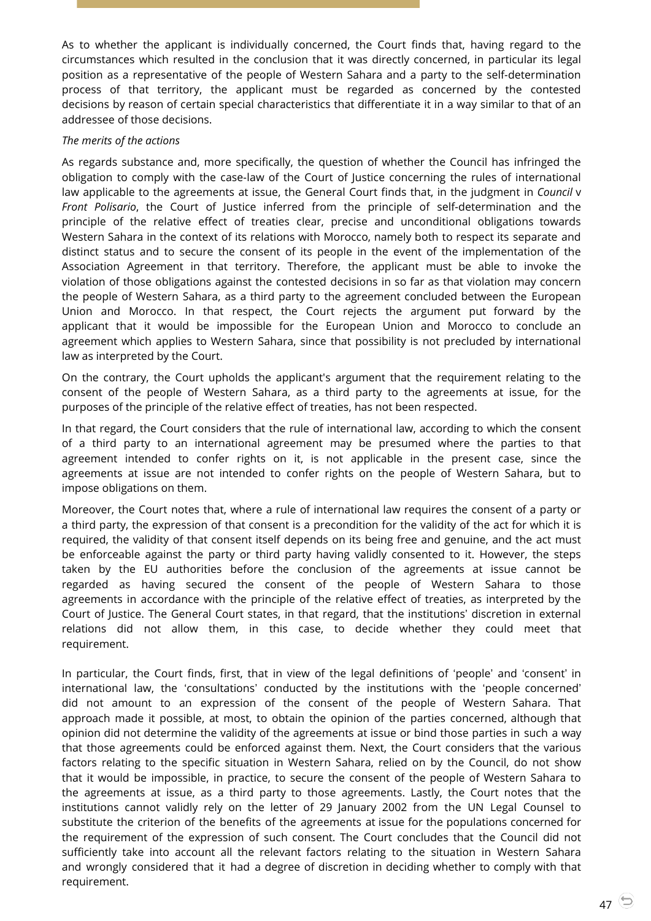As to whether the applicant is individually concerned, the Court finds that, having regard to the circumstances which resulted in the conclusion that it was directly concerned, in particular its legal position as a representative of the people of Western Sahara and a party to the self-determination process of that territory, the applicant must be regarded as concerned by the contested decisions by reason of certain special characteristics that differentiate it in a way similar to that of an addressee of those decisions.

*The merits of the actions*

As regards substance and, more specifically, the question of whether the Council has infringed the obligation to comply with the case-law of the Court of Justice concerning the rules of international law applicable to the agreements at issue, the General Court finds that, in the judgment in *Council* v *Front Polisario*, the Court of Justice inferred from the principle of self-determination and the principle of the relative effect of treaties clear, precise and unconditional obligations towards Western Sahara in the context of its relations with Morocco, namely both to respect its separate and distinct status and to secure the consent of its people in the event of the implementation of the Association Agreement in that territory. Therefore, the applicant must be able to invoke the violation of those obligations against the contested decisions in so far as that violation may concern the people of Western Sahara, as a third party to the agreement concluded between the European Union and Morocco. In that respect, the Court rejects the argument put forward by the applicant that it would be impossible for the European Union and Morocco to conclude an agreement which applies to Western Sahara, since that possibility is not precluded by international law as interpreted by the Court.

On the contrary, the Court upholds the applicant's argument that the requirement relating to the consent of the people of Western Sahara, as a third party to the agreements at issue, for the purposes of the principle of the relative effect of treaties, has not been respected.

In that regard, the Court considers that the rule of international law, according to which the consent of a third party to an international agreement may be presumed where the parties to that agreement intended to confer rights on it, is not applicable in the present case, since the agreements at issue are not intended to confer rights on the people of Western Sahara, but to impose obligations on them.

Moreover, the Court notes that, where a rule of international law requires the consent of a party or a third party, the expression of that consent is a precondition for the validity of the act for which it is required, the validity of that consent itself depends on its being free and genuine, and the act must be enforceable against the party or third party having validly consented to it. However, the steps taken by the EU authorities before the conclusion of the agreements at issue cannot be regarded as having secured the consent of the people of Western Sahara to those agreements in accordance with the principle of the relative effect of treaties, as interpreted by the Court of Justice. The General Court states, in that regard, that the institutions' discretion in external relations did not allow them, in this case, to decide whether they could meet that requirement.

In particular, the Court finds, first, that in view of the legal definitions of 'people' and 'consent' in international law, the 'consultations' conducted by the institutions with the 'people concerned' did not amount to an expression of the consent of the people of Western Sahara. That approach made it possible, at most, to obtain the opinion of the parties concerned, although that opinion did not determine the validity of the agreements at issue or bind those parties in such a way that those agreements could be enforced against them. Next, the Court considers that the various factors relating to the specific situation in Western Sahara, relied on by the Council, do not show that it would be impossible, in practice, to secure the consent of the people of Western Sahara to the agreements at issue, as a third party to those agreements. Lastly, the Court notes that the institutions cannot validly rely on the letter of 29 January 2002 from the UN Legal Counsel to substitute the criterion of the benefits of the agreements at issue for the populations concerned for the requirement of the expression of such consent. The Court concludes that the Council did not sufficiently take into account all the relevant factors relating to the situation in Western Sahara and wrongly considered that it had a degree of discretion in deciding whether to comply with that requirement.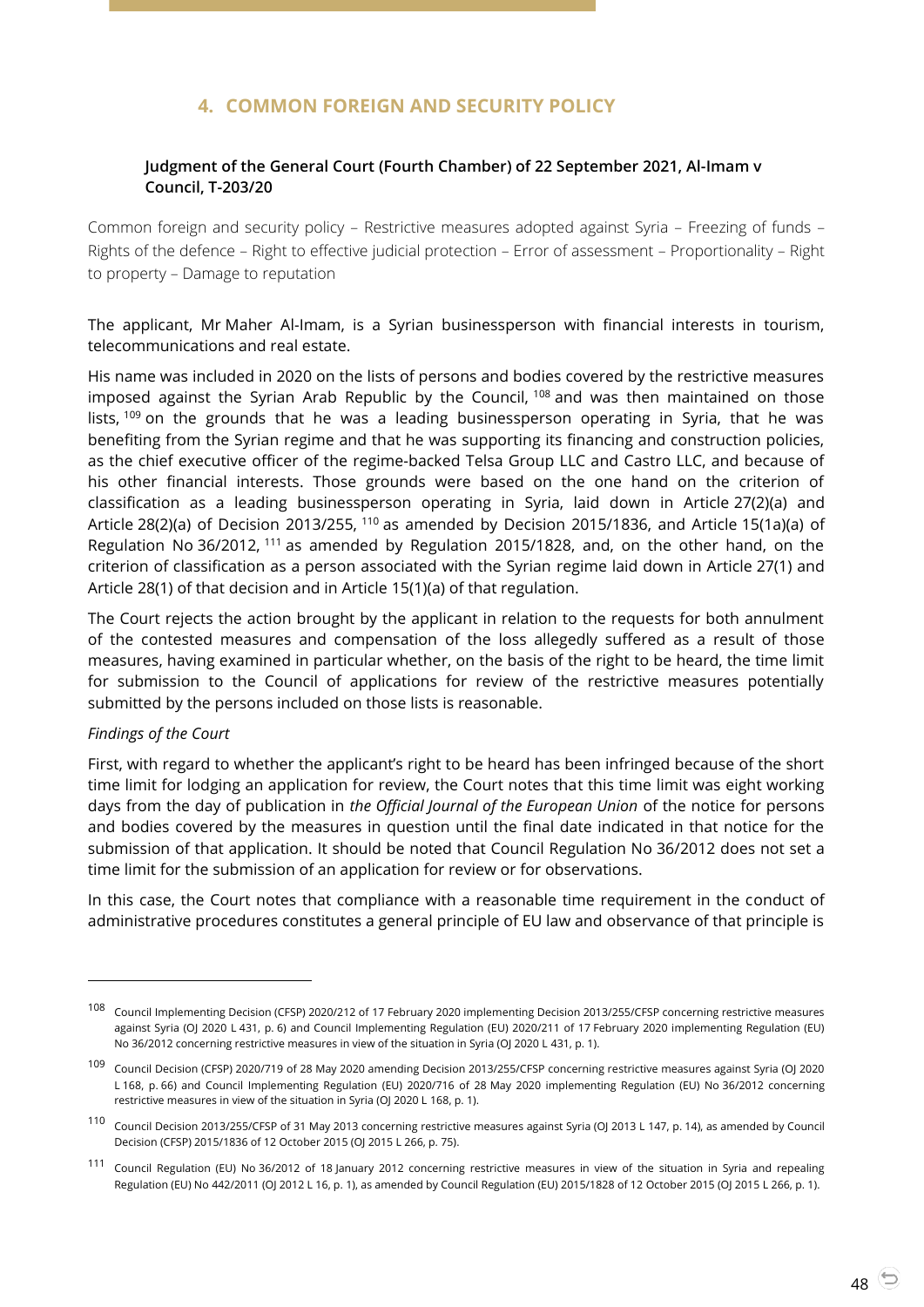## 4. COMMON FOREIGN AND SECURITY POLICY

### Judgment of the General Court (Fourth Chamber) of 22 September 2021, Al-Imam v Council, T-203/20

Common foreign and security policy – Restrictive measures adopted against Syria – Freezing of funds – Rights of the defence – Right to effective judicial protection – Error of assessment – Proportionality – Right to property – Damage to reputation

The applicant, Mr Maher Al-Imam, is a Syrian businessperson with financial interests in tourism, telecommunications and real estate.

His name was included in 2020 on the lists of persons and bodies covered by the restrictive measures imposed against the Syrian Arab Republic by the Council, [108] and was then maintained on those lists, [109] on the grounds that he was a leading businessperson operating in Syria, that he was benefiting from the Syrian regime and that he was supporting its financing and construction policies, as the chief executive officer of the regime-backed Telsa Group LLC and Castro LLC, and because of his other financial interests. Those grounds were based on the one hand on the criterion of classification as a leading businessperson operating in Syria, laid down in Article 27(2)(a) and Article 28(2)(a) of Decision 2013/255, [110] as amended by Decision 2015/1836, and Article 15(1a)(a) of Regulation No 36/2012, [111] as amended by Regulation 2015/1828, and, on the other hand, on the criterion of classification as a person associated with the Syrian regime laid down in Article 27(1) and Article 28(1) of that decision and in Article 15(1)(a) of that regulation.

The Court rejects the action brought by the applicant in relation to the requests for both annulment of the contested measures and compensation of the loss allegedly suffered as a result of those measures, having examined in particular whether, on the basis of the right to be heard, the time limit for submission to the Council of applications for review of the restrictive measures potentially submitted by the persons included on those lists is reasonable.

*Findings of the Court*

First, with regard to whether the applicant's right to be heard has been infringed because of the short time limit for lodging an application for review, the Court notes that this time limit was eight working days from the day of publication in *the Official Journal of the European Union* of the notice for persons and bodies covered by the measures in question until the final date indicated in that notice for the submission of that application. It should be noted that Council Regulation No 36/2012 does not set a time limit for the submission of an application for review or for observations.

In this case, the Court notes that compliance with a reasonable time requirement in the conduct of administrative procedures constitutes a general principle of EU law and observance of that principle is

---

[108] Council Implementing Decision (CFSP) 2020/212 of 17 February 2020 implementing Decision 2013/255/CFSP concerning restrictive measures against Syria (OJ 2020 L 431, p. 6) and Council Implementing Regulation (EU) 2020/211 of 17 February 2020 implementing Regulation (EU) No 36/2012 concerning restrictive measures in view of the situation in Syria (OJ 2020 L 431, p. 1).

[109] Council Decision (CFSP) 2020/719 of 28 May 2020 amending Decision 2013/255/CFSP concerning restrictive measures against Syria (OJ 2020 L 168, p. 66) and Council Implementing Regulation (EU) 2020/716 of 28 May 2020 implementing Regulation (EU) No 36/2012 concerning restrictive measures in view of the situation in Syria (OJ 2020 L 168, p. 1).

[110] Council Decision 2013/255/CFSP of 31 May 2013 concerning restrictive measures against Syria (OJ 2013 L 147, p. 14), as amended by Council Decision (CFSP) 2015/1836 of 12 October 2015 (OJ 2015 L 266, p. 75).

[111] Council Regulation (EU) No 36/2012 of 18 January 2012 concerning restrictive measures in view of the situation in Syria and repealing Regulation (EU) No 442/2011 (OJ 2012 L 16, p. 1), as amended by Council Regulation (EU) 2015/1828 of 12 October 2015 (OJ 2015 L 266, p. 1).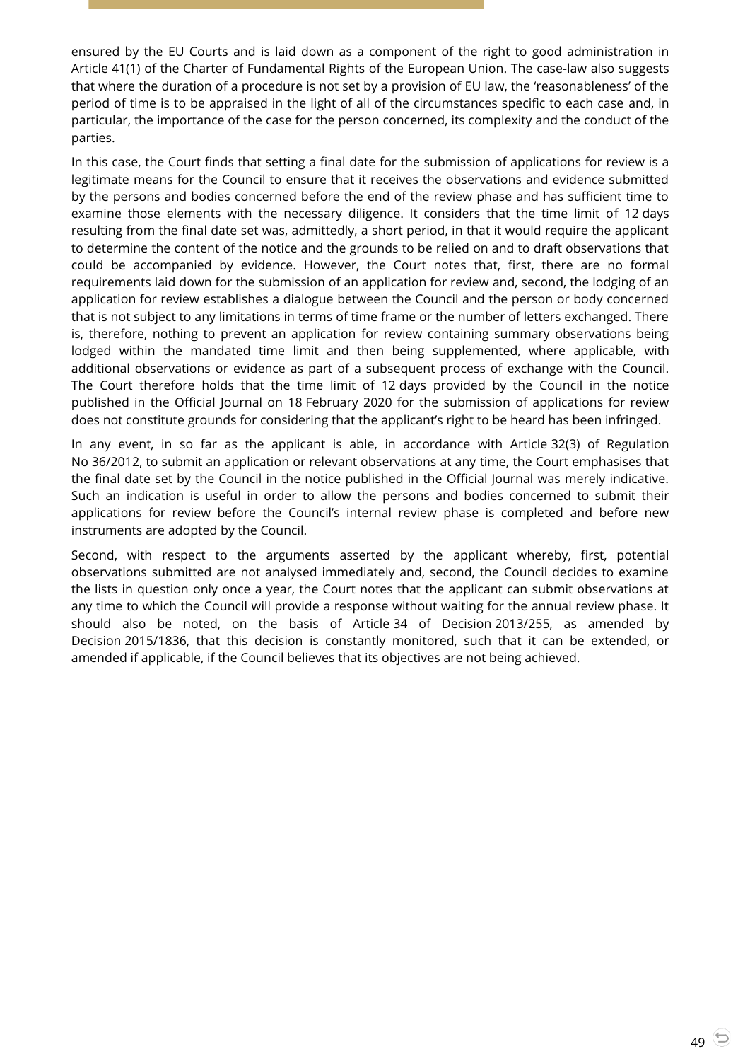ensured by the EU Courts and is laid down as a component of the right to good administration in Article 41(1) of the Charter of Fundamental Rights of the European Union. The case-law also suggests that where the duration of a procedure is not set by a provision of EU law, the 'reasonableness' of the period of time is to be appraised in the light of all of the circumstances specific to each case and, in particular, the importance of the case for the person concerned, its complexity and the conduct of the parties.

In this case, the Court finds that setting a final date for the submission of applications for review is a legitimate means for the Council to ensure that it receives the observations and evidence submitted by the persons and bodies concerned before the end of the review phase and has sufficient time to examine those elements with the necessary diligence. It considers that the time limit of 12 days resulting from the final date set was, admittedly, a short period, in that it would require the applicant to determine the content of the notice and the grounds to be relied on and to draft observations that could be accompanied by evidence. However, the Court notes that, first, there are no formal requirements laid down for the submission of an application for review and, second, the lodging of an application for review establishes a dialogue between the Council and the person or body concerned that is not subject to any limitations in terms of time frame or the number of letters exchanged. There is, therefore, nothing to prevent an application for review containing summary observations being lodged within the mandated time limit and then being supplemented, where applicable, with additional observations or evidence as part of a subsequent process of exchange with the Council. The Court therefore holds that the time limit of 12 days provided by the Council in the notice published in the Official Journal on 18 February 2020 for the submission of applications for review does not constitute grounds for considering that the applicant's right to be heard has been infringed.

In any event, in so far as the applicant is able, in accordance with Article 32(3) of Regulation No 36/2012, to submit an application or relevant observations at any time, the Court emphasises that the final date set by the Council in the notice published in the Official Journal was merely indicative. Such an indication is useful in order to allow the persons and bodies concerned to submit their applications for review before the Council's internal review phase is completed and before new instruments are adopted by the Council.

Second, with respect to the arguments asserted by the applicant whereby, first, potential observations submitted are not analysed immediately and, second, the Council decides to examine the lists in question only once a year, the Court notes that the applicant can submit observations at any time to which the Council will provide a response without waiting for the annual review phase. It should also be noted, on the basis of Article 34 of Decision 2013/255, as amended by Decision 2015/1836, that this decision is constantly monitored, such that it can be extended, or amended if applicable, if the Council believes that its objectives are not being achieved.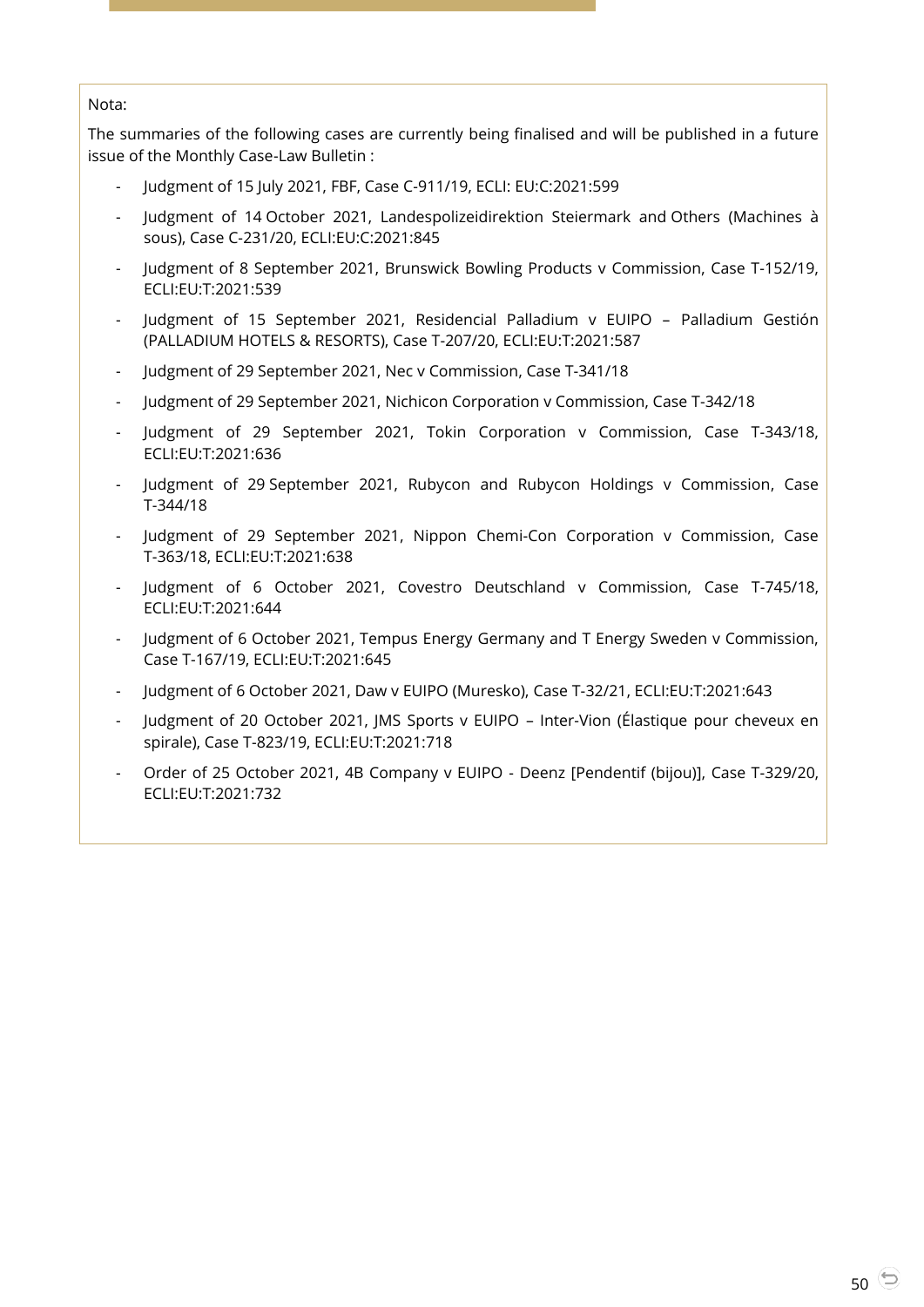Nota:

The summaries of the following cases are currently being finalised and will be published in a future issue of the Monthly Case-Law Bulletin :

- Judgment of 15 July 2021, FBF, Case C-911/19, ECLI: EU:C:2021:599
- Judgment of 14 October 2021, Landespolizeidirektion Steiermark and Others (Machines à sous), Case C-231/20, ECLI:EU:C:2021:845
- Judgment of 8 September 2021, Brunswick Bowling Products v Commission, Case T-152/19, ECLI:EU:T:2021:539
- Judgment of 15 September 2021, Residencial Palladium v EUIPO – Palladium Gestión (PALLADIUM HOTELS & RESORTS), Case T-207/20, ECLI:EU:T:2021:587
- Judgment of 29 September 2021, Nec v Commission, Case T-341/18
- Judgment of 29 September 2021, Nichicon Corporation v Commission, Case T-342/18
- Judgment of 29 September 2021, Tokin Corporation v Commission, Case T-343/18, ECLI:EU:T:2021:636
- Judgment of 29 September 2021, Rubycon and Rubycon Holdings v Commission, Case T-344/18
- Judgment of 29 September 2021, Nippon Chemi-Con Corporation v Commission, Case T-363/18, ECLI:EU:T:2021:638
- Judgment of 6 October 2021, Covestro Deutschland v Commission, Case T-745/18, ECLI:EU:T:2021:644
- Judgment of 6 October 2021, Tempus Energy Germany and T Energy Sweden v Commission, Case T-167/19, ECLI:EU:T:2021:645
- Judgment of 6 October 2021, Daw v EUIPO (Muresko), Case T-32/21, ECLI:EU:T:2021:643
- Judgment of 20 October 2021, JMS Sports v EUIPO – Inter-Vion (Élastique pour cheveux en spirale), Case T-823/19, ECLI:EU:T:2021:718
- Order of 25 October 2021, 4B Company v EUIPO - Deenz [Pendentif (bijou)], Case T-329/20, ECLI:EU:T:2021:732